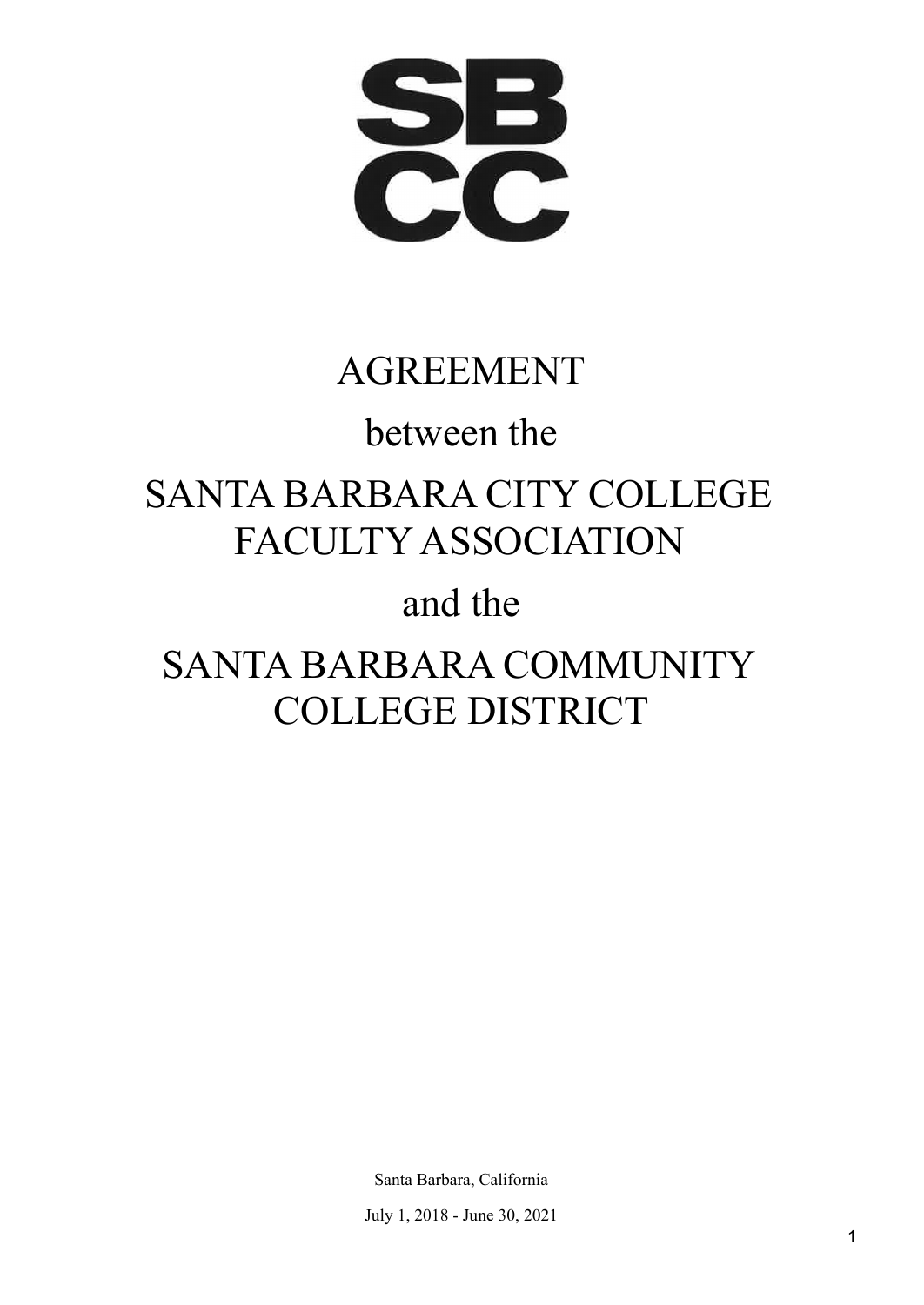SBCC

# AGREEMENT

between the

SANTA BARBARA CITY COLLEGE FACULTY ASSOCIATION

and the

SANTA BARBARA COMMUNITY COLLEGE DISTRICT

Santa Barbara, California

July 1, 2018 - June 30, 2021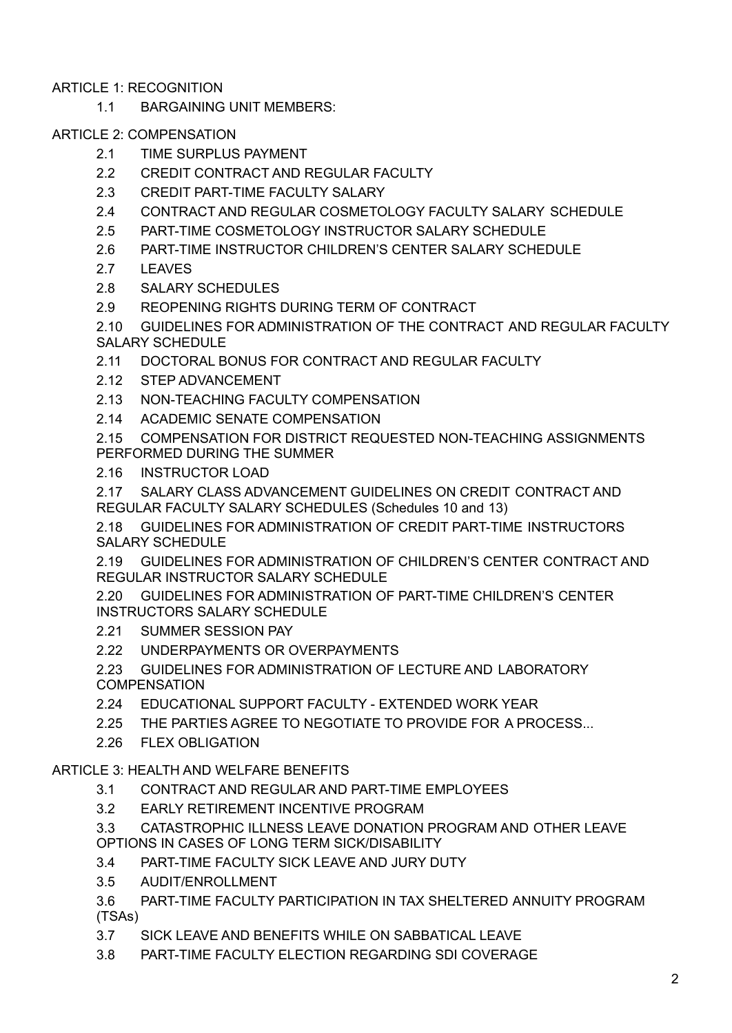ARTICLE 1: RECOGNITION

- 1.1 BARGAINING UNIT MEMBERS:

ARTICLE 2: COMPENSATION

- 2.1 TIME SURPLUS PAYMENT
- 2.2 CREDIT CONTRACT AND REGULAR FACULTY
- 2.3 CREDIT PART-TIME FACULTY SALARY
- 2.4 CONTRACT AND REGULAR COSMETOLOGY FACULTY SALARY SCHEDULE
- 2.5 PART-TIME COSMETOLOGY INSTRUCTOR SALARY SCHEDULE
- 2.6 PART-TIME INSTRUCTOR CHILDREN'S CENTER SALARY SCHEDULE
- 2.7 LEAVES
- 2.8 SALARY SCHEDULES
- 2.9 REOPENING RIGHTS DURING TERM OF CONTRACT
- 2.10 GUIDELINES FOR ADMINISTRATION OF THE CONTRACT AND REGULAR FACULTY SALARY SCHEDULE
- 2.11 DOCTORAL BONUS FOR CONTRACT AND REGULAR FACULTY
- 2.12 STEP ADVANCEMENT
- 2.13 NON-TEACHING FACULTY COMPENSATION
- 2.14 ACADEMIC SENATE COMPENSATION
- 2.15 COMPENSATION FOR DISTRICT REQUESTED NON-TEACHING ASSIGNMENTS PERFORMED DURING THE SUMMER
- 2.16 INSTRUCTOR LOAD
- 2.17 SALARY CLASS ADVANCEMENT GUIDELINES ON CREDIT CONTRACT AND REGULAR FACULTY SALARY SCHEDULES (Schedules 10 and 13)
- 2.18 GUIDELINES FOR ADMINISTRATION OF CREDIT PART-TIME INSTRUCTORS SALARY SCHEDULE
- 2.19 GUIDELINES FOR ADMINISTRATION OF CHILDREN'S CENTER CONTRACT AND REGULAR INSTRUCTOR SALARY SCHEDULE
- 2.20 GUIDELINES FOR ADMINISTRATION OF PART-TIME CHILDREN'S CENTER INSTRUCTORS SALARY SCHEDULE
- 2.21 SUMMER SESSION PAY
- 2.22 UNDERPAYMENTS OR OVERPAYMENTS
- 2.23 GUIDELINES FOR ADMINISTRATION OF LECTURE AND LABORATORY COMPENSATION
- 2.24 EDUCATIONAL SUPPORT FACULTY - EXTENDED WORK YEAR
- 2.25 THE PARTIES AGREE TO NEGOTIATE TO PROVIDE FOR A PROCESS...
- 2.26 FLEX OBLIGATION

ARTICLE 3: HEALTH AND WELFARE BENEFITS

- 3.1 CONTRACT AND REGULAR AND PART-TIME EMPLOYEES
- 3.2 EARLY RETIREMENT INCENTIVE PROGRAM
- 3.3 CATASTROPHIC ILLNESS LEAVE DONATION PROGRAM AND OTHER LEAVE OPTIONS IN CASES OF LONG TERM SICK/DISABILITY
- 3.4 PART-TIME FACULTY SICK LEAVE AND JURY DUTY
- 3.5 AUDIT/ENROLLMENT
- 3.6 PART-TIME FACULTY PARTICIPATION IN TAX SHELTERED ANNUITY PROGRAM (TSAs)
- 3.7 SICK LEAVE AND BENEFITS WHILE ON SABBATICAL LEAVE
- 3.8 PART-TIME FACULTY ELECTION REGARDING SDI COVERAGE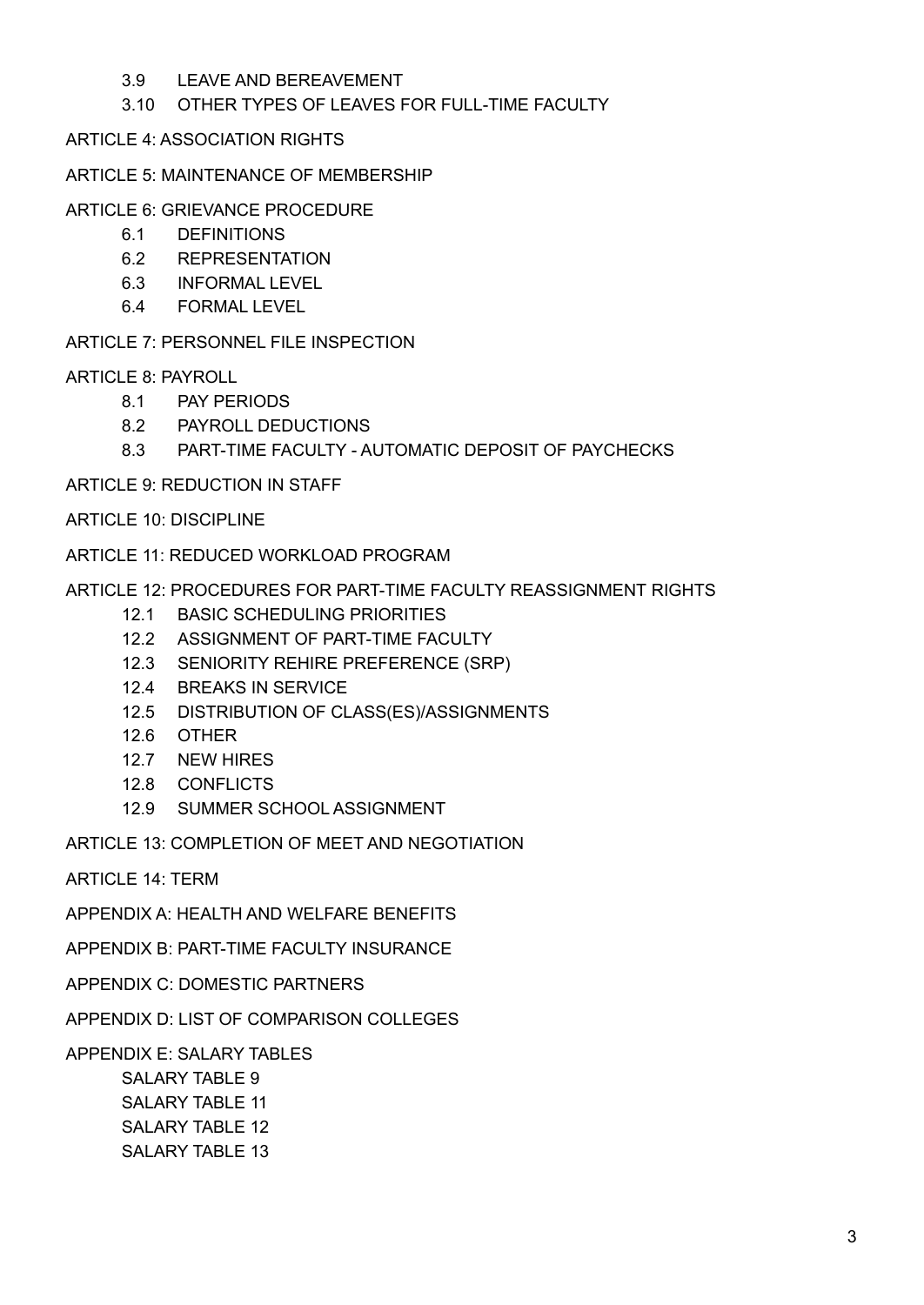3.9 LEAVE AND BEREAVEMENT

3.10 OTHER TYPES OF LEAVES FOR FULL-TIME FACULTY

ARTICLE 4: ASSOCIATION RIGHTS

ARTICLE 5: MAINTENANCE OF MEMBERSHIP

ARTICLE 6: GRIEVANCE PROCEDURE

6.1 DEFINITIONS

6.2 REPRESENTATION

6.3 INFORMAL LEVEL

6.4 FORMAL LEVEL

ARTICLE 7: PERSONNEL FILE INSPECTION

ARTICLE 8: PAYROLL

8.1 PAY PERIODS

8.2 PAYROLL DEDUCTIONS

8.3 PART-TIME FACULTY - AUTOMATIC DEPOSIT OF PAYCHECKS

ARTICLE 9: REDUCTION IN STAFF

ARTICLE 10: DISCIPLINE

ARTICLE 11: REDUCED WORKLOAD PROGRAM

ARTICLE 12: PROCEDURES FOR PART-TIME FACULTY REASSIGNMENT RIGHTS

12.1 BASIC SCHEDULING PRIORITIES

12.2 ASSIGNMENT OF PART-TIME FACULTY

12.3 SENIORITY REHIRE PREFERENCE (SRP)

12.4 BREAKS IN SERVICE

12.5 DISTRIBUTION OF CLASS(ES)/ASSIGNMENTS

12.6 OTHER

12.7 NEW HIRES

12.8 CONFLICTS

12.9 SUMMER SCHOOL ASSIGNMENT

ARTICLE 13: COMPLETION OF MEET AND NEGOTIATION

ARTICLE 14: TERM

APPENDIX A: HEALTH AND WELFARE BENEFITS

APPENDIX B: PART-TIME FACULTY INSURANCE

APPENDIX C: DOMESTIC PARTNERS

APPENDIX D: LIST OF COMPARISON COLLEGES

APPENDIX E: SALARY TABLES

SALARY TABLE 9

SALARY TABLE 11

SALARY TABLE 12

SALARY TABLE 13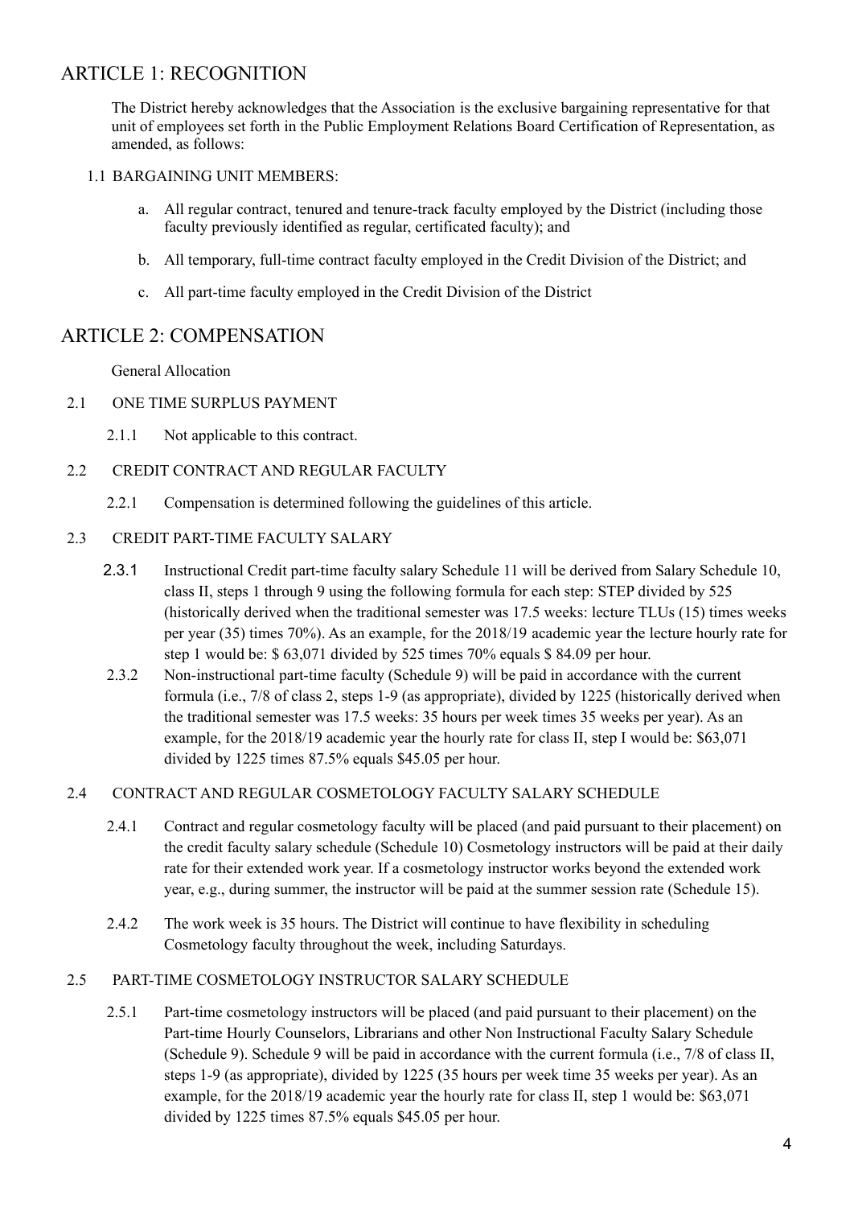## ARTICLE 1: RECOGNITION

The District hereby acknowledges that the Association is the exclusive bargaining representative for that unit of employees set forth in the Public Employment Relations Board Certification of Representation, as amended, as follows:

1.1 BARGAINING UNIT MEMBERS:

a. All regular contract, tenured and tenure-track faculty employed by the District (including those faculty previously identified as regular, certificated faculty); and

b. All temporary, full-time contract faculty employed in the Credit Division of the District; and

c. All part-time faculty employed in the Credit Division of the District

## ARTICLE 2: COMPENSATION

General Allocation

2.1 ONE TIME SURPLUS PAYMENT

2.1.1 Not applicable to this contract.

2.2 CREDIT CONTRACT AND REGULAR FACULTY

2.2.1 Compensation is determined following the guidelines of this article.

2.3 CREDIT PART-TIME FACULTY SALARY

2.3.1 Instructional Credit part-time faculty salary Schedule 11 will be derived from Salary Schedule 10, class II, steps 1 through 9 using the following formula for each step: STEP divided by 525 (historically derived when the traditional semester was 17.5 weeks: lecture TLUs (15) times weeks per year (35) times 70%). As an example, for the 2018/19 academic year the lecture hourly rate for step 1 would be: $ 63,071 divided by 525 times 70% equals $ 84.09 per hour.

2.3.2 Non-instructional part-time faculty (Schedule 9) will be paid in accordance with the current formula (i.e., 7/8 of class 2, steps 1-9 (as appropriate), divided by 1225 (historically derived when the traditional semester was 17.5 weeks: 35 hours per week times 35 weeks per year). As an example, for the 2018/19 academic year the hourly rate for class II, step I would be: $63,071 divided by 1225 times 87.5% equals $45.05 per hour.

2.4 CONTRACT AND REGULAR COSMETOLOGY FACULTY SALARY SCHEDULE

2.4.1 Contract and regular cosmetology faculty will be placed (and paid pursuant to their placement) on the credit faculty salary schedule (Schedule 10) Cosmetology instructors will be paid at their daily rate for their extended work year. If a cosmetology instructor works beyond the extended work year, e.g., during summer, the instructor will be paid at the summer session rate (Schedule 15).

2.4.2 The work week is 35 hours. The District will continue to have flexibility in scheduling Cosmetology faculty throughout the week, including Saturdays.

2.5 PART-TIME COSMETOLOGY INSTRUCTOR SALARY SCHEDULE

2.5.1 Part-time cosmetology instructors will be placed (and paid pursuant to their placement) on the Part-time Hourly Counselors, Librarians and other Non Instructional Faculty Salary Schedule (Schedule 9). Schedule 9 will be paid in accordance with the current formula (i.e., 7/8 of class II, steps 1-9 (as appropriate), divided by 1225 (35 hours per week time 35 weeks per year). As an example, for the 2018/19 academic year the hourly rate for class II, step 1 would be: $63,071 divided by 1225 times 87.5% equals $45.05 per hour.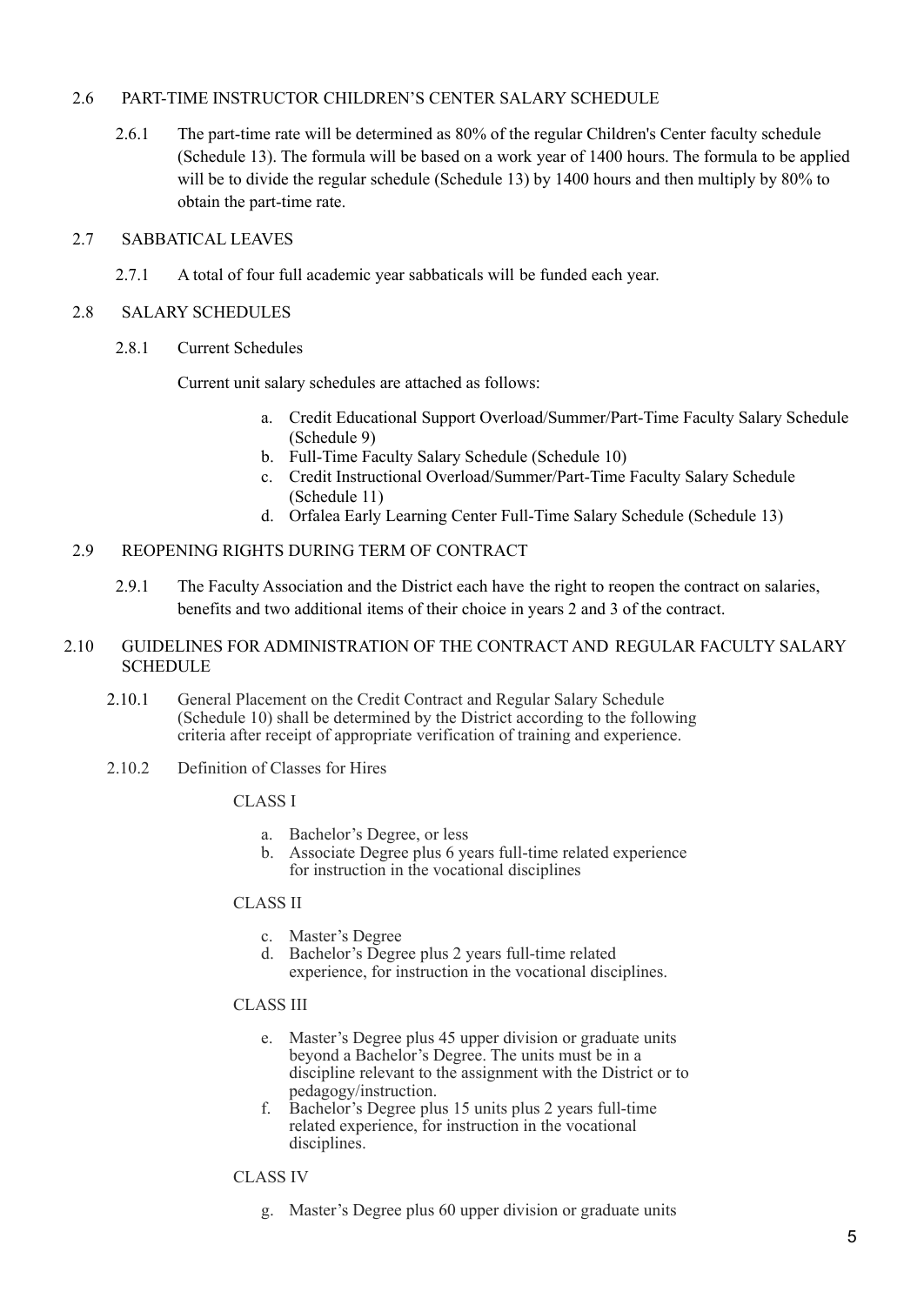## 2.6 PART-TIME INSTRUCTOR CHILDREN'S CENTER SALARY SCHEDULE

2.6.1 The part-time rate will be determined as 80% of the regular Children's Center faculty schedule (Schedule 13). The formula will be based on a work year of 1400 hours. The formula to be applied will be to divide the regular schedule (Schedule 13) by 1400 hours and then multiply by 80% to obtain the part-time rate.

## 2.7 SABBATICAL LEAVES

2.7.1 A total of four full academic year sabbaticals will be funded each year.

## 2.8 SALARY SCHEDULES

2.8.1 Current Schedules

Current unit salary schedules are attached as follows:

a. Credit Educational Support Overload/Summer/Part-Time Faculty Salary Schedule (Schedule 9)
b. Full-Time Faculty Salary Schedule (Schedule 10)
c. Credit Instructional Overload/Summer/Part-Time Faculty Salary Schedule (Schedule 11)
d. Orfalea Early Learning Center Full-Time Salary Schedule (Schedule 13)

## 2.9 REOPENING RIGHTS DURING TERM OF CONTRACT

2.9.1 The Faculty Association and the District each have the right to reopen the contract on salaries, benefits and two additional items of their choice in years 2 and 3 of the contract.

## 2.10 GUIDELINES FOR ADMINISTRATION OF THE CONTRACT AND REGULAR FACULTY SALARY SCHEDULE

2.10.1 General Placement on the Credit Contract and Regular Salary Schedule (Schedule 10) shall be determined by the District according to the following criteria after receipt of appropriate verification of training and experience.

2.10.2 Definition of Classes for Hires

CLASS I

a. Bachelor's Degree, or less
b. Associate Degree plus 6 years full-time related experience for instruction in the vocational disciplines

CLASS II

c. Master's Degree
d. Bachelor's Degree plus 2 years full-time related experience, for instruction in the vocational disciplines.

CLASS III

e. Master's Degree plus 45 upper division or graduate units beyond a Bachelor's Degree. The units must be in a discipline relevant to the assignment with the District or to pedagogy/instruction.
f. Bachelor's Degree plus 15 units plus 2 years full-time related experience, for instruction in the vocational disciplines.

CLASS IV

g. Master's Degree plus 60 upper division or graduate units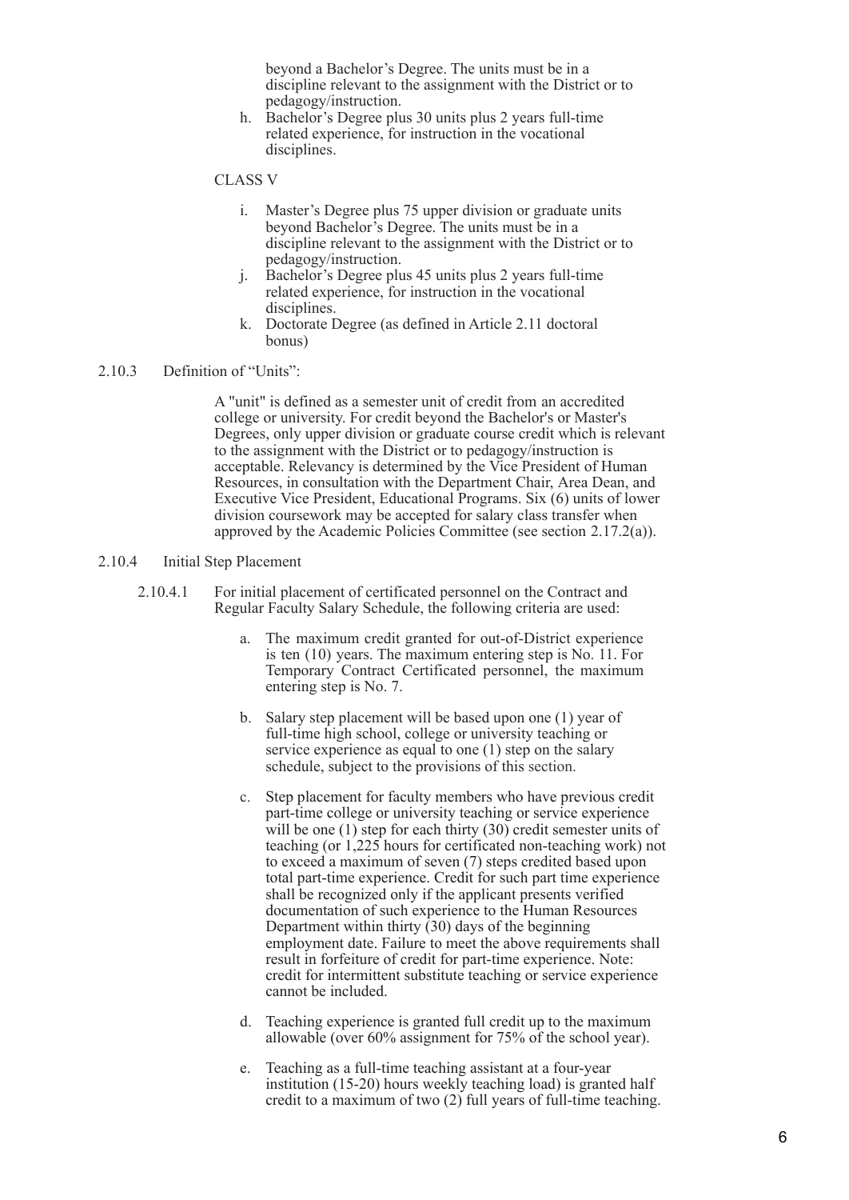beyond a Bachelor's Degree. The units must be in a discipline relevant to the assignment with the District or to pedagogy/instruction.

h. Bachelor's Degree plus 30 units plus 2 years full-time related experience, for instruction in the vocational disciplines.

CLASS V

i. Master's Degree plus 75 upper division or graduate units beyond Bachelor's Degree. The units must be in a discipline relevant to the assignment with the District or to pedagogy/instruction.

j. Bachelor's Degree plus 45 units plus 2 years full-time related experience, for instruction in the vocational disciplines.

k. Doctorate Degree (as defined in Article 2.11 doctoral bonus)

2.10.3 Definition of "Units":

A "unit" is defined as a semester unit of credit from an accredited college or university. For credit beyond the Bachelor's or Master's Degrees, only upper division or graduate course credit which is relevant to the assignment with the District or to pedagogy/instruction is acceptable. Relevancy is determined by the Vice President of Human Resources, in consultation with the Department Chair, Area Dean, and Executive Vice President, Educational Programs. Six (6) units of lower division coursework may be accepted for salary class transfer when approved by the Academic Policies Committee (see section 2.17.2(a)).

2.10.4 Initial Step Placement

2.10.4.1 For initial placement of certificated personnel on the Contract and Regular Faculty Salary Schedule, the following criteria are used:

a. The maximum credit granted for out-of-District experience is ten (10) years. The maximum entering step is No. 11. For Temporary Contract Certificated personnel, the maximum entering step is No. 7.

b. Salary step placement will be based upon one (1) year of full-time high school, college or university teaching or service experience as equal to one (1) step on the salary schedule, subject to the provisions of this section.

c. Step placement for faculty members who have previous credit part-time college or university teaching or service experience will be one (1) step for each thirty (30) credit semester units of teaching (or 1,225 hours for certificated non-teaching work) not to exceed a maximum of seven (7) steps credited based upon total part-time experience. Credit for such part time experience shall be recognized only if the applicant presents verified documentation of such experience to the Human Resources Department within thirty (30) days of the beginning employment date. Failure to meet the above requirements shall result in forfeiture of credit for part-time experience. Note: credit for intermittent substitute teaching or service experience cannot be included.

d. Teaching experience is granted full credit up to the maximum allowable (over 60% assignment for 75% of the school year).

e. Teaching as a full-time teaching assistant at a four-year institution (15-20) hours weekly teaching load) is granted half credit to a maximum of two (2) full years of full-time teaching.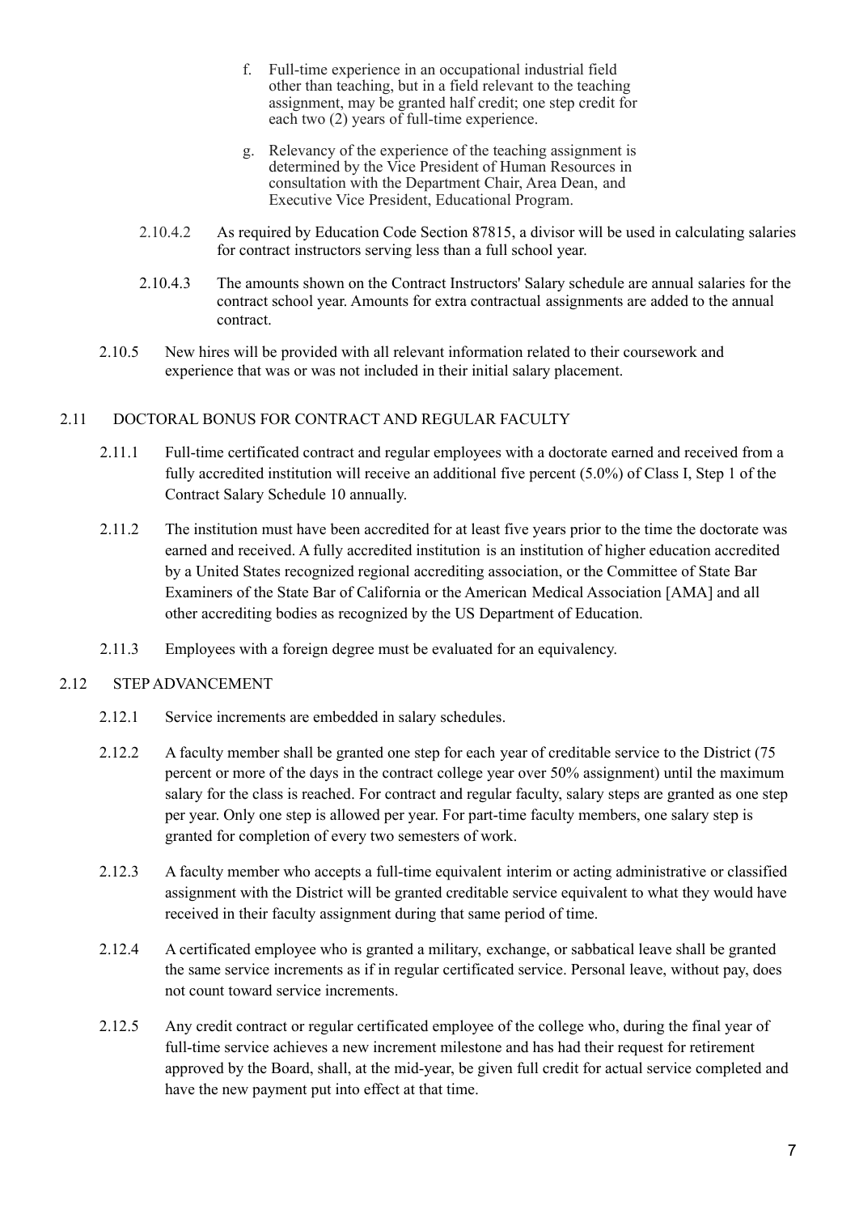f. Full-time experience in an occupational industrial field other than teaching, but in a field relevant to the teaching assignment, may be granted half credit; one step credit for each two (2) years of full-time experience.

g. Relevancy of the experience of the teaching assignment is determined by the Vice President of Human Resources in consultation with the Department Chair, Area Dean, and Executive Vice President, Educational Program.

2.10.4.2 As required by Education Code Section 87815, a divisor will be used in calculating salaries for contract instructors serving less than a full school year.

2.10.4.3 The amounts shown on the Contract Instructors' Salary schedule are annual salaries for the contract school year. Amounts for extra contractual assignments are added to the annual contract.

2.10.5 New hires will be provided with all relevant information related to their coursework and experience that was or was not included in their initial salary placement.

## 2.11 DOCTORAL BONUS FOR CONTRACT AND REGULAR FACULTY

2.11.1 Full-time certificated contract and regular employees with a doctorate earned and received from a fully accredited institution will receive an additional five percent (5.0%) of Class I, Step 1 of the Contract Salary Schedule 10 annually.

2.11.2 The institution must have been accredited for at least five years prior to the time the doctorate was earned and received. A fully accredited institution is an institution of higher education accredited by a United States recognized regional accrediting association, or the Committee of State Bar Examiners of the State Bar of California or the American Medical Association [AMA] and all other accrediting bodies as recognized by the US Department of Education.

2.11.3 Employees with a foreign degree must be evaluated for an equivalency.

## 2.12 STEP ADVANCEMENT

2.12.1 Service increments are embedded in salary schedules.

2.12.2 A faculty member shall be granted one step for each year of creditable service to the District (75 percent or more of the days in the contract college year over 50% assignment) until the maximum salary for the class is reached. For contract and regular faculty, salary steps are granted as one step per year. Only one step is allowed per year. For part-time faculty members, one salary step is granted for completion of every two semesters of work.

2.12.3 A faculty member who accepts a full-time equivalent interim or acting administrative or classified assignment with the District will be granted creditable service equivalent to what they would have received in their faculty assignment during that same period of time.

2.12.4 A certificated employee who is granted a military, exchange, or sabbatical leave shall be granted the same service increments as if in regular certificated service. Personal leave, without pay, does not count toward service increments.

2.12.5 Any credit contract or regular certificated employee of the college who, during the final year of full-time service achieves a new increment milestone and has had their request for retirement approved by the Board, shall, at the mid-year, be given full credit for actual service completed and have the new payment put into effect at that time.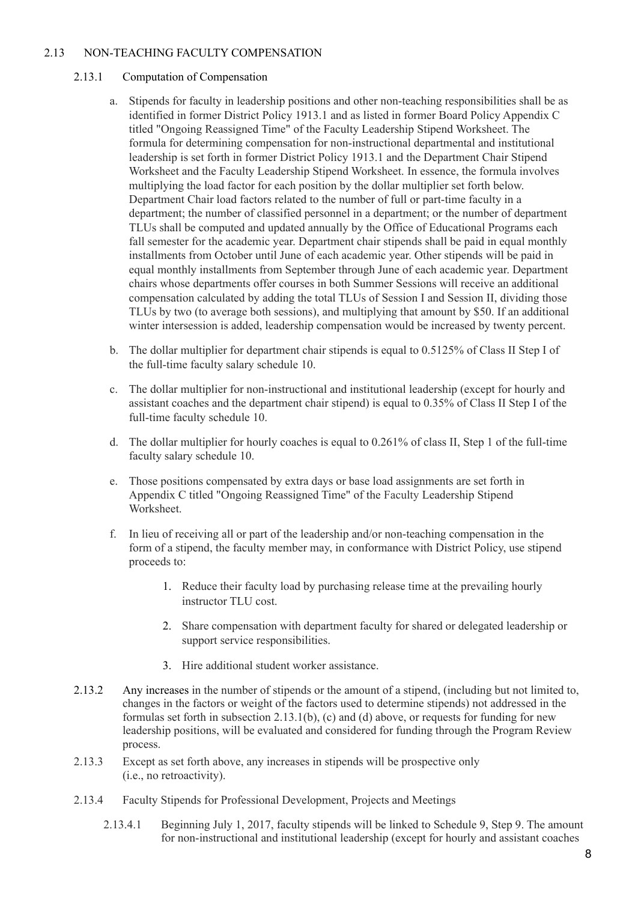## 2.13 NON-TEACHING FACULTY COMPENSATION

### 2.13.1 Computation of Compensation

a. Stipends for faculty in leadership positions and other non-teaching responsibilities shall be as identified in former District Policy 1913.1 and as listed in former Board Policy Appendix C titled "Ongoing Reassigned Time" of the Faculty Leadership Stipend Worksheet. The formula for determining compensation for non-instructional departmental and institutional leadership is set forth in former District Policy 1913.1 and the Department Chair Stipend Worksheet and the Faculty Leadership Stipend Worksheet. In essence, the formula involves multiplying the load factor for each position by the dollar multiplier set forth below. Department Chair load factors related to the number of full or part-time faculty in a department; the number of classified personnel in a department; or the number of department TLUs shall be computed and updated annually by the Office of Educational Programs each fall semester for the academic year. Department chair stipends shall be paid in equal monthly installments from October until June of each academic year. Other stipends will be paid in equal monthly installments from September through June of each academic year. Department chairs whose departments offer courses in both Summer Sessions will receive an additional compensation calculated by adding the total TLUs of Session I and Session II, dividing those TLUs by two (to average both sessions), and multiplying that amount by $50. If an additional winter intersession is added, leadership compensation would be increased by twenty percent.

b. The dollar multiplier for department chair stipends is equal to 0.5125% of Class II Step I of the full-time faculty salary schedule 10.

c. The dollar multiplier for non-instructional and institutional leadership (except for hourly and assistant coaches and the department chair stipend) is equal to 0.35% of Class II Step I of the full-time faculty schedule 10.

d. The dollar multiplier for hourly coaches is equal to 0.261% of class II, Step 1 of the full-time faculty salary schedule 10.

e. Those positions compensated by extra days or base load assignments are set forth in Appendix C titled "Ongoing Reassigned Time" of the Faculty Leadership Stipend Worksheet.

f. In lieu of receiving all or part of the leadership and/or non-teaching compensation in the form of a stipend, the faculty member may, in conformance with District Policy, use stipend proceeds to:

   1. Reduce their faculty load by purchasing release time at the prevailing hourly instructor TLU cost.

   2. Share compensation with department faculty for shared or delegated leadership or support service responsibilities.

   3. Hire additional student worker assistance.

2.13.2 Any increases in the number of stipends or the amount of a stipend, (including but not limited to, changes in the factors or weight of the factors used to determine stipends) not addressed in the formulas set forth in subsection 2.13.1(b), (c) and (d) above, or requests for funding for new leadership positions, will be evaluated and considered for funding through the Program Review process.

2.13.3 Except as set forth above, any increases in stipends will be prospective only (i.e., no retroactivity).

2.13.4 Faculty Stipends for Professional Development, Projects and Meetings

2.13.4.1 Beginning July 1, 2017, faculty stipends will be linked to Schedule 9, Step 9. The amount for non-instructional and institutional leadership (except for hourly and assistant coaches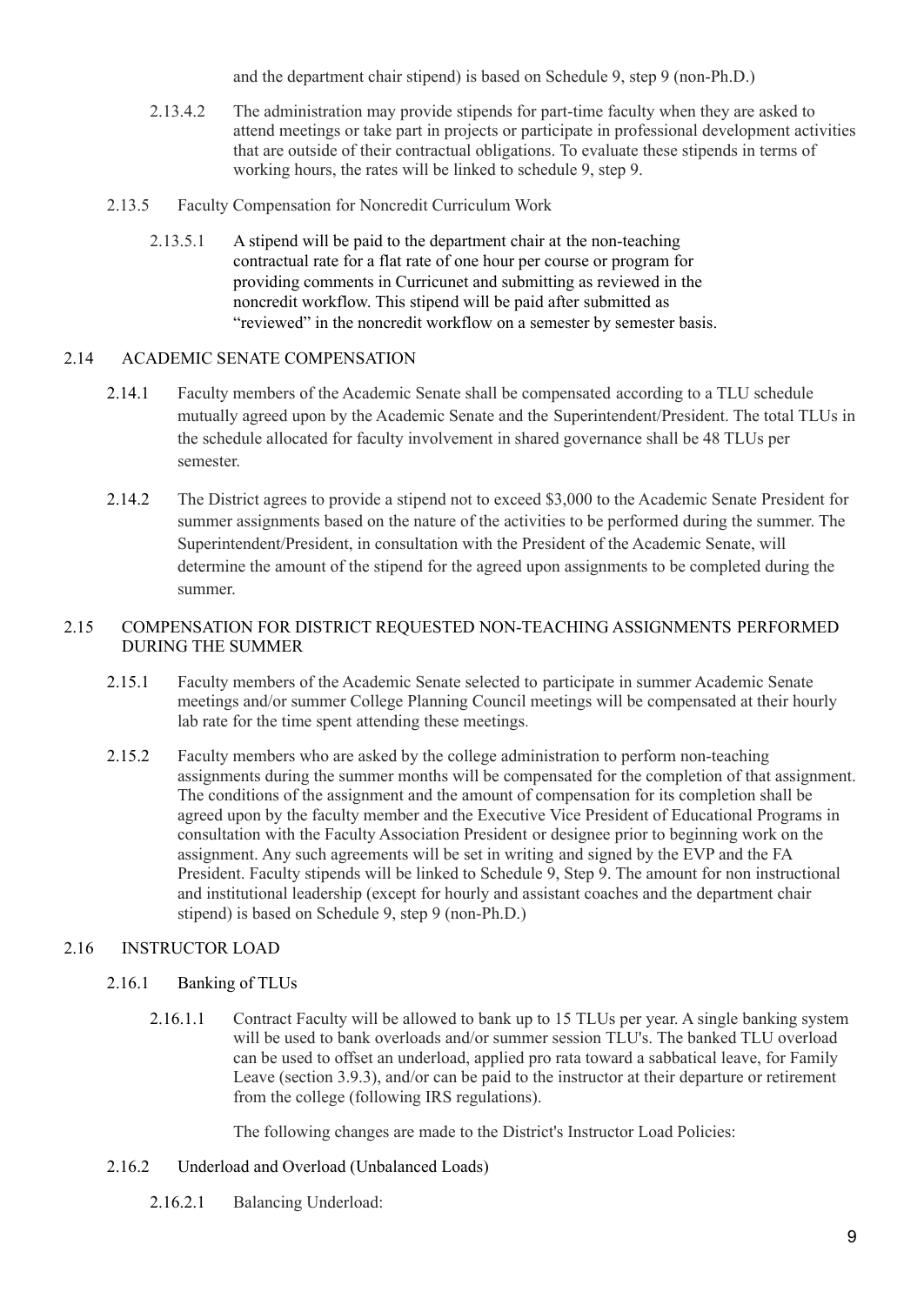and the department chair stipend) is based on Schedule 9, step 9 (non-Ph.D.)

2.13.4.2 The administration may provide stipends for part-time faculty when they are asked to attend meetings or take part in projects or participate in professional development activities that are outside of their contractual obligations. To evaluate these stipends in terms of working hours, the rates will be linked to schedule 9, step 9.

2.13.5 Faculty Compensation for Noncredit Curriculum Work

2.13.5.1 A stipend will be paid to the department chair at the non-teaching contractual rate for a flat rate of one hour per course or program for providing comments in Curricunet and submitting as reviewed in the noncredit workflow. This stipend will be paid after submitted as "reviewed" in the noncredit workflow on a semester by semester basis.

## 2.14 ACADEMIC SENATE COMPENSATION

2.14.1 Faculty members of the Academic Senate shall be compensated according to a TLU schedule mutually agreed upon by the Academic Senate and the Superintendent/President. The total TLUs in the schedule allocated for faculty involvement in shared governance shall be 48 TLUs per semester.

2.14.2 The District agrees to provide a stipend not to exceed $3,000 to the Academic Senate President for summer assignments based on the nature of the activities to be performed during the summer. The Superintendent/President, in consultation with the President of the Academic Senate, will determine the amount of the stipend for the agreed upon assignments to be completed during the summer.

## 2.15 COMPENSATION FOR DISTRICT REQUESTED NON-TEACHING ASSIGNMENTS PERFORMED DURING THE SUMMER

2.15.1 Faculty members of the Academic Senate selected to participate in summer Academic Senate meetings and/or summer College Planning Council meetings will be compensated at their hourly lab rate for the time spent attending these meetings.

2.15.2 Faculty members who are asked by the college administration to perform non-teaching assignments during the summer months will be compensated for the completion of that assignment. The conditions of the assignment and the amount of compensation for its completion shall be agreed upon by the faculty member and the Executive Vice President of Educational Programs in consultation with the Faculty Association President or designee prior to beginning work on the assignment. Any such agreements will be set in writing and signed by the EVP and the FA President. Faculty stipends will be linked to Schedule 9, Step 9. The amount for non instructional and institutional leadership (except for hourly and assistant coaches and the department chair stipend) is based on Schedule 9, step 9 (non-Ph.D.)

## 2.16 INSTRUCTOR LOAD

### 2.16.1 Banking of TLUs

2.16.1.1 Contract Faculty will be allowed to bank up to 15 TLUs per year. A single banking system will be used to bank overloads and/or summer session TLU's. The banked TLU overload can be used to offset an underload, applied pro rata toward a sabbatical leave, for Family Leave (section 3.9.3), and/or can be paid to the instructor at their departure or retirement from the college (following IRS regulations).

The following changes are made to the District's Instructor Load Policies:

### 2.16.2 Underload and Overload (Unbalanced Loads)

2.16.2.1 Balancing Underload: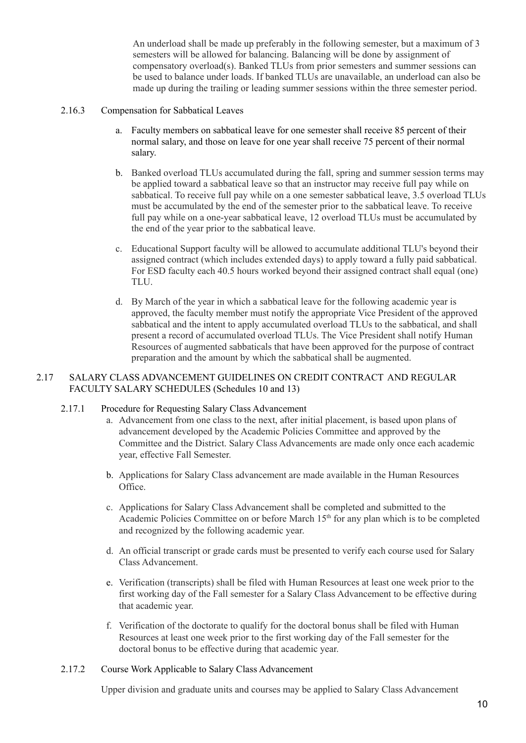An underload shall be made up preferably in the following semester, but a maximum of 3 semesters will be allowed for balancing. Balancing will be done by assignment of compensatory overload(s). Banked TLUs from prior semesters and summer sessions can be used to balance under loads. If banked TLUs are unavailable, an underload can also be made up during the trailing or leading summer sessions within the three semester period.

### 2.16.3 Compensation for Sabbatical Leaves

a. Faculty members on sabbatical leave for one semester shall receive 85 percent of their normal salary, and those on leave for one year shall receive 75 percent of their normal salary.

b. Banked overload TLUs accumulated during the fall, spring and summer session terms may be applied toward a sabbatical leave so that an instructor may receive full pay while on sabbatical. To receive full pay while on a one semester sabbatical leave, 3.5 overload TLUs must be accumulated by the end of the semester prior to the sabbatical leave. To receive full pay while on a one-year sabbatical leave, 12 overload TLUs must be accumulated by the end of the year prior to the sabbatical leave.

c. Educational Support faculty will be allowed to accumulate additional TLU's beyond their assigned contract (which includes extended days) to apply toward a fully paid sabbatical. For ESD faculty each 40.5 hours worked beyond their assigned contract shall equal (one) TLU.

d. By March of the year in which a sabbatical leave for the following academic year is approved, the faculty member must notify the appropriate Vice President of the approved sabbatical and the intent to apply accumulated overload TLUs to the sabbatical, and shall present a record of accumulated overload TLUs. The Vice President shall notify Human Resources of augmented sabbaticals that have been approved for the purpose of contract preparation and the amount by which the sabbatical shall be augmented.

## 2.17 SALARY CLASS ADVANCEMENT GUIDELINES ON CREDIT CONTRACT AND REGULAR FACULTY SALARY SCHEDULES (Schedules 10 and 13)

### 2.17.1 Procedure for Requesting Salary Class Advancement

a. Advancement from one class to the next, after initial placement, is based upon plans of advancement developed by the Academic Policies Committee and approved by the Committee and the District. Salary Class Advancements are made only once each academic year, effective Fall Semester.

b. Applications for Salary Class advancement are made available in the Human Resources Office.

c. Applications for Salary Class Advancement shall be completed and submitted to the Academic Policies Committee on or before March 15th for any plan which is to be completed and recognized by the following academic year.

d. An official transcript or grade cards must be presented to verify each course used for Salary Class Advancement.

e. Verification (transcripts) shall be filed with Human Resources at least one week prior to the first working day of the Fall semester for a Salary Class Advancement to be effective during that academic year.

f. Verification of the doctorate to qualify for the doctoral bonus shall be filed with Human Resources at least one week prior to the first working day of the Fall semester for the doctoral bonus to be effective during that academic year.

### 2.17.2 Course Work Applicable to Salary Class Advancement

Upper division and graduate units and courses may be applied to Salary Class Advancement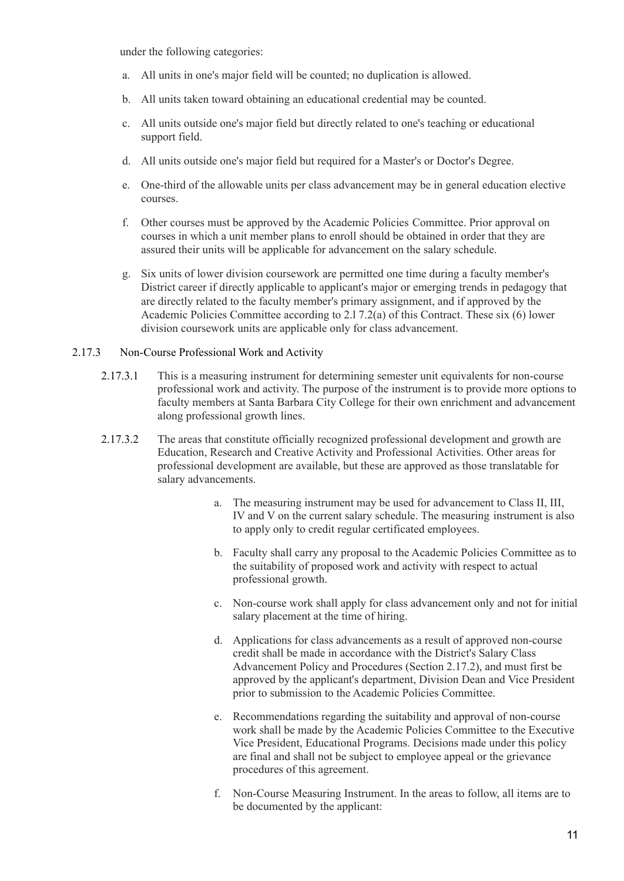under the following categories:

a. All units in one's major field will be counted; no duplication is allowed.

b. All units taken toward obtaining an educational credential may be counted.

c. All units outside one's major field but directly related to one's teaching or educational support field.

d. All units outside one's major field but required for a Master's or Doctor's Degree.

e. One-third of the allowable units per class advancement may be in general education elective courses.

f. Other courses must be approved by the Academic Policies Committee. Prior approval on courses in which a unit member plans to enroll should be obtained in order that they are assured their units will be applicable for advancement on the salary schedule.

g. Six units of lower division coursework are permitted one time during a faculty member's District career if directly applicable to applicant's major or emerging trends in pedagogy that are directly related to the faculty member's primary assignment, and if approved by the Academic Policies Committee according to 2.l 7.2(a) of this Contract. These six (6) lower division coursework units are applicable only for class advancement.

2.17.3 Non-Course Professional Work and Activity

2.17.3.1 This is a measuring instrument for determining semester unit equivalents for non-course professional work and activity. The purpose of the instrument is to provide more options to faculty members at Santa Barbara City College for their own enrichment and advancement along professional growth lines.

2.17.3.2 The areas that constitute officially recognized professional development and growth are Education, Research and Creative Activity and Professional Activities. Other areas for professional development are available, but these are approved as those translatable for salary advancements.

a. The measuring instrument may be used for advancement to Class II, III, IV and V on the current salary schedule. The measuring instrument is also to apply only to credit regular certificated employees.

b. Faculty shall carry any proposal to the Academic Policies Committee as to the suitability of proposed work and activity with respect to actual professional growth.

c. Non-course work shall apply for class advancement only and not for initial salary placement at the time of hiring.

d. Applications for class advancements as a result of approved non-course credit shall be made in accordance with the District's Salary Class Advancement Policy and Procedures (Section 2.17.2), and must first be approved by the applicant's department, Division Dean and Vice President prior to submission to the Academic Policies Committee.

e. Recommendations regarding the suitability and approval of non-course work shall be made by the Academic Policies Committee to the Executive Vice President, Educational Programs. Decisions made under this policy are final and shall not be subject to employee appeal or the grievance procedures of this agreement.

f. Non-Course Measuring Instrument. In the areas to follow, all items are to be documented by the applicant: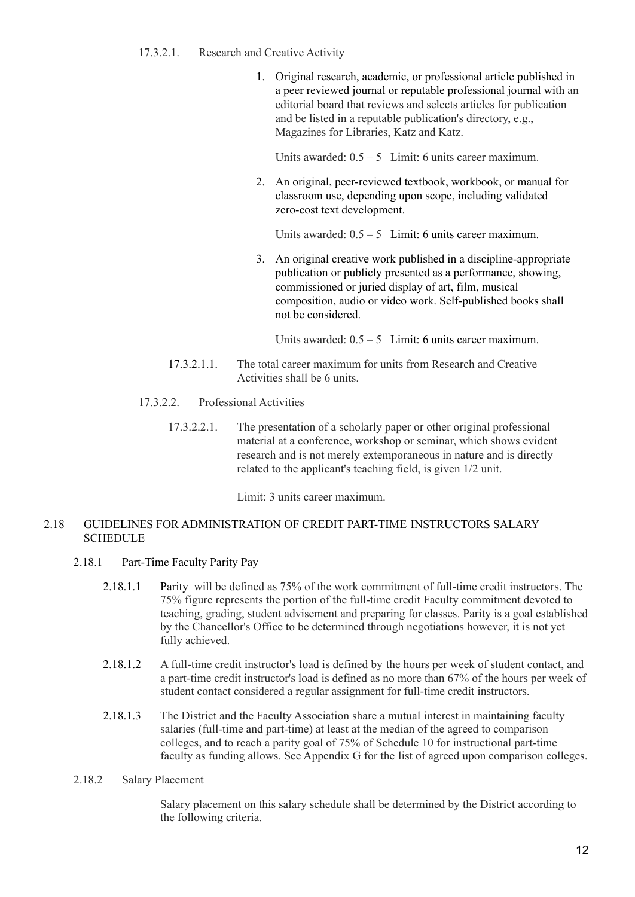17.3.2.1. Research and Creative Activity

1. Original research, academic, or professional article published in a peer reviewed journal or reputable professional journal with an editorial board that reviews and selects articles for publication and be listed in a reputable publication's directory, e.g., Magazines for Libraries, Katz and Katz.

   Units awarded: 0.5 – 5 Limit: 6 units career maximum.

2. An original, peer-reviewed textbook, workbook, or manual for classroom use, depending upon scope, including validated zero-cost text development.

   Units awarded: 0.5 – 5 Limit: 6 units career maximum.

3. An original creative work published in a discipline-appropriate publication or publicly presented as a performance, showing, commissioned or juried display of art, film, musical composition, audio or video work. Self-published books shall not be considered.

   Units awarded: 0.5 – 5 Limit: 6 units career maximum.

17.3.2.1.1. The total career maximum for units from Research and Creative Activities shall be 6 units.

17.3.2.2. Professional Activities

17.3.2.2.1. The presentation of a scholarly paper or other original professional material at a conference, workshop or seminar, which shows evident research and is not merely extemporaneous in nature and is directly related to the applicant's teaching field, is given 1/2 unit.

Limit: 3 units career maximum.

## 2.18 GUIDELINES FOR ADMINISTRATION OF CREDIT PART-TIME INSTRUCTORS SALARY SCHEDULE

### 2.18.1 Part-Time Faculty Parity Pay

2.18.1.1 Parity will be defined as 75% of the work commitment of full-time credit instructors. The 75% figure represents the portion of the full-time credit Faculty commitment devoted to teaching, grading, student advisement and preparing for classes. Parity is a goal established by the Chancellor's Office to be determined through negotiations however, it is not yet fully achieved.

2.18.1.2 A full-time credit instructor's load is defined by the hours per week of student contact, and a part-time credit instructor's load is defined as no more than 67% of the hours per week of student contact considered a regular assignment for full-time credit instructors.

2.18.1.3 The District and the Faculty Association share a mutual interest in maintaining faculty salaries (full-time and part-time) at least at the median of the agreed to comparison colleges, and to reach a parity goal of 75% of Schedule 10 for instructional part-time faculty as funding allows. See Appendix G for the list of agreed upon comparison colleges.

### 2.18.2 Salary Placement

Salary placement on this salary schedule shall be determined by the District according to the following criteria.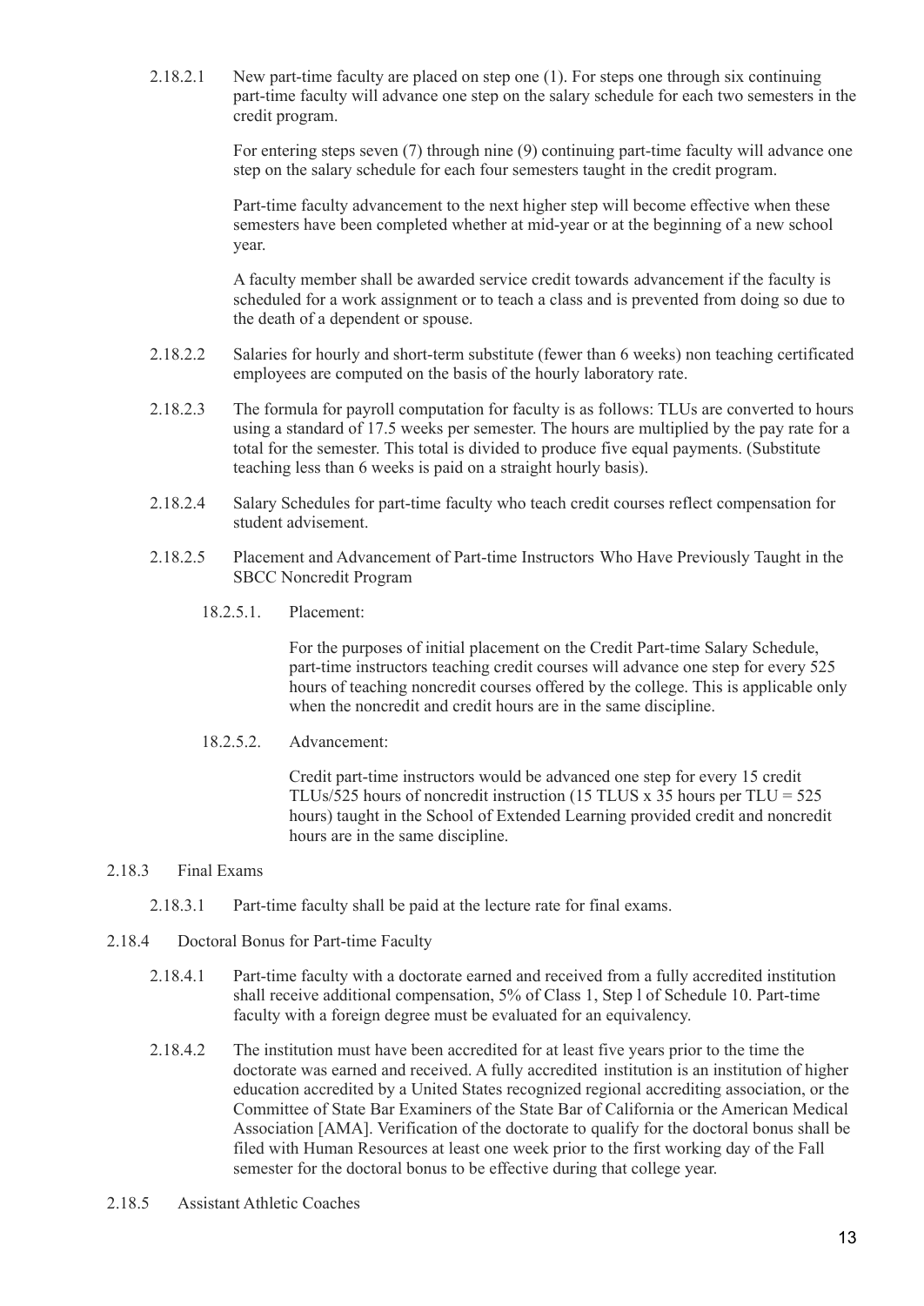2.18.2.1 New part-time faculty are placed on step one (1). For steps one through six continuing part-time faculty will advance one step on the salary schedule for each two semesters in the credit program.

For entering steps seven (7) through nine (9) continuing part-time faculty will advance one step on the salary schedule for each four semesters taught in the credit program.

Part-time faculty advancement to the next higher step will become effective when these semesters have been completed whether at mid-year or at the beginning of a new school year.

A faculty member shall be awarded service credit towards advancement if the faculty is scheduled for a work assignment or to teach a class and is prevented from doing so due to the death of a dependent or spouse.

2.18.2.2 Salaries for hourly and short-term substitute (fewer than 6 weeks) non teaching certificated employees are computed on the basis of the hourly laboratory rate.

2.18.2.3 The formula for payroll computation for faculty is as follows: TLUs are converted to hours using a standard of 17.5 weeks per semester. The hours are multiplied by the pay rate for a total for the semester. This total is divided to produce five equal payments. (Substitute teaching less than 6 weeks is paid on a straight hourly basis).

2.18.2.4 Salary Schedules for part-time faculty who teach credit courses reflect compensation for student advisement.

2.18.2.5 Placement and Advancement of Part-time Instructors Who Have Previously Taught in the SBCC Noncredit Program

18.2.5.1. Placement:

For the purposes of initial placement on the Credit Part-time Salary Schedule, part-time instructors teaching credit courses will advance one step for every 525 hours of teaching noncredit courses offered by the college. This is applicable only when the noncredit and credit hours are in the same discipline.

18.2.5.2. Advancement:

Credit part-time instructors would be advanced one step for every 15 credit TLUs/525 hours of noncredit instruction (15 TLUS x 35 hours per TLU = 525 hours) taught in the School of Extended Learning provided credit and noncredit hours are in the same discipline.

2.18.3 Final Exams

2.18.3.1 Part-time faculty shall be paid at the lecture rate for final exams.

2.18.4 Doctoral Bonus for Part-time Faculty

2.18.4.1 Part-time faculty with a doctorate earned and received from a fully accredited institution shall receive additional compensation, 5% of Class 1, Step l of Schedule 10. Part-time faculty with a foreign degree must be evaluated for an equivalency.

2.18.4.2 The institution must have been accredited for at least five years prior to the time the doctorate was earned and received. A fully accredited institution is an institution of higher education accredited by a United States recognized regional accrediting association, or the Committee of State Bar Examiners of the State Bar of California or the American Medical Association [AMA]. Verification of the doctorate to qualify for the doctoral bonus shall be filed with Human Resources at least one week prior to the first working day of the Fall semester for the doctoral bonus to be effective during that college year.

2.18.5 Assistant Athletic Coaches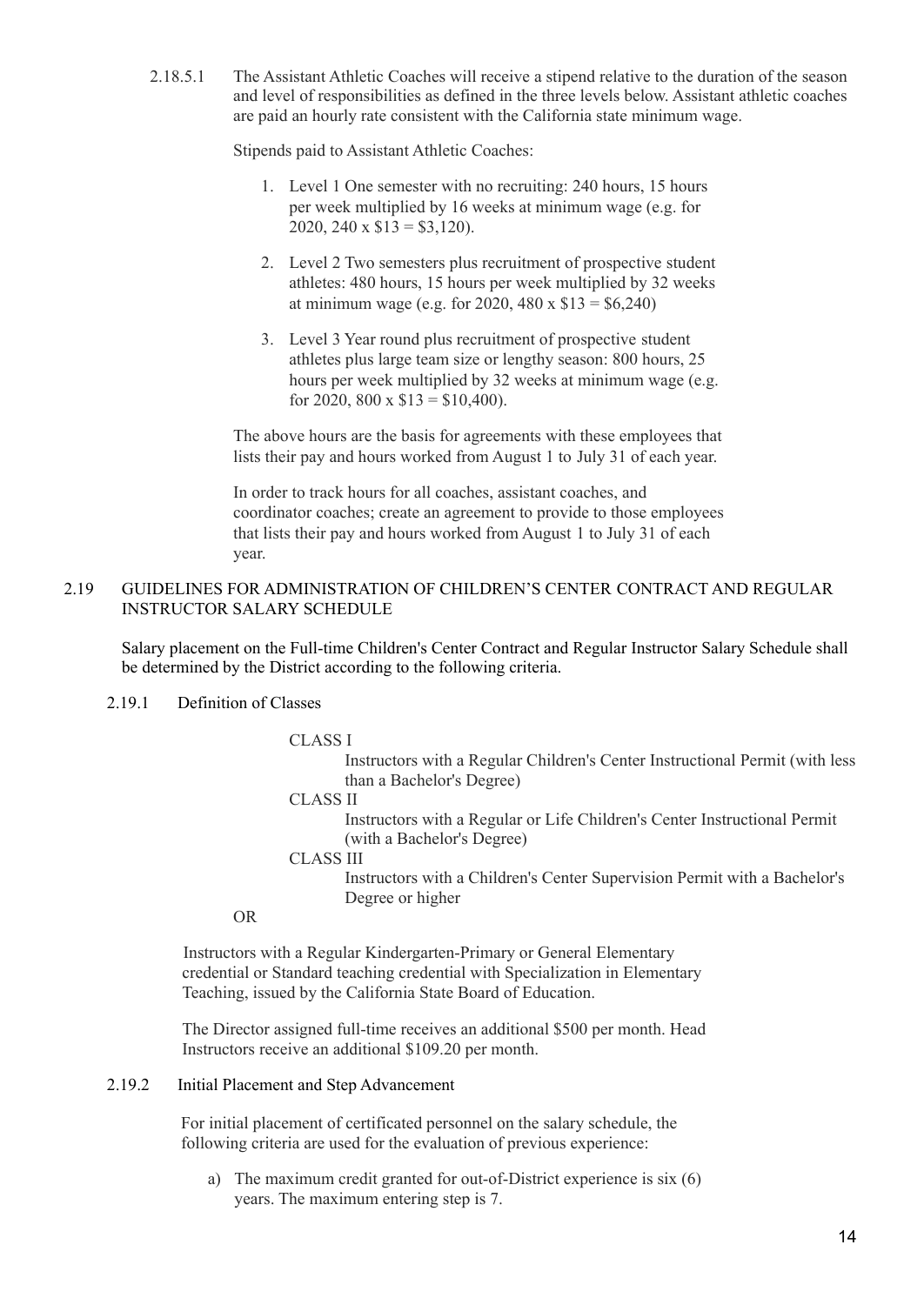2.18.5.1 The Assistant Athletic Coaches will receive a stipend relative to the duration of the season and level of responsibilities as defined in the three levels below. Assistant athletic coaches are paid an hourly rate consistent with the California state minimum wage.

Stipends paid to Assistant Athletic Coaches:

1. Level 1 One semester with no recruiting: 240 hours, 15 hours per week multiplied by 16 weeks at minimum wage (e.g. for 2020, 240 x $13 = $3,120).
2. Level 2 Two semesters plus recruitment of prospective student athletes: 480 hours, 15 hours per week multiplied by 32 weeks at minimum wage (e.g. for 2020, 480 x $13 = $6,240)
3. Level 3 Year round plus recruitment of prospective student athletes plus large team size or lengthy season: 800 hours, 25 hours per week multiplied by 32 weeks at minimum wage (e.g. for 2020, 800 x $13 = $10,400).

The above hours are the basis for agreements with these employees that lists their pay and hours worked from August 1 to July 31 of each year.

In order to track hours for all coaches, assistant coaches, and coordinator coaches; create an agreement to provide to those employees that lists their pay and hours worked from August 1 to July 31 of each year.

## 2.19 GUIDELINES FOR ADMINISTRATION OF CHILDREN'S CENTER CONTRACT AND REGULAR INSTRUCTOR SALARY SCHEDULE

Salary placement on the Full-time Children's Center Contract and Regular Instructor Salary Schedule shall be determined by the District according to the following criteria.

### 2.19.1 Definition of Classes

CLASS I
Instructors with a Regular Children's Center Instructional Permit (with less than a Bachelor's Degree)

CLASS II
Instructors with a Regular or Life Children's Center Instructional Permit (with a Bachelor's Degree)

CLASS III
Instructors with a Children's Center Supervision Permit with a Bachelor's Degree or higher

OR

Instructors with a Regular Kindergarten-Primary or General Elementary credential or Standard teaching credential with Specialization in Elementary Teaching, issued by the California State Board of Education.

The Director assigned full-time receives an additional $500 per month. Head Instructors receive an additional $109.20 per month.

### 2.19.2 Initial Placement and Step Advancement

For initial placement of certificated personnel on the salary schedule, the following criteria are used for the evaluation of previous experience:

a) The maximum credit granted for out-of-District experience is six (6) years. The maximum entering step is 7.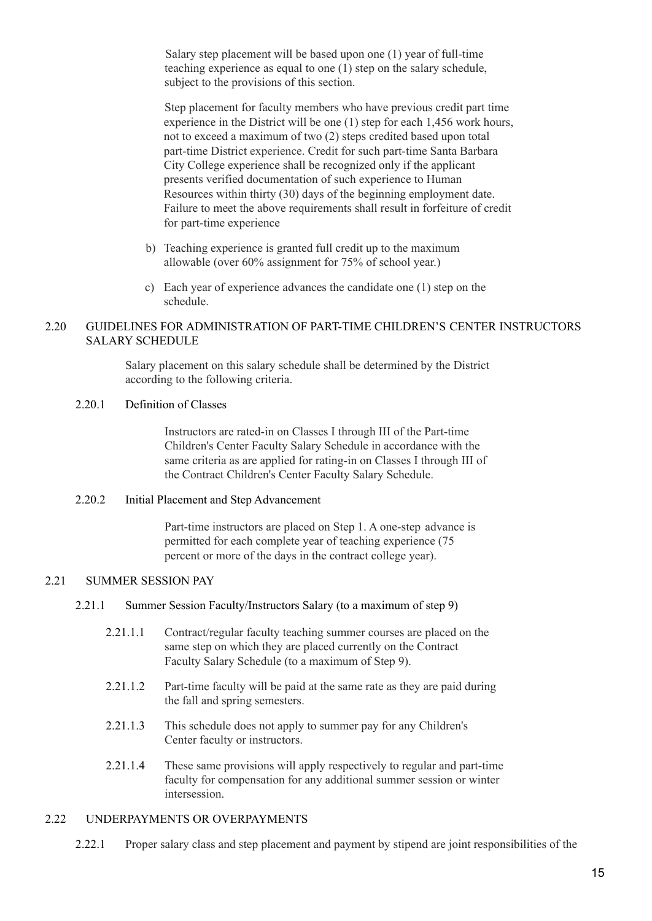Salary step placement will be based upon one (1) year of full-time teaching experience as equal to one (1) step on the salary schedule, subject to the provisions of this section.

Step placement for faculty members who have previous credit part time experience in the District will be one (1) step for each 1,456 work hours, not to exceed a maximum of two (2) steps credited based upon total part-time District experience. Credit for such part-time Santa Barbara City College experience shall be recognized only if the applicant presents verified documentation of such experience to Human Resources within thirty (30) days of the beginning employment date. Failure to meet the above requirements shall result in forfeiture of credit for part-time experience

b) Teaching experience is granted full credit up to the maximum allowable (over 60% assignment for 75% of school year.)

c) Each year of experience advances the candidate one (1) step on the schedule.

## 2.20 GUIDELINES FOR ADMINISTRATION OF PART-TIME CHILDREN'S CENTER INSTRUCTORS SALARY SCHEDULE

Salary placement on this salary schedule shall be determined by the District according to the following criteria.

### 2.20.1 Definition of Classes

Instructors are rated-in on Classes I through III of the Part-time Children's Center Faculty Salary Schedule in accordance with the same criteria as are applied for rating-in on Classes I through III of the Contract Children's Center Faculty Salary Schedule.

### 2.20.2 Initial Placement and Step Advancement

Part-time instructors are placed on Step 1. A one-step advance is permitted for each complete year of teaching experience (75 percent or more of the days in the contract college year).

## 2.21 SUMMER SESSION PAY

### 2.21.1 Summer Session Faculty/Instructors Salary (to a maximum of step 9)

2.21.1.1 Contract/regular faculty teaching summer courses are placed on the same step on which they are placed currently on the Contract Faculty Salary Schedule (to a maximum of Step 9).

2.21.1.2 Part-time faculty will be paid at the same rate as they are paid during the fall and spring semesters.

2.21.1.3 This schedule does not apply to summer pay for any Children's Center faculty or instructors.

2.21.1.4 These same provisions will apply respectively to regular and part-time faculty for compensation for any additional summer session or winter intersession.

## 2.22 UNDERPAYMENTS OR OVERPAYMENTS

2.22.1 Proper salary class and step placement and payment by stipend are joint responsibilities of the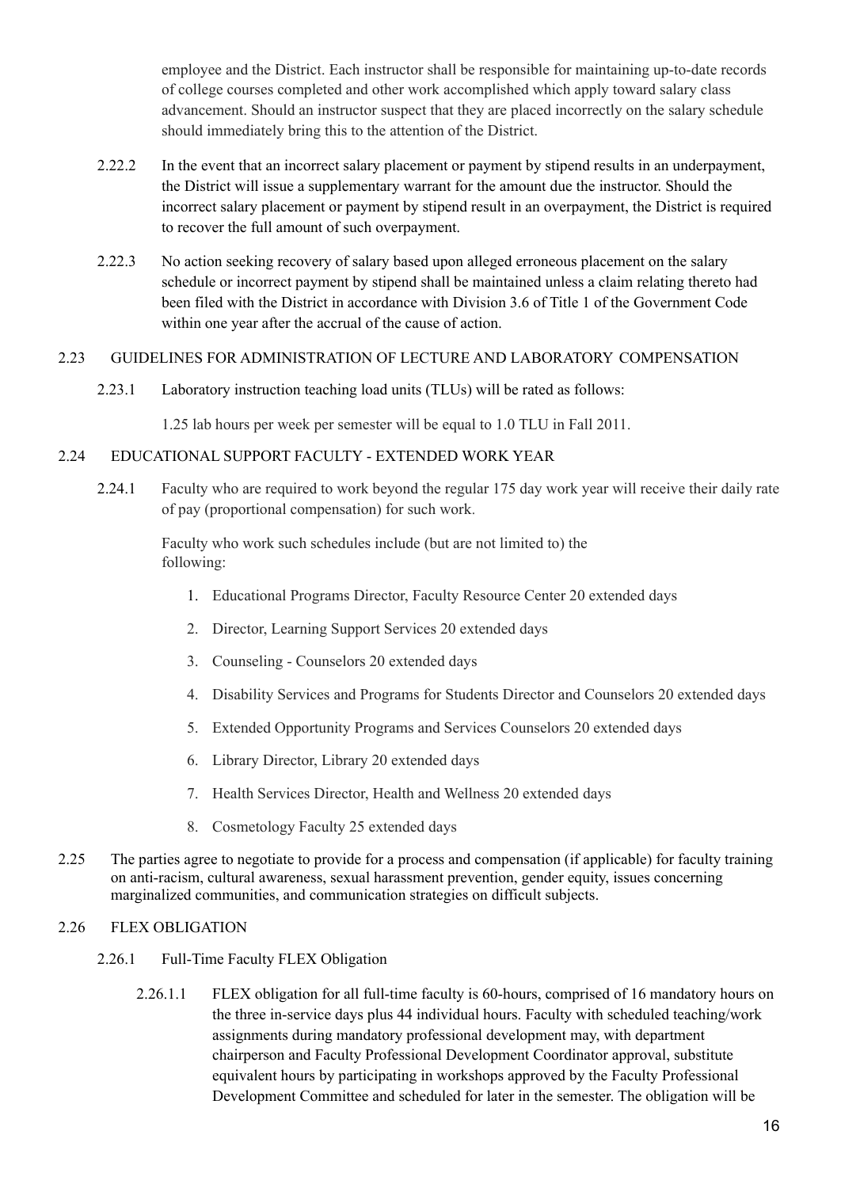employee and the District. Each instructor shall be responsible for maintaining up-to-date records of college courses completed and other work accomplished which apply toward salary class advancement. Should an instructor suspect that they are placed incorrectly on the salary schedule should immediately bring this to the attention of the District.

2.22.2 In the event that an incorrect salary placement or payment by stipend results in an underpayment, the District will issue a supplementary warrant for the amount due the instructor. Should the incorrect salary placement or payment by stipend result in an overpayment, the District is required to recover the full amount of such overpayment.

2.22.3 No action seeking recovery of salary based upon alleged erroneous placement on the salary schedule or incorrect payment by stipend shall be maintained unless a claim relating thereto had been filed with the District in accordance with Division 3.6 of Title 1 of the Government Code within one year after the accrual of the cause of action.

## 2.23 GUIDELINES FOR ADMINISTRATION OF LECTURE AND LABORATORY COMPENSATION

2.23.1 Laboratory instruction teaching load units (TLUs) will be rated as follows:

1.25 lab hours per week per semester will be equal to 1.0 TLU in Fall 2011.

## 2.24 EDUCATIONAL SUPPORT FACULTY - EXTENDED WORK YEAR

2.24.1 Faculty who are required to work beyond the regular 175 day work year will receive their daily rate of pay (proportional compensation) for such work.

Faculty who work such schedules include (but are not limited to) the following:

1. Educational Programs Director, Faculty Resource Center 20 extended days
2. Director, Learning Support Services 20 extended days
3. Counseling - Counselors 20 extended days
4. Disability Services and Programs for Students Director and Counselors 20 extended days
5. Extended Opportunity Programs and Services Counselors 20 extended days
6. Library Director, Library 20 extended days
7. Health Services Director, Health and Wellness 20 extended days
8. Cosmetology Faculty 25 extended days

2.25 The parties agree to negotiate to provide for a process and compensation (if applicable) for faculty training on anti-racism, cultural awareness, sexual harassment prevention, gender equity, issues concerning marginalized communities, and communication strategies on difficult subjects.

## 2.26 FLEX OBLIGATION

2.26.1 Full-Time Faculty FLEX Obligation

2.26.1.1 FLEX obligation for all full-time faculty is 60-hours, comprised of 16 mandatory hours on the three in-service days plus 44 individual hours. Faculty with scheduled teaching/work assignments during mandatory professional development may, with department chairperson and Faculty Professional Development Coordinator approval, substitute equivalent hours by participating in workshops approved by the Faculty Professional Development Committee and scheduled for later in the semester. The obligation will be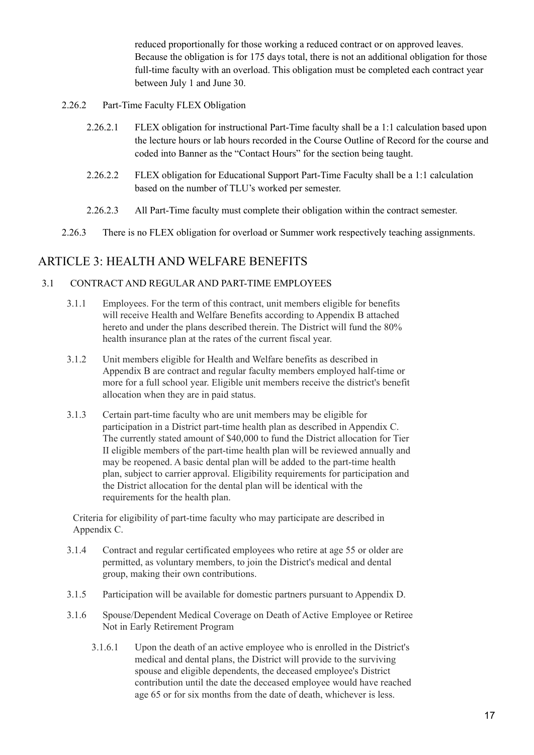reduced proportionally for those working a reduced contract or on approved leaves. Because the obligation is for 175 days total, there is not an additional obligation for those full-time faculty with an overload. This obligation must be completed each contract year between July 1 and June 30.

2.26.2 Part-Time Faculty FLEX Obligation

2.26.2.1 FLEX obligation for instructional Part-Time faculty shall be a 1:1 calculation based upon the lecture hours or lab hours recorded in the Course Outline of Record for the course and coded into Banner as the "Contact Hours" for the section being taught.

2.26.2.2 FLEX obligation for Educational Support Part-Time Faculty shall be a 1:1 calculation based on the number of TLU's worked per semester.

2.26.2.3 All Part-Time faculty must complete their obligation within the contract semester.

2.26.3 There is no FLEX obligation for overload or Summer work respectively teaching assignments.

# ARTICLE 3: HEALTH AND WELFARE BENEFITS

3.1 CONTRACT AND REGULAR AND PART-TIME EMPLOYEES

3.1.1 Employees. For the term of this contract, unit members eligible for benefits will receive Health and Welfare Benefits according to Appendix B attached hereto and under the plans described therein. The District will fund the 80% health insurance plan at the rates of the current fiscal year.

3.1.2 Unit members eligible for Health and Welfare benefits as described in Appendix B are contract and regular faculty members employed half-time or more for a full school year. Eligible unit members receive the district's benefit allocation when they are in paid status.

3.1.3 Certain part-time faculty who are unit members may be eligible for participation in a District part-time health plan as described in Appendix C. The currently stated amount of $40,000 to fund the District allocation for Tier II eligible members of the part-time health plan will be reviewed annually and may be reopened. A basic dental plan will be added to the part-time health plan, subject to carrier approval. Eligibility requirements for participation and the District allocation for the dental plan will be identical with the requirements for the health plan.

Criteria for eligibility of part-time faculty who may participate are described in Appendix C.

3.1.4 Contract and regular certificated employees who retire at age 55 or older are permitted, as voluntary members, to join the District's medical and dental group, making their own contributions.

3.1.5 Participation will be available for domestic partners pursuant to Appendix D.

3.1.6 Spouse/Dependent Medical Coverage on Death of Active Employee or Retiree Not in Early Retirement Program

3.1.6.1 Upon the death of an active employee who is enrolled in the District's medical and dental plans, the District will provide to the surviving spouse and eligible dependents, the deceased employee's District contribution until the date the deceased employee would have reached age 65 or for six months from the date of death, whichever is less.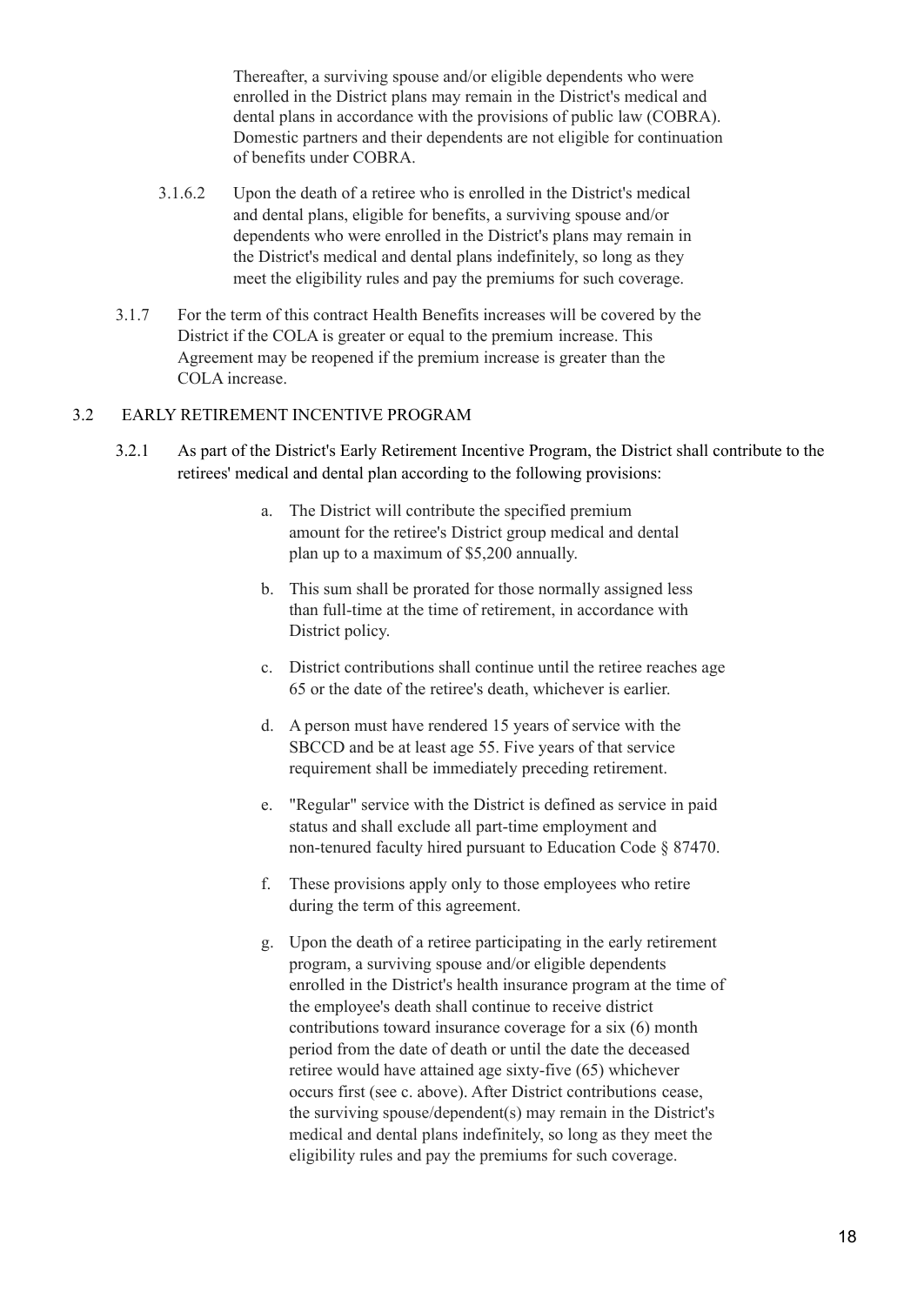Thereafter, a surviving spouse and/or eligible dependents who were enrolled in the District plans may remain in the District's medical and dental plans in accordance with the provisions of public law (COBRA). Domestic partners and their dependents are not eligible for continuation of benefits under COBRA.

3.1.6.2 Upon the death of a retiree who is enrolled in the District's medical and dental plans, eligible for benefits, a surviving spouse and/or dependents who were enrolled in the District's plans may remain in the District's medical and dental plans indefinitely, so long as they meet the eligibility rules and pay the premiums for such coverage.

3.1.7 For the term of this contract Health Benefits increases will be covered by the District if the COLA is greater or equal to the premium increase. This Agreement may be reopened if the premium increase is greater than the COLA increase.

## 3.2 EARLY RETIREMENT INCENTIVE PROGRAM

3.2.1 As part of the District's Early Retirement Incentive Program, the District shall contribute to the retirees' medical and dental plan according to the following provisions:

a. The District will contribute the specified premium amount for the retiree's District group medical and dental plan up to a maximum of $5,200 annually.

b. This sum shall be prorated for those normally assigned less than full-time at the time of retirement, in accordance with District policy.

c. District contributions shall continue until the retiree reaches age 65 or the date of the retiree's death, whichever is earlier.

d. A person must have rendered 15 years of service with the SBCCD and be at least age 55. Five years of that service requirement shall be immediately preceding retirement.

e. "Regular" service with the District is defined as service in paid status and shall exclude all part-time employment and non-tenured faculty hired pursuant to Education Code § 87470.

f. These provisions apply only to those employees who retire during the term of this agreement.

g. Upon the death of a retiree participating in the early retirement program, a surviving spouse and/or eligible dependents enrolled in the District's health insurance program at the time of the employee's death shall continue to receive district contributions toward insurance coverage for a six (6) month period from the date of death or until the date the deceased retiree would have attained age sixty-five (65) whichever occurs first (see c. above). After District contributions cease, the surviving spouse/dependent(s) may remain in the District's medical and dental plans indefinitely, so long as they meet the eligibility rules and pay the premiums for such coverage.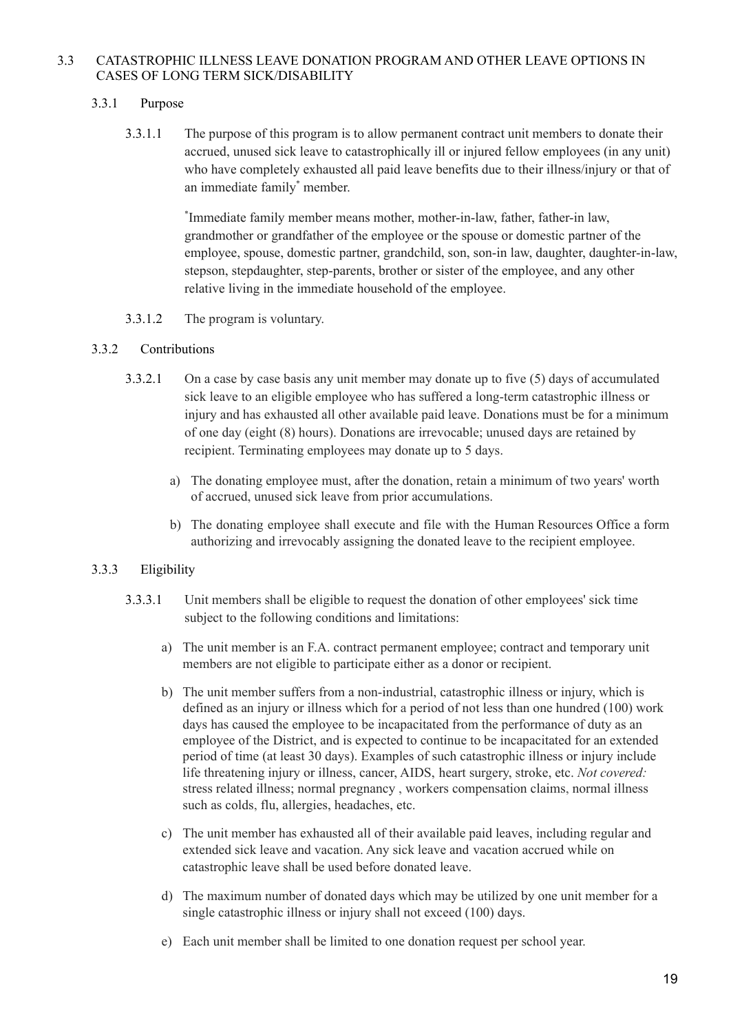## 3.3 CATASTROPHIC ILLNESS LEAVE DONATION PROGRAM AND OTHER LEAVE OPTIONS IN CASES OF LONG TERM SICK/DISABILITY

### 3.3.1 Purpose

3.3.1.1 The purpose of this program is to allow permanent contract unit members to donate their accrued, unused sick leave to catastrophically ill or injured fellow employees (in any unit) who have completely exhausted all paid leave benefits due to their illness/injury or that of an immediate family* member.

*Immediate family member means mother, mother-in-law, father, father-in law, grandmother or grandfather of the employee or the spouse or domestic partner of the employee, spouse, domestic partner, grandchild, son, son-in law, daughter, daughter-in-law, stepson, stepdaughter, step-parents, brother or sister of the employee, and any other relative living in the immediate household of the employee.

3.3.1.2 The program is voluntary.

### 3.3.2 Contributions

3.3.2.1 On a case by case basis any unit member may donate up to five (5) days of accumulated sick leave to an eligible employee who has suffered a long-term catastrophic illness or injury and has exhausted all other available paid leave. Donations must be for a minimum of one day (eight (8) hours). Donations are irrevocable; unused days are retained by recipient. Terminating employees may donate up to 5 days.

a) The donating employee must, after the donation, retain a minimum of two years' worth of accrued, unused sick leave from prior accumulations.

b) The donating employee shall execute and file with the Human Resources Office a form authorizing and irrevocably assigning the donated leave to the recipient employee.

### 3.3.3 Eligibility

3.3.3.1 Unit members shall be eligible to request the donation of other employees' sick time subject to the following conditions and limitations:

a) The unit member is an F.A. contract permanent employee; contract and temporary unit members are not eligible to participate either as a donor or recipient.

b) The unit member suffers from a non-industrial, catastrophic illness or injury, which is defined as an injury or illness which for a period of not less than one hundred (100) work days has caused the employee to be incapacitated from the performance of duty as an employee of the District, and is expected to continue to be incapacitated for an extended period of time (at least 30 days). Examples of such catastrophic illness or injury include life threatening injury or illness, cancer, AIDS, heart surgery, stroke, etc. *Not covered:* stress related illness; normal pregnancy , workers compensation claims, normal illness such as colds, flu, allergies, headaches, etc.

c) The unit member has exhausted all of their available paid leaves, including regular and extended sick leave and vacation. Any sick leave and vacation accrued while on catastrophic leave shall be used before donated leave.

d) The maximum number of donated days which may be utilized by one unit member for a single catastrophic illness or injury shall not exceed (100) days.

e) Each unit member shall be limited to one donation request per school year.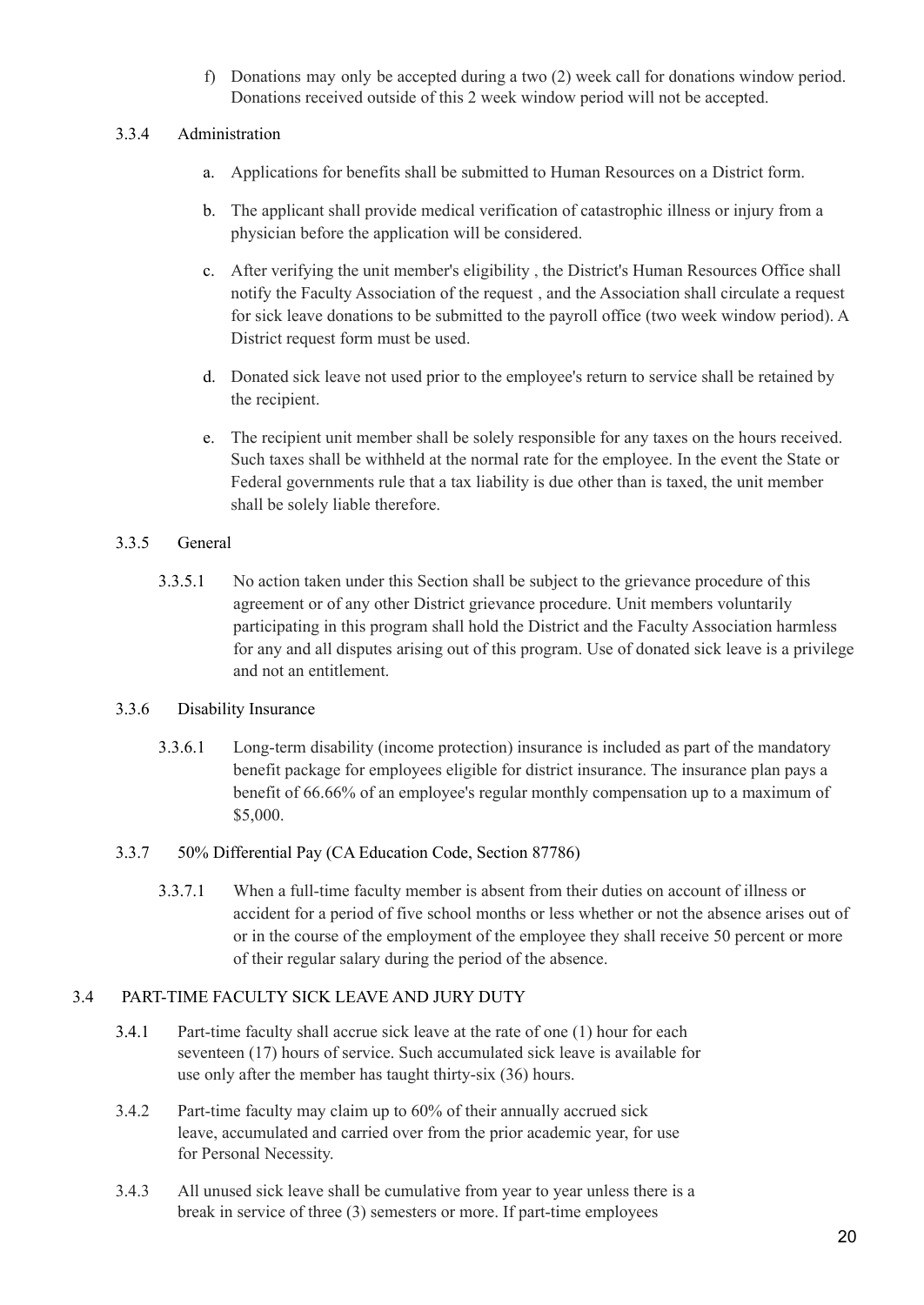f) Donations may only be accepted during a two (2) week call for donations window period. Donations received outside of this 2 week window period will not be accepted.

3.3.4 Administration

a. Applications for benefits shall be submitted to Human Resources on a District form.

b. The applicant shall provide medical verification of catastrophic illness or injury from a physician before the application will be considered.

c. After verifying the unit member's eligibility , the District's Human Resources Office shall notify the Faculty Association of the request , and the Association shall circulate a request for sick leave donations to be submitted to the payroll office (two week window period). A District request form must be used.

d. Donated sick leave not used prior to the employee's return to service shall be retained by the recipient.

e. The recipient unit member shall be solely responsible for any taxes on the hours received. Such taxes shall be withheld at the normal rate for the employee. In the event the State or Federal governments rule that a tax liability is due other than is taxed, the unit member shall be solely liable therefore.

3.3.5 General

3.3.5.1 No action taken under this Section shall be subject to the grievance procedure of this agreement or of any other District grievance procedure. Unit members voluntarily participating in this program shall hold the District and the Faculty Association harmless for any and all disputes arising out of this program. Use of donated sick leave is a privilege and not an entitlement.

3.3.6 Disability Insurance

3.3.6.1 Long-term disability (income protection) insurance is included as part of the mandatory benefit package for employees eligible for district insurance. The insurance plan pays a benefit of 66.66% of an employee's regular monthly compensation up to a maximum of $5,000.

3.3.7 50% Differential Pay (CA Education Code, Section 87786)

3.3.7.1 When a full-time faculty member is absent from their duties on account of illness or accident for a period of five school months or less whether or not the absence arises out of or in the course of the employment of the employee they shall receive 50 percent or more of their regular salary during the period of the absence.

3.4 PART-TIME FACULTY SICK LEAVE AND JURY DUTY

3.4.1 Part-time faculty shall accrue sick leave at the rate of one (1) hour for each seventeen (17) hours of service. Such accumulated sick leave is available for use only after the member has taught thirty-six (36) hours.

3.4.2 Part-time faculty may claim up to 60% of their annually accrued sick leave, accumulated and carried over from the prior academic year, for use for Personal Necessity.

3.4.3 All unused sick leave shall be cumulative from year to year unless there is a break in service of three (3) semesters or more. If part-time employees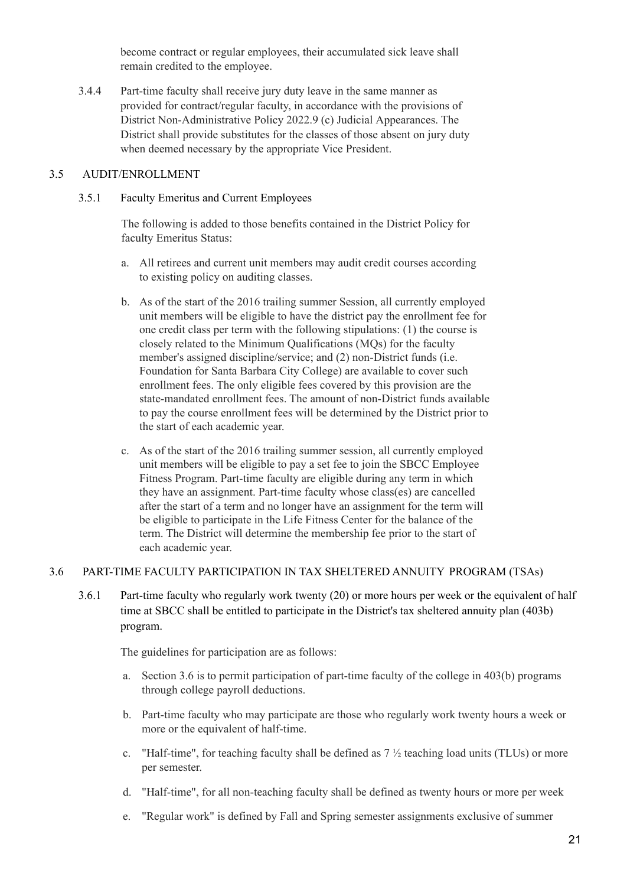become contract or regular employees, their accumulated sick leave shall remain credited to the employee.

3.4.4 Part-time faculty shall receive jury duty leave in the same manner as provided for contract/regular faculty, in accordance with the provisions of District Non-Administrative Policy 2022.9 (c) Judicial Appearances. The District shall provide substitutes for the classes of those absent on jury duty when deemed necessary by the appropriate Vice President.

## 3.5 AUDIT/ENROLLMENT

### 3.5.1 Faculty Emeritus and Current Employees

The following is added to those benefits contained in the District Policy for faculty Emeritus Status:

a. All retirees and current unit members may audit credit courses according to existing policy on auditing classes.

b. As of the start of the 2016 trailing summer Session, all currently employed unit members will be eligible to have the district pay the enrollment fee for one credit class per term with the following stipulations: (1) the course is closely related to the Minimum Qualifications (MQs) for the faculty member's assigned discipline/service; and (2) non-District funds (i.e. Foundation for Santa Barbara City College) are available to cover such enrollment fees. The only eligible fees covered by this provision are the state-mandated enrollment fees. The amount of non-District funds available to pay the course enrollment fees will be determined by the District prior to the start of each academic year.

c. As of the start of the 2016 trailing summer session, all currently employed unit members will be eligible to pay a set fee to join the SBCC Employee Fitness Program. Part-time faculty are eligible during any term in which they have an assignment. Part-time faculty whose class(es) are cancelled after the start of a term and no longer have an assignment for the term will be eligible to participate in the Life Fitness Center for the balance of the term. The District will determine the membership fee prior to the start of each academic year.

## 3.6 PART-TIME FACULTY PARTICIPATION IN TAX SHELTERED ANNUITY PROGRAM (TSAs)

3.6.1 Part-time faculty who regularly work twenty (20) or more hours per week or the equivalent of half time at SBCC shall be entitled to participate in the District's tax sheltered annuity plan (403b) program.

The guidelines for participation are as follows:

a. Section 3.6 is to permit participation of part-time faculty of the college in 403(b) programs through college payroll deductions.

b. Part-time faculty who may participate are those who regularly work twenty hours a week or more or the equivalent of half-time.

c. "Half-time", for teaching faculty shall be defined as 7 ½ teaching load units (TLUs) or more per semester.

d. "Half-time", for all non-teaching faculty shall be defined as twenty hours or more per week

e. "Regular work" is defined by Fall and Spring semester assignments exclusive of summer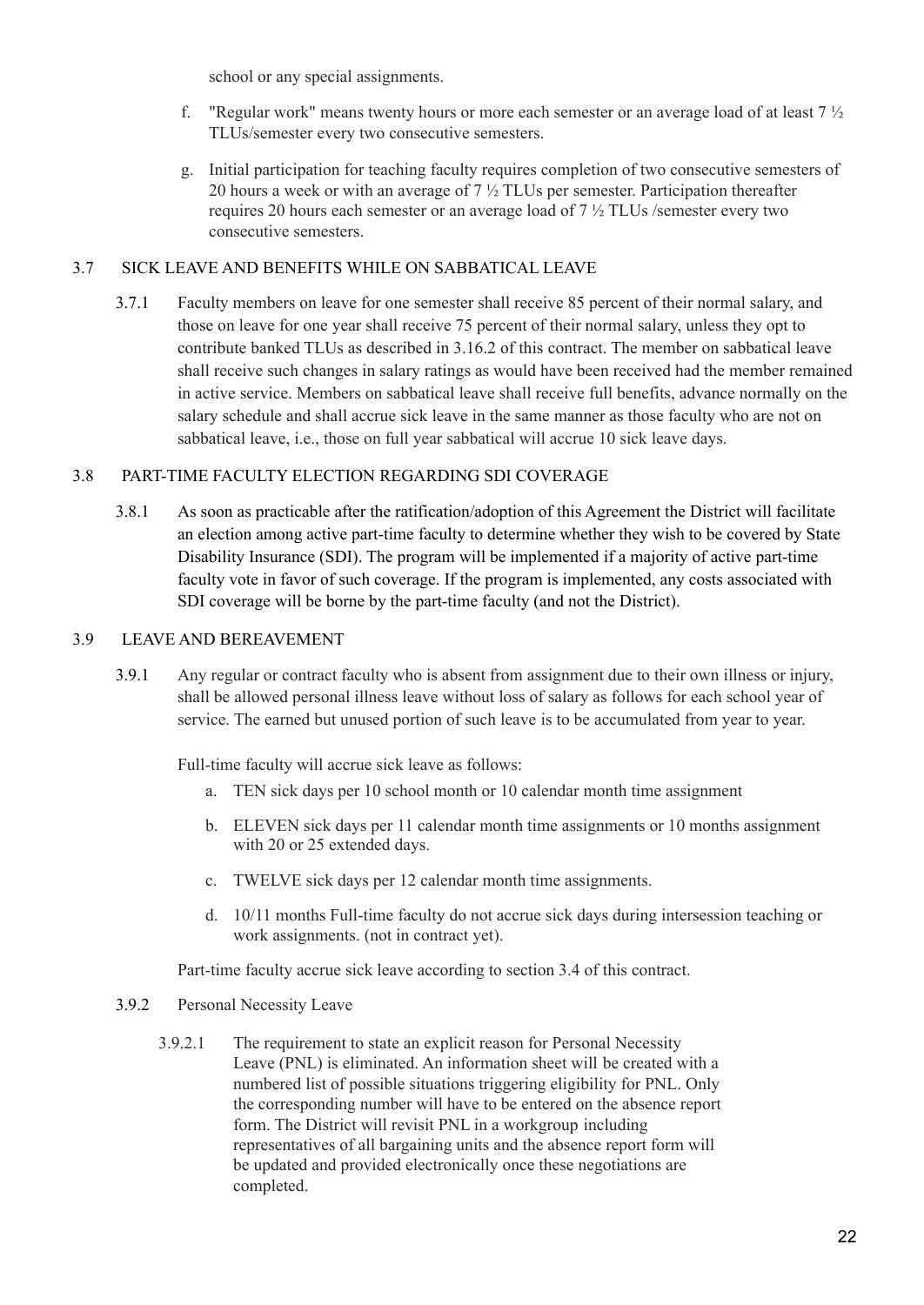school or any special assignments.

f. "Regular work" means twenty hours or more each semester or an average load of at least 7 ½ TLUs/semester every two consecutive semesters.

g. Initial participation for teaching faculty requires completion of two consecutive semesters of 20 hours a week or with an average of 7 ½ TLUs per semester. Participation thereafter requires 20 hours each semester or an average load of 7 ½ TLUs /semester every two consecutive semesters.

### 3.7 SICK LEAVE AND BENEFITS WHILE ON SABBATICAL LEAVE

3.7.1 Faculty members on leave for one semester shall receive 85 percent of their normal salary, and those on leave for one year shall receive 75 percent of their normal salary, unless they opt to contribute banked TLUs as described in 3.16.2 of this contract. The member on sabbatical leave shall receive such changes in salary ratings as would have been received had the member remained in active service. Members on sabbatical leave shall receive full benefits, advance normally on the salary schedule and shall accrue sick leave in the same manner as those faculty who are not on sabbatical leave, i.e., those on full year sabbatical will accrue 10 sick leave days.

### 3.8 PART-TIME FACULTY ELECTION REGARDING SDI COVERAGE

3.8.1 As soon as practicable after the ratification/adoption of this Agreement the District will facilitate an election among active part-time faculty to determine whether they wish to be covered by State Disability Insurance (SDI). The program will be implemented if a majority of active part-time faculty vote in favor of such coverage. If the program is implemented, any costs associated with SDI coverage will be borne by the part-time faculty (and not the District).

### 3.9 LEAVE AND BEREAVEMENT

3.9.1 Any regular or contract faculty who is absent from assignment due to their own illness or injury, shall be allowed personal illness leave without loss of salary as follows for each school year of service. The earned but unused portion of such leave is to be accumulated from year to year.

Full-time faculty will accrue sick leave as follows:

a. TEN sick days per 10 school month or 10 calendar month time assignment

b. ELEVEN sick days per 11 calendar month time assignments or 10 months assignment with 20 or 25 extended days.

c. TWELVE sick days per 12 calendar month time assignments.

d. 10/11 months Full-time faculty do not accrue sick days during intersession teaching or work assignments. (not in contract yet).

Part-time faculty accrue sick leave according to section 3.4 of this contract.

3.9.2 Personal Necessity Leave

3.9.2.1 The requirement to state an explicit reason for Personal Necessity Leave (PNL) is eliminated. An information sheet will be created with a numbered list of possible situations triggering eligibility for PNL. Only the corresponding number will have to be entered on the absence report form. The District will revisit PNL in a workgroup including representatives of all bargaining units and the absence report form will be updated and provided electronically once these negotiations are completed.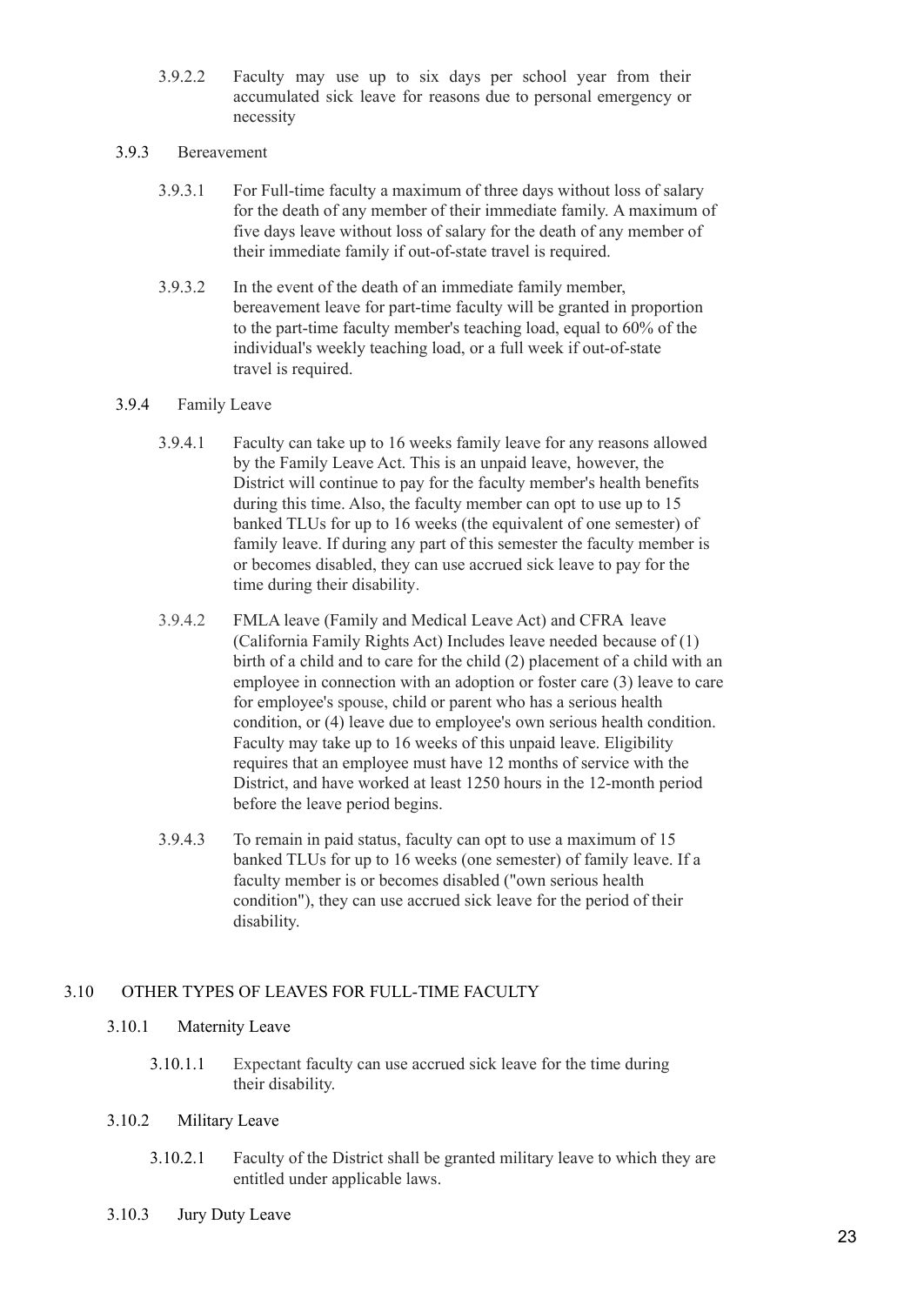3.9.2.2 Faculty may use up to six days per school year from their accumulated sick leave for reasons due to personal emergency or necessity

3.9.3 Bereavement

3.9.3.1 For Full-time faculty a maximum of three days without loss of salary for the death of any member of their immediate family. A maximum of five days leave without loss of salary for the death of any member of their immediate family if out-of-state travel is required.

3.9.3.2 In the event of the death of an immediate family member, bereavement leave for part-time faculty will be granted in proportion to the part-time faculty member's teaching load, equal to 60% of the individual's weekly teaching load, or a full week if out-of-state travel is required.

3.9.4 Family Leave

3.9.4.1 Faculty can take up to 16 weeks family leave for any reasons allowed by the Family Leave Act. This is an unpaid leave, however, the District will continue to pay for the faculty member's health benefits during this time. Also, the faculty member can opt to use up to 15 banked TLUs for up to 16 weeks (the equivalent of one semester) of family leave. If during any part of this semester the faculty member is or becomes disabled, they can use accrued sick leave to pay for the time during their disability.

3.9.4.2 FMLA leave (Family and Medical Leave Act) and CFRA leave (California Family Rights Act) Includes leave needed because of (1) birth of a child and to care for the child (2) placement of a child with an employee in connection with an adoption or foster care (3) leave to care for employee's spouse, child or parent who has a serious health condition, or (4) leave due to employee's own serious health condition. Faculty may take up to 16 weeks of this unpaid leave. Eligibility requires that an employee must have 12 months of service with the District, and have worked at least 1250 hours in the 12-month period before the leave period begins.

3.9.4.3 To remain in paid status, faculty can opt to use a maximum of 15 banked TLUs for up to 16 weeks (one semester) of family leave. If a faculty member is or becomes disabled ("own serious health condition"), they can use accrued sick leave for the period of their disability.

## 3.10 OTHER TYPES OF LEAVES FOR FULL-TIME FACULTY

3.10.1 Maternity Leave

3.10.1.1 Expectant faculty can use accrued sick leave for the time during their disability.

3.10.2 Military Leave

3.10.2.1 Faculty of the District shall be granted military leave to which they are entitled under applicable laws.

3.10.3 Jury Duty Leave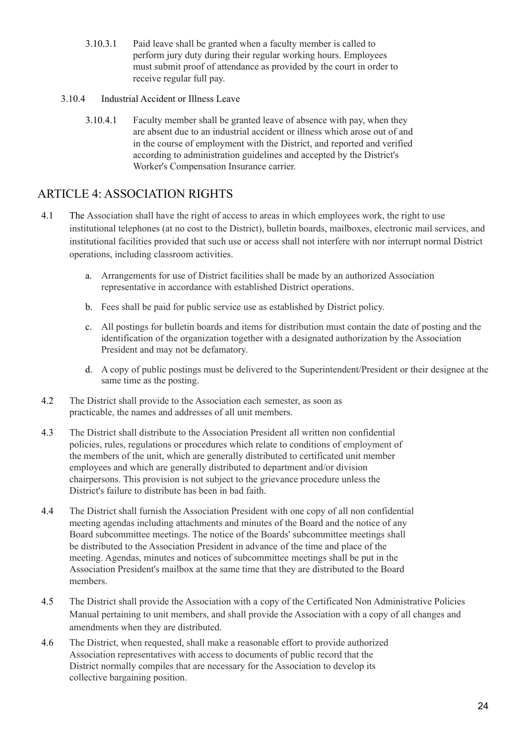3.10.3.1 Paid leave shall be granted when a faculty member is called to perform jury duty during their regular working hours. Employees must submit proof of attendance as provided by the court in order to receive regular full pay.

3.10.4 Industrial Accident or Illness Leave

3.10.4.1 Faculty member shall be granted leave of absence with pay, when they are absent due to an industrial accident or illness which arose out of and in the course of employment with the District, and reported and verified according to administration guidelines and accepted by the District's Worker's Compensation Insurance carrier.

## ARTICLE 4: ASSOCIATION RIGHTS

4.1 The Association shall have the right of access to areas in which employees work, the right to use institutional telephones (at no cost to the District), bulletin boards, mailboxes, electronic mail services, and institutional facilities provided that such use or access shall not interfere with nor interrupt normal District operations, including classroom activities.

a. Arrangements for use of District facilities shall be made by an authorized Association representative in accordance with established District operations.

b. Fees shall be paid for public service use as established by District policy.

c. All postings for bulletin boards and items for distribution must contain the date of posting and the identification of the organization together with a designated authorization by the Association President and may not be defamatory.

d. A copy of public postings must be delivered to the Superintendent/President or their designee at the same time as the posting.

4.2 The District shall provide to the Association each semester, as soon as practicable, the names and addresses of all unit members.

4.3 The District shall distribute to the Association President all written non confidential policies, rules, regulations or procedures which relate to conditions of employment of the members of the unit, which are generally distributed to certificated unit member employees and which are generally distributed to department and/or division chairpersons. This provision is not subject to the grievance procedure unless the District's failure to distribute has been in bad faith.

4.4 The District shall furnish the Association President with one copy of all non confidential meeting agendas including attachments and minutes of the Board and the notice of any Board subcommittee meetings. The notice of the Boards' subcommittee meetings shall be distributed to the Association President in advance of the time and place of the meeting. Agendas, minutes and notices of subcommittee meetings shall be put in the Association President's mailbox at the same time that they are distributed to the Board members.

4.5 The District shall provide the Association with a copy of the Certificated Non Administrative Policies Manual pertaining to unit members, and shall provide the Association with a copy of all changes and amendments when they are distributed.

4.6 The District, when requested, shall make a reasonable effort to provide authorized Association representatives with access to documents of public record that the District normally compiles that are necessary for the Association to develop its collective bargaining position.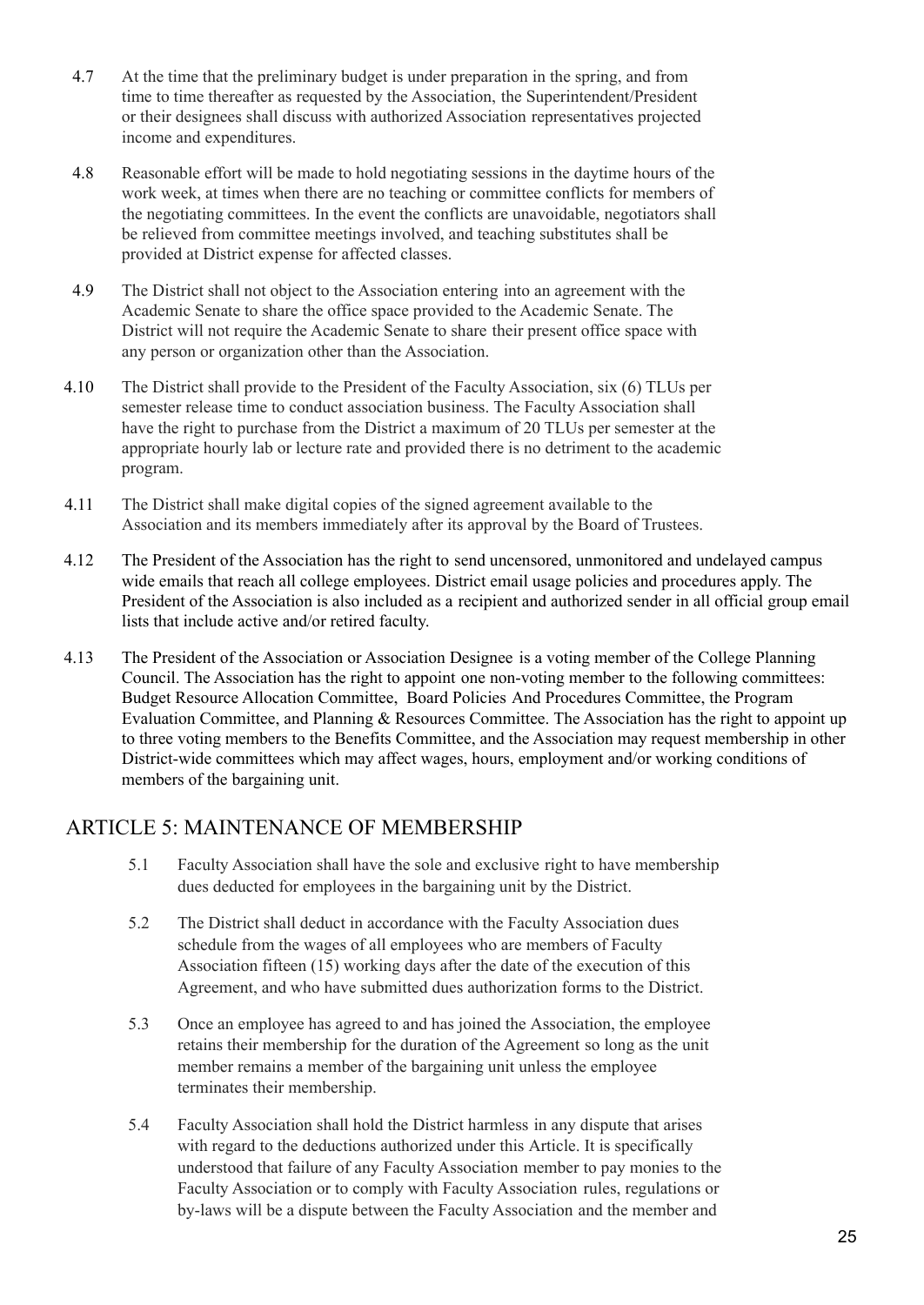4.7 At the time that the preliminary budget is under preparation in the spring, and from time to time thereafter as requested by the Association, the Superintendent/President or their designees shall discuss with authorized Association representatives projected income and expenditures.

4.8 Reasonable effort will be made to hold negotiating sessions in the daytime hours of the work week, at times when there are no teaching or committee conflicts for members of the negotiating committees. In the event the conflicts are unavoidable, negotiators shall be relieved from committee meetings involved, and teaching substitutes shall be provided at District expense for affected classes.

4.9 The District shall not object to the Association entering into an agreement with the Academic Senate to share the office space provided to the Academic Senate. The District will not require the Academic Senate to share their present office space with any person or organization other than the Association.

4.10 The District shall provide to the President of the Faculty Association, six (6) TLUs per semester release time to conduct association business. The Faculty Association shall have the right to purchase from the District a maximum of 20 TLUs per semester at the appropriate hourly lab or lecture rate and provided there is no detriment to the academic program.

4.11 The District shall make digital copies of the signed agreement available to the Association and its members immediately after its approval by the Board of Trustees.

4.12 The President of the Association has the right to send uncensored, unmonitored and undelayed campus wide emails that reach all college employees. District email usage policies and procedures apply. The President of the Association is also included as a recipient and authorized sender in all official group email lists that include active and/or retired faculty.

4.13 The President of the Association or Association Designee is a voting member of the College Planning Council. The Association has the right to appoint one non-voting member to the following committees: Budget Resource Allocation Committee, Board Policies And Procedures Committee, the Program Evaluation Committee, and Planning & Resources Committee. The Association has the right to appoint up to three voting members to the Benefits Committee, and the Association may request membership in other District-wide committees which may affect wages, hours, employment and/or working conditions of members of the bargaining unit.

## ARTICLE 5: MAINTENANCE OF MEMBERSHIP

5.1 Faculty Association shall have the sole and exclusive right to have membership dues deducted for employees in the bargaining unit by the District.

5.2 The District shall deduct in accordance with the Faculty Association dues schedule from the wages of all employees who are members of Faculty Association fifteen (15) working days after the date of the execution of this Agreement, and who have submitted dues authorization forms to the District.

5.3 Once an employee has agreed to and has joined the Association, the employee retains their membership for the duration of the Agreement so long as the unit member remains a member of the bargaining unit unless the employee terminates their membership.

5.4 Faculty Association shall hold the District harmless in any dispute that arises with regard to the deductions authorized under this Article. It is specifically understood that failure of any Faculty Association member to pay monies to the Faculty Association or to comply with Faculty Association rules, regulations or by-laws will be a dispute between the Faculty Association and the member and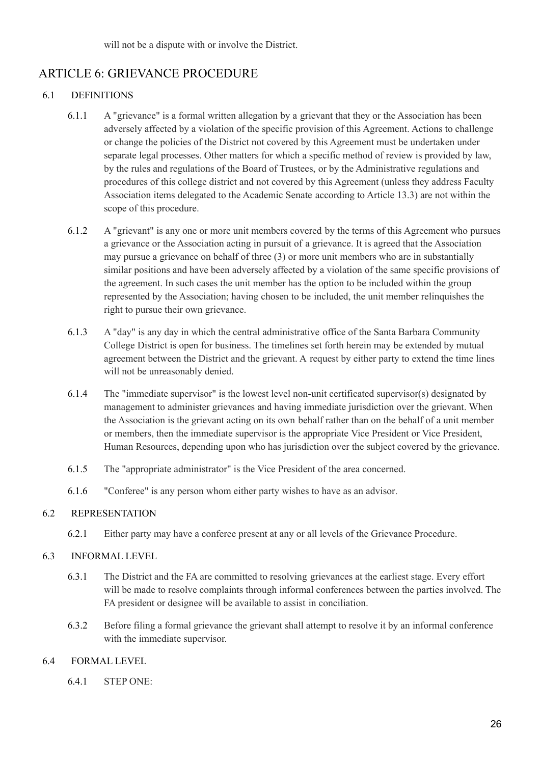will not be a dispute with or involve the District.

## ARTICLE 6: GRIEVANCE PROCEDURE

### 6.1 DEFINITIONS

6.1.1 A "grievance" is a formal written allegation by a grievant that they or the Association has been adversely affected by a violation of the specific provision of this Agreement. Actions to challenge or change the policies of the District not covered by this Agreement must be undertaken under separate legal processes. Other matters for which a specific method of review is provided by law, by the rules and regulations of the Board of Trustees, or by the Administrative regulations and procedures of this college district and not covered by this Agreement (unless they address Faculty Association items delegated to the Academic Senate according to Article 13.3) are not within the scope of this procedure.

6.1.2 A "grievant" is any one or more unit members covered by the terms of this Agreement who pursues a grievance or the Association acting in pursuit of a grievance. It is agreed that the Association may pursue a grievance on behalf of three (3) or more unit members who are in substantially similar positions and have been adversely affected by a violation of the same specific provisions of the agreement. In such cases the unit member has the option to be included within the group represented by the Association; having chosen to be included, the unit member relinquishes the right to pursue their own grievance.

6.1.3 A "day" is any day in which the central administrative office of the Santa Barbara Community College District is open for business. The timelines set forth herein may be extended by mutual agreement between the District and the grievant. A request by either party to extend the time lines will not be unreasonably denied.

6.1.4 The "immediate supervisor" is the lowest level non-unit certificated supervisor(s) designated by management to administer grievances and having immediate jurisdiction over the grievant. When the Association is the grievant acting on its own behalf rather than on the behalf of a unit member or members, then the immediate supervisor is the appropriate Vice President or Vice President, Human Resources, depending upon who has jurisdiction over the subject covered by the grievance.

6.1.5 The "appropriate administrator" is the Vice President of the area concerned.

6.1.6 "Conferee" is any person whom either party wishes to have as an advisor.

### 6.2 REPRESENTATION

6.2.1 Either party may have a conferee present at any or all levels of the Grievance Procedure.

### 6.3 INFORMAL LEVEL

6.3.1 The District and the FA are committed to resolving grievances at the earliest stage. Every effort will be made to resolve complaints through informal conferences between the parties involved. The FA president or designee will be available to assist in conciliation.

6.3.2 Before filing a formal grievance the grievant shall attempt to resolve it by an informal conference with the immediate supervisor.

### 6.4 FORMAL LEVEL

6.4.1 STEP ONE: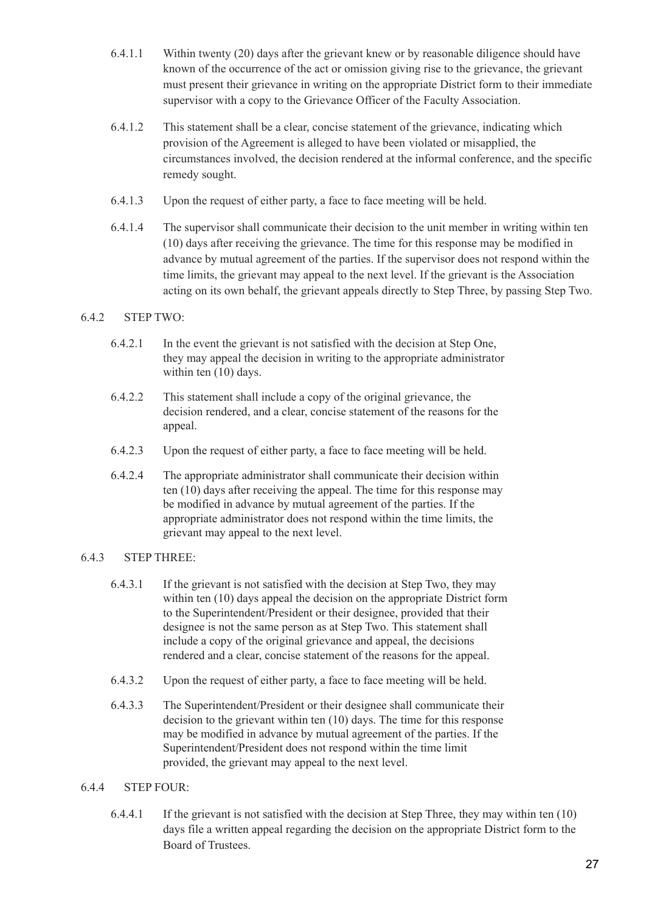6.4.1.1 Within twenty (20) days after the grievant knew or by reasonable diligence should have known of the occurrence of the act or omission giving rise to the grievance, the grievant must present their grievance in writing on the appropriate District form to their immediate supervisor with a copy to the Grievance Officer of the Faculty Association.

6.4.1.2 This statement shall be a clear, concise statement of the grievance, indicating which provision of the Agreement is alleged to have been violated or misapplied, the circumstances involved, the decision rendered at the informal conference, and the specific remedy sought.

6.4.1.3 Upon the request of either party, a face to face meeting will be held.

6.4.1.4 The supervisor shall communicate their decision to the unit member in writing within ten (10) days after receiving the grievance. The time for this response may be modified in advance by mutual agreement of the parties. If the supervisor does not respond within the time limits, the grievant may appeal to the next level. If the grievant is the Association acting on its own behalf, the grievant appeals directly to Step Three, by passing Step Two.

6.4.2 STEP TWO:

6.4.2.1 In the event the grievant is not satisfied with the decision at Step One, they may appeal the decision in writing to the appropriate administrator within ten (10) days.

6.4.2.2 This statement shall include a copy of the original grievance, the decision rendered, and a clear, concise statement of the reasons for the appeal.

6.4.2.3 Upon the request of either party, a face to face meeting will be held.

6.4.2.4 The appropriate administrator shall communicate their decision within ten (10) days after receiving the appeal. The time for this response may be modified in advance by mutual agreement of the parties. If the appropriate administrator does not respond within the time limits, the grievant may appeal to the next level.

6.4.3 STEP THREE:

6.4.3.1 If the grievant is not satisfied with the decision at Step Two, they may within ten (10) days appeal the decision on the appropriate District form to the Superintendent/President or their designee, provided that their designee is not the same person as at Step Two. This statement shall include a copy of the original grievance and appeal, the decisions rendered and a clear, concise statement of the reasons for the appeal.

6.4.3.2 Upon the request of either party, a face to face meeting will be held.

6.4.3.3 The Superintendent/President or their designee shall communicate their decision to the grievant within ten (10) days. The time for this response may be modified in advance by mutual agreement of the parties. If the Superintendent/President does not respond within the time limit provided, the grievant may appeal to the next level.

6.4.4 STEP FOUR:

6.4.4.1 If the grievant is not satisfied with the decision at Step Three, they may within ten (10) days file a written appeal regarding the decision on the appropriate District form to the Board of Trustees.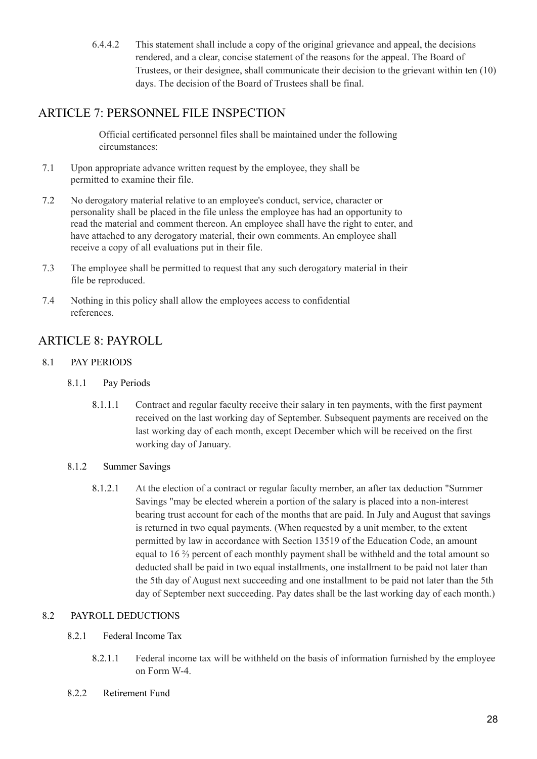6.4.4.2 This statement shall include a copy of the original grievance and appeal, the decisions rendered, and a clear, concise statement of the reasons for the appeal. The Board of Trustees, or their designee, shall communicate their decision to the grievant within ten (10) days. The decision of the Board of Trustees shall be final.

## ARTICLE 7: PERSONNEL FILE INSPECTION

Official certificated personnel files shall be maintained under the following circumstances:

7.1 Upon appropriate advance written request by the employee, they shall be permitted to examine their file.

7.2 No derogatory material relative to an employee's conduct, service, character or personality shall be placed in the file unless the employee has had an opportunity to read the material and comment thereon. An employee shall have the right to enter, and have attached to any derogatory material, their own comments. An employee shall receive a copy of all evaluations put in their file.

7.3 The employee shall be permitted to request that any such derogatory material in their file be reproduced.

7.4 Nothing in this policy shall allow the employees access to confidential references.

## ARTICLE 8: PAYROLL

8.1 PAY PERIODS

8.1.1 Pay Periods

8.1.1.1 Contract and regular faculty receive their salary in ten payments, with the first payment received on the last working day of September. Subsequent payments are received on the last working day of each month, except December which will be received on the first working day of January.

8.1.2 Summer Savings

8.1.2.1 At the election of a contract or regular faculty member, an after tax deduction "Summer Savings "may be elected wherein a portion of the salary is placed into a non-interest bearing trust account for each of the months that are paid. In July and August that savings is returned in two equal payments. (When requested by a unit member, to the extent permitted by law in accordance with Section 13519 of the Education Code, an amount equal to 16 ⅔ percent of each monthly payment shall be withheld and the total amount so deducted shall be paid in two equal installments, one installment to be paid not later than the 5th day of August next succeeding and one installment to be paid not later than the 5th day of September next succeeding. Pay dates shall be the last working day of each month.)

8.2 PAYROLL DEDUCTIONS

8.2.1 Federal Income Tax

8.2.1.1 Federal income tax will be withheld on the basis of information furnished by the employee on Form W-4.

8.2.2 Retirement Fund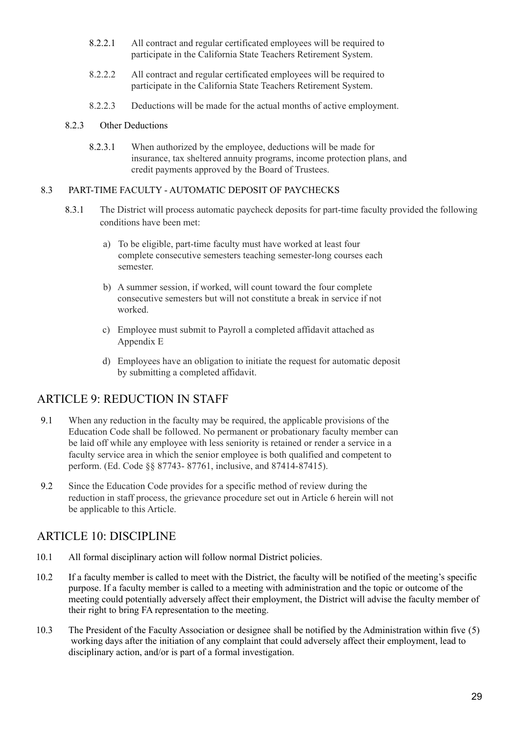8.2.2.1 All contract and regular certificated employees will be required to participate in the California State Teachers Retirement System.

8.2.2.2 All contract and regular certificated employees will be required to participate in the California State Teachers Retirement System.

8.2.2.3 Deductions will be made for the actual months of active employment.

8.2.3 Other Deductions

8.2.3.1 When authorized by the employee, deductions will be made for insurance, tax sheltered annuity programs, income protection plans, and credit payments approved by the Board of Trustees.

8.3 PART-TIME FACULTY - AUTOMATIC DEPOSIT OF PAYCHECKS

8.3.1 The District will process automatic paycheck deposits for part-time faculty provided the following conditions have been met:

a) To be eligible, part-time faculty must have worked at least four complete consecutive semesters teaching semester-long courses each semester.

b) A summer session, if worked, will count toward the four complete consecutive semesters but will not constitute a break in service if not worked.

c) Employee must submit to Payroll a completed affidavit attached as Appendix E

d) Employees have an obligation to initiate the request for automatic deposit by submitting a completed affidavit.

## ARTICLE 9: REDUCTION IN STAFF

9.1 When any reduction in the faculty may be required, the applicable provisions of the Education Code shall be followed. No permanent or probationary faculty member can be laid off while any employee with less seniority is retained or render a service in a faculty service area in which the senior employee is both qualified and competent to perform. (Ed. Code §§ 87743- 87761, inclusive, and 87414-87415).

9.2 Since the Education Code provides for a specific method of review during the reduction in staff process, the grievance procedure set out in Article 6 herein will not be applicable to this Article.

## ARTICLE 10: DISCIPLINE

10.1 All formal disciplinary action will follow normal District policies.

10.2 If a faculty member is called to meet with the District, the faculty will be notified of the meeting's specific purpose. If a faculty member is called to a meeting with administration and the topic or outcome of the meeting could potentially adversely affect their employment, the District will advise the faculty member of their right to bring FA representation to the meeting.

10.3 The President of the Faculty Association or designee shall be notified by the Administration within five (5) working days after the initiation of any complaint that could adversely affect their employment, lead to disciplinary action, and/or is part of a formal investigation.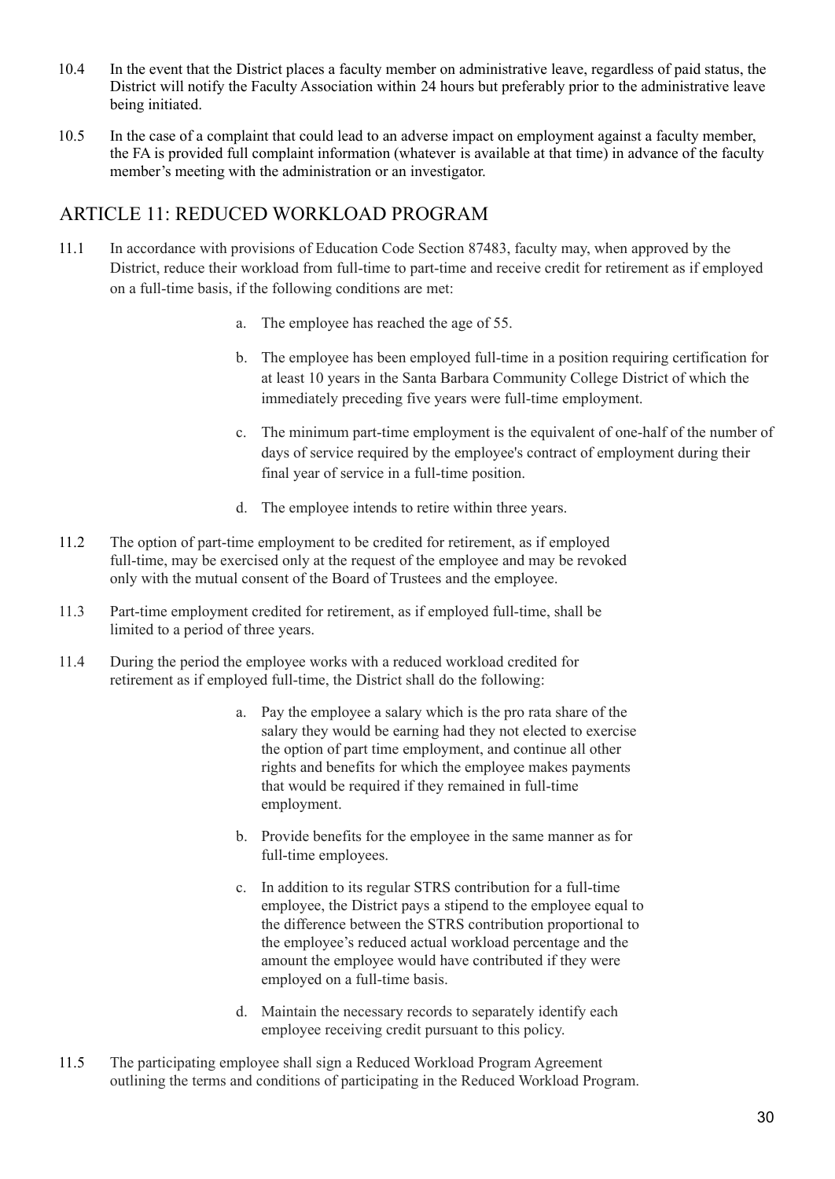10.4 In the event that the District places a faculty member on administrative leave, regardless of paid status, the District will notify the Faculty Association within 24 hours but preferably prior to the administrative leave being initiated.

10.5 In the case of a complaint that could lead to an adverse impact on employment against a faculty member, the FA is provided full complaint information (whatever is available at that time) in advance of the faculty member's meeting with the administration or an investigator.

## ARTICLE 11: REDUCED WORKLOAD PROGRAM

11.1 In accordance with provisions of Education Code Section 87483, faculty may, when approved by the District, reduce their workload from full-time to part-time and receive credit for retirement as if employed on a full-time basis, if the following conditions are met:

a. The employee has reached the age of 55.

b. The employee has been employed full-time in a position requiring certification for at least 10 years in the Santa Barbara Community College District of which the immediately preceding five years were full-time employment.

c. The minimum part-time employment is the equivalent of one-half of the number of days of service required by the employee's contract of employment during their final year of service in a full-time position.

d. The employee intends to retire within three years.

11.2 The option of part-time employment to be credited for retirement, as if employed full-time, may be exercised only at the request of the employee and may be revoked only with the mutual consent of the Board of Trustees and the employee.

11.3 Part-time employment credited for retirement, as if employed full-time, shall be limited to a period of three years.

11.4 During the period the employee works with a reduced workload credited for retirement as if employed full-time, the District shall do the following:

a. Pay the employee a salary which is the pro rata share of the salary they would be earning had they not elected to exercise the option of part time employment, and continue all other rights and benefits for which the employee makes payments that would be required if they remained in full-time employment.

b. Provide benefits for the employee in the same manner as for full-time employees.

c. In addition to its regular STRS contribution for a full-time employee, the District pays a stipend to the employee equal to the difference between the STRS contribution proportional to the employee's reduced actual workload percentage and the amount the employee would have contributed if they were employed on a full-time basis.

d. Maintain the necessary records to separately identify each employee receiving credit pursuant to this policy.

11.5 The participating employee shall sign a Reduced Workload Program Agreement outlining the terms and conditions of participating in the Reduced Workload Program.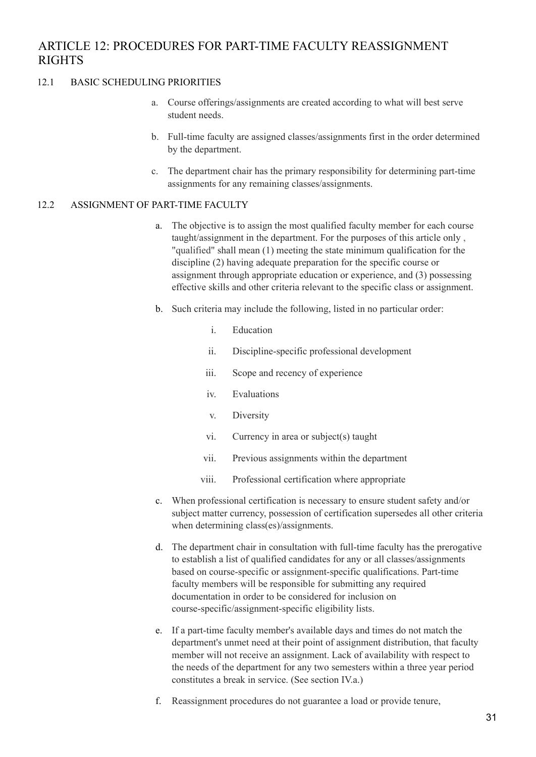# ARTICLE 12: PROCEDURES FOR PART-TIME FACULTY REASSIGNMENT RIGHTS

## 12.1 BASIC SCHEDULING PRIORITIES

a. Course offerings/assignments are created according to what will best serve student needs.

b. Full-time faculty are assigned classes/assignments first in the order determined by the department.

c. The department chair has the primary responsibility for determining part-time assignments for any remaining classes/assignments.

## 12.2 ASSIGNMENT OF PART-TIME FACULTY

a. The objective is to assign the most qualified faculty member for each course taught/assignment in the department. For the purposes of this article only , "qualified" shall mean (1) meeting the state minimum qualification for the discipline (2) having adequate preparation for the specific course or assignment through appropriate education or experience, and (3) possessing effective skills and other criteria relevant to the specific class or assignment.

b. Such criteria may include the following, listed in no particular order:

   i. Education
   
   ii. Discipline-specific professional development
   
   iii. Scope and recency of experience
   
   iv. Evaluations
   
   v. Diversity
   
   vi. Currency in area or subject(s) taught
   
   vii. Previous assignments within the department
   
   viii. Professional certification where appropriate

c. When professional certification is necessary to ensure student safety and/or subject matter currency, possession of certification supersedes all other criteria when determining class(es)/assignments.

d. The department chair in consultation with full-time faculty has the prerogative to establish a list of qualified candidates for any or all classes/assignments based on course-specific or assignment-specific qualifications. Part-time faculty members will be responsible for submitting any required documentation in order to be considered for inclusion on course-specific/assignment-specific eligibility lists.

e. If a part-time faculty member's available days and times do not match the department's unmet need at their point of assignment distribution, that faculty member will not receive an assignment. Lack of availability with respect to the needs of the department for any two semesters within a three year period constitutes a break in service. (See section IV.a.)

f. Reassignment procedures do not guarantee a load or provide tenure,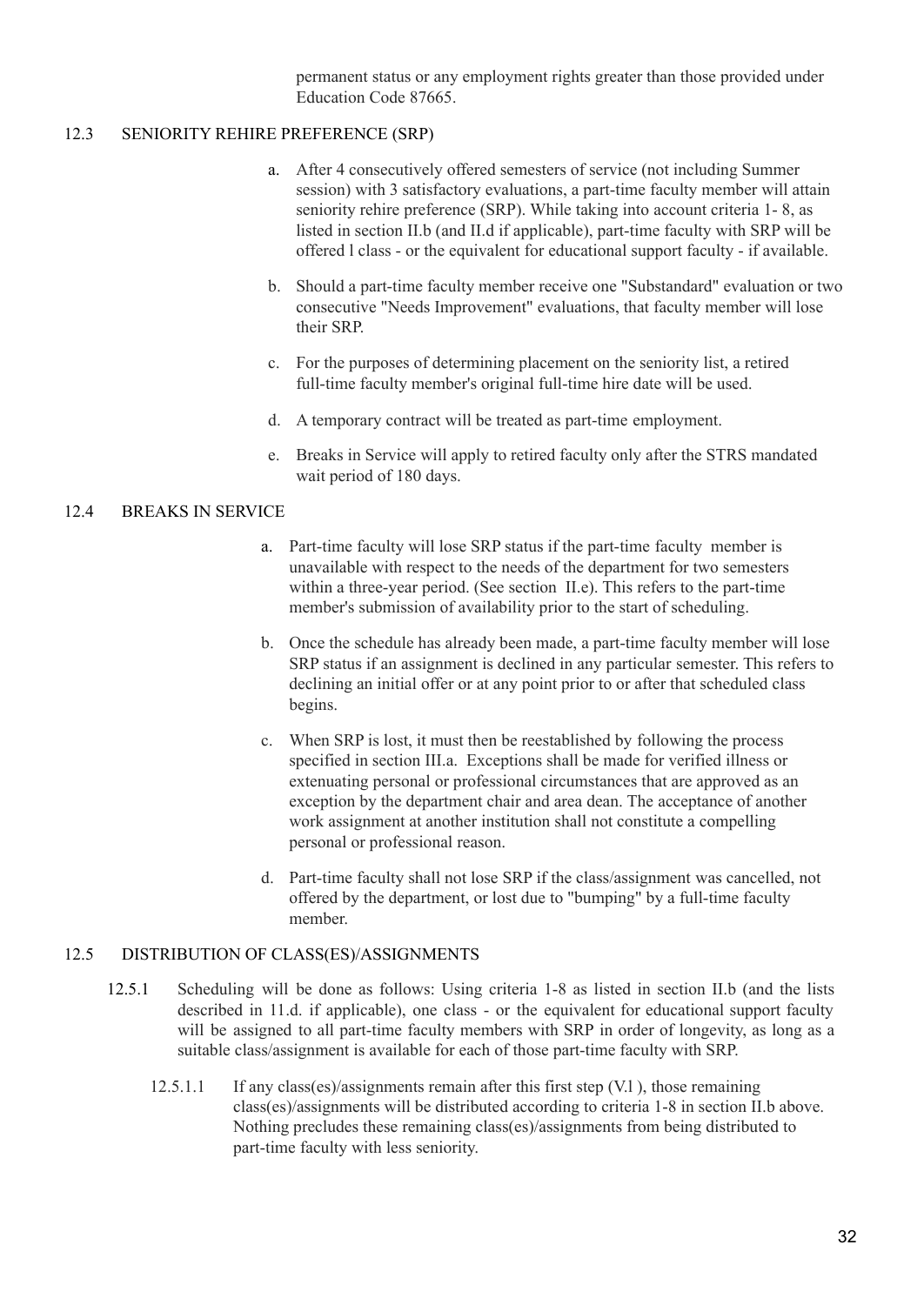permanent status or any employment rights greater than those provided under Education Code 87665.

## 12.3 SENIORITY REHIRE PREFERENCE (SRP)

a. After 4 consecutively offered semesters of service (not including Summer session) with 3 satisfactory evaluations, a part-time faculty member will attain seniority rehire preference (SRP). While taking into account criteria 1- 8, as listed in section II.b (and II.d if applicable), part-time faculty with SRP will be offered l class - or the equivalent for educational support faculty - if available.

b. Should a part-time faculty member receive one "Substandard" evaluation or two consecutive "Needs Improvement" evaluations, that faculty member will lose their SRP.

c. For the purposes of determining placement on the seniority list, a retired full-time faculty member's original full-time hire date will be used.

d. A temporary contract will be treated as part-time employment.

e. Breaks in Service will apply to retired faculty only after the STRS mandated wait period of 180 days.

## 12.4 BREAKS IN SERVICE

a. Part-time faculty will lose SRP status if the part-time faculty member is unavailable with respect to the needs of the department for two semesters within a three-year period. (See section II.e). This refers to the part-time member's submission of availability prior to the start of scheduling.

b. Once the schedule has already been made, a part-time faculty member will lose SRP status if an assignment is declined in any particular semester. This refers to declining an initial offer or at any point prior to or after that scheduled class begins.

c. When SRP is lost, it must then be reestablished by following the process specified in section III.a. Exceptions shall be made for verified illness or extenuating personal or professional circumstances that are approved as an exception by the department chair and area dean. The acceptance of another work assignment at another institution shall not constitute a compelling personal or professional reason.

d. Part-time faculty shall not lose SRP if the class/assignment was cancelled, not offered by the department, or lost due to "bumping" by a full-time faculty member.

## 12.5 DISTRIBUTION OF CLASS(ES)/ASSIGNMENTS

12.5.1 Scheduling will be done as follows: Using criteria 1-8 as listed in section II.b (and the lists described in 11.d. if applicable), one class - or the equivalent for educational support faculty will be assigned to all part-time faculty members with SRP in order of longevity, as long as a suitable class/assignment is available for each of those part-time faculty with SRP.

12.5.1.1 If any class(es)/assignments remain after this first step (V.l ), those remaining class(es)/assignments will be distributed according to criteria 1-8 in section II.b above. Nothing precludes these remaining class(es)/assignments from being distributed to part-time faculty with less seniority.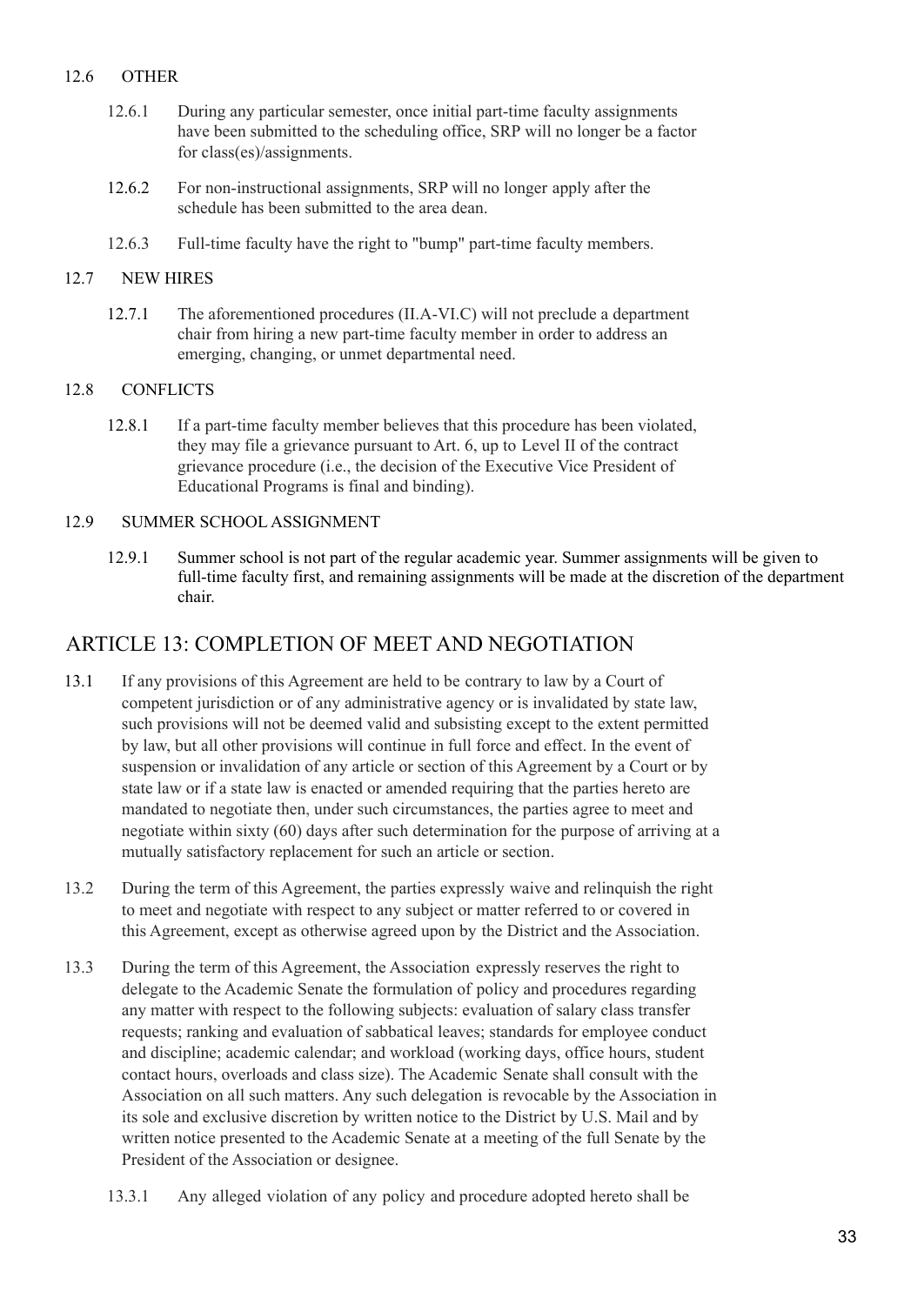12.6 OTHER

12.6.1 During any particular semester, once initial part-time faculty assignments have been submitted to the scheduling office, SRP will no longer be a factor for class(es)/assignments.

12.6.2 For non-instructional assignments, SRP will no longer apply after the schedule has been submitted to the area dean.

12.6.3 Full-time faculty have the right to "bump" part-time faculty members.

12.7 NEW HIRES

12.7.1 The aforementioned procedures (II.A-VI.C) will not preclude a department chair from hiring a new part-time faculty member in order to address an emerging, changing, or unmet departmental need.

12.8 CONFLICTS

12.8.1 If a part-time faculty member believes that this procedure has been violated, they may file a grievance pursuant to Art. 6, up to Level II of the contract grievance procedure (i.e., the decision of the Executive Vice President of Educational Programs is final and binding).

12.9 SUMMER SCHOOL ASSIGNMENT

12.9.1 Summer school is not part of the regular academic year. Summer assignments will be given to full-time faculty first, and remaining assignments will be made at the discretion of the department chair.

## ARTICLE 13: COMPLETION OF MEET AND NEGOTIATION

13.1 If any provisions of this Agreement are held to be contrary to law by a Court of competent jurisdiction or of any administrative agency or is invalidated by state law, such provisions will not be deemed valid and subsisting except to the extent permitted by law, but all other provisions will continue in full force and effect. In the event of suspension or invalidation of any article or section of this Agreement by a Court or by state law or if a state law is enacted or amended requiring that the parties hereto are mandated to negotiate then, under such circumstances, the parties agree to meet and negotiate within sixty (60) days after such determination for the purpose of arriving at a mutually satisfactory replacement for such an article or section.

13.2 During the term of this Agreement, the parties expressly waive and relinquish the right to meet and negotiate with respect to any subject or matter referred to or covered in this Agreement, except as otherwise agreed upon by the District and the Association.

13.3 During the term of this Agreement, the Association expressly reserves the right to delegate to the Academic Senate the formulation of policy and procedures regarding any matter with respect to the following subjects: evaluation of salary class transfer requests; ranking and evaluation of sabbatical leaves; standards for employee conduct and discipline; academic calendar; and workload (working days, office hours, student contact hours, overloads and class size). The Academic Senate shall consult with the Association on all such matters. Any such delegation is revocable by the Association in its sole and exclusive discretion by written notice to the District by U.S. Mail and by written notice presented to the Academic Senate at a meeting of the full Senate by the President of the Association or designee.

13.3.1 Any alleged violation of any policy and procedure adopted hereto shall be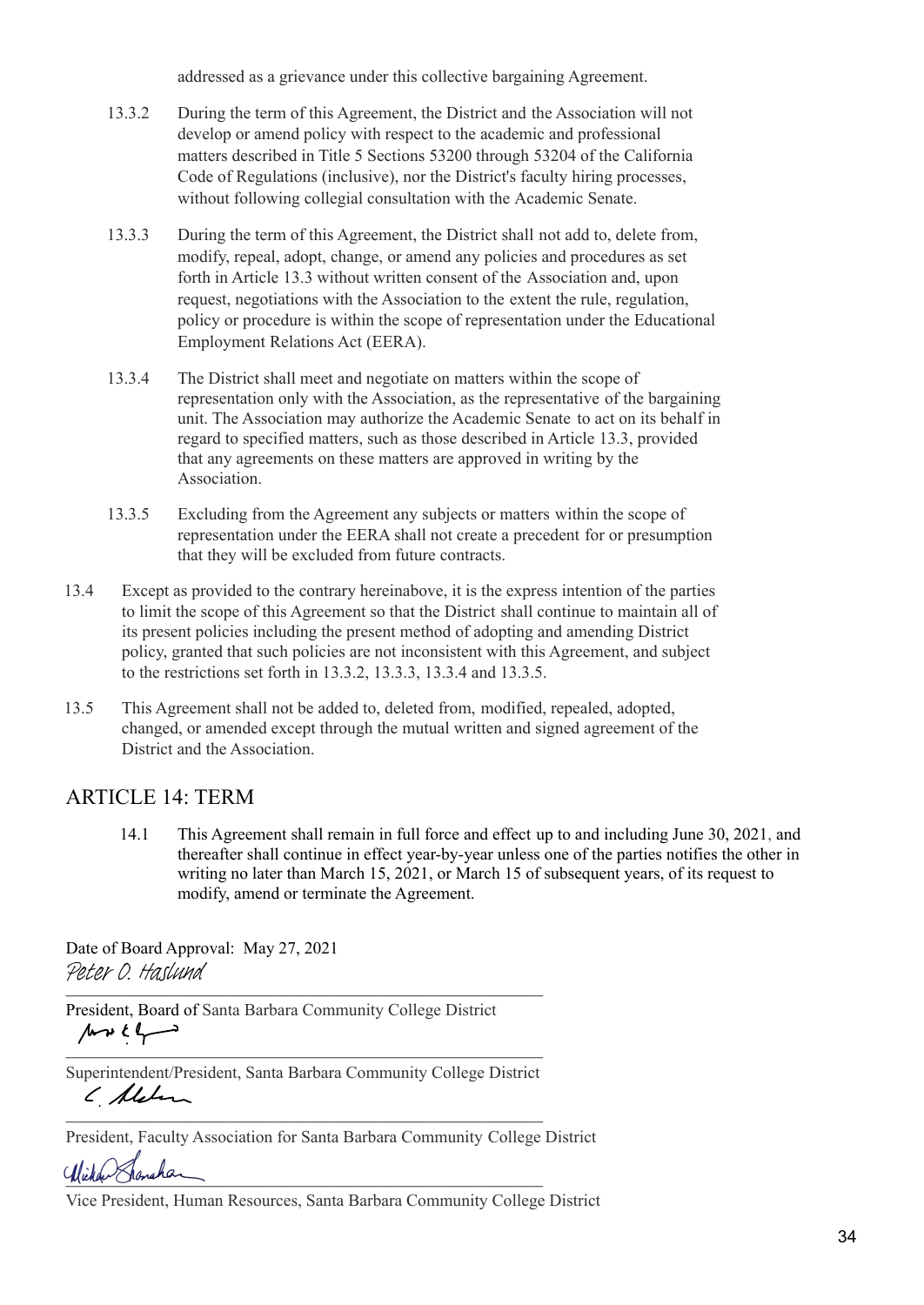addressed as a grievance under this collective bargaining Agreement.

13.3.2 During the term of this Agreement, the District and the Association will not develop or amend policy with respect to the academic and professional matters described in Title 5 Sections 53200 through 53204 of the California Code of Regulations (inclusive), nor the District's faculty hiring processes, without following collegial consultation with the Academic Senate.

13.3.3 During the term of this Agreement, the District shall not add to, delete from, modify, repeal, adopt, change, or amend any policies and procedures as set forth in Article 13.3 without written consent of the Association and, upon request, negotiations with the Association to the extent the rule, regulation, policy or procedure is within the scope of representation under the Educational Employment Relations Act (EERA).

13.3.4 The District shall meet and negotiate on matters within the scope of representation only with the Association, as the representative of the bargaining unit. The Association may authorize the Academic Senate to act on its behalf in regard to specified matters, such as those described in Article 13.3, provided that any agreements on these matters are approved in writing by the Association.

13.3.5 Excluding from the Agreement any subjects or matters within the scope of representation under the EERA shall not create a precedent for or presumption that they will be excluded from future contracts.

13.4 Except as provided to the contrary hereinabove, it is the express intention of the parties to limit the scope of this Agreement so that the District shall continue to maintain all of its present policies including the present method of adopting and amending District policy, granted that such policies are not inconsistent with this Agreement, and subject to the restrictions set forth in 13.3.2, 13.3.3, 13.3.4 and 13.3.5.

13.5 This Agreement shall not be added to, deleted from, modified, repealed, adopted, changed, or amended except through the mutual written and signed agreement of the District and the Association.

## ARTICLE 14: TERM

14.1 This Agreement shall remain in full force and effect up to and including June 30, 2021, and thereafter shall continue in effect year-by-year unless one of the parties notifies the other in writing no later than March 15, 2021, or March 15 of subsequent years, of its request to modify, amend or terminate the Agreement.

Date of Board Approval: May 27, 2021

Peter O. Haslund
\_\_\_\_\_\_\_\_\_\_\_\_\_\_\_\_\_\_\_\_\_\_\_\_\_\_\_\_\_\_\_\_\_\_\_\_\_\_\_\_\_\_\_\_\_\_\_\_
President, Board of Santa Barbara Community College District

\_\_\_\_\_\_\_\_\_\_\_\_\_\_\_\_\_\_\_\_\_\_\_\_\_\_\_\_\_\_\_\_\_\_\_\_\_\_\_\_\_\_\_\_\_\_\_\_
Superintendent/President, Santa Barbara Community College District

\_\_\_\_\_\_\_\_\_\_\_\_\_\_\_\_\_\_\_\_\_\_\_\_\_\_\_\_\_\_\_\_\_\_\_\_\_\_\_\_\_\_\_\_\_\_\_\_
President, Faculty Association for Santa Barbara Community College District

\_\_\_\_\_\_\_\_\_\_\_\_\_\_\_\_\_\_\_\_\_\_\_\_\_\_\_\_\_\_\_\_\_\_\_\_\_\_\_\_\_\_\_\_\_\_\_\_
Vice President, Human Resources, Santa Barbara Community College District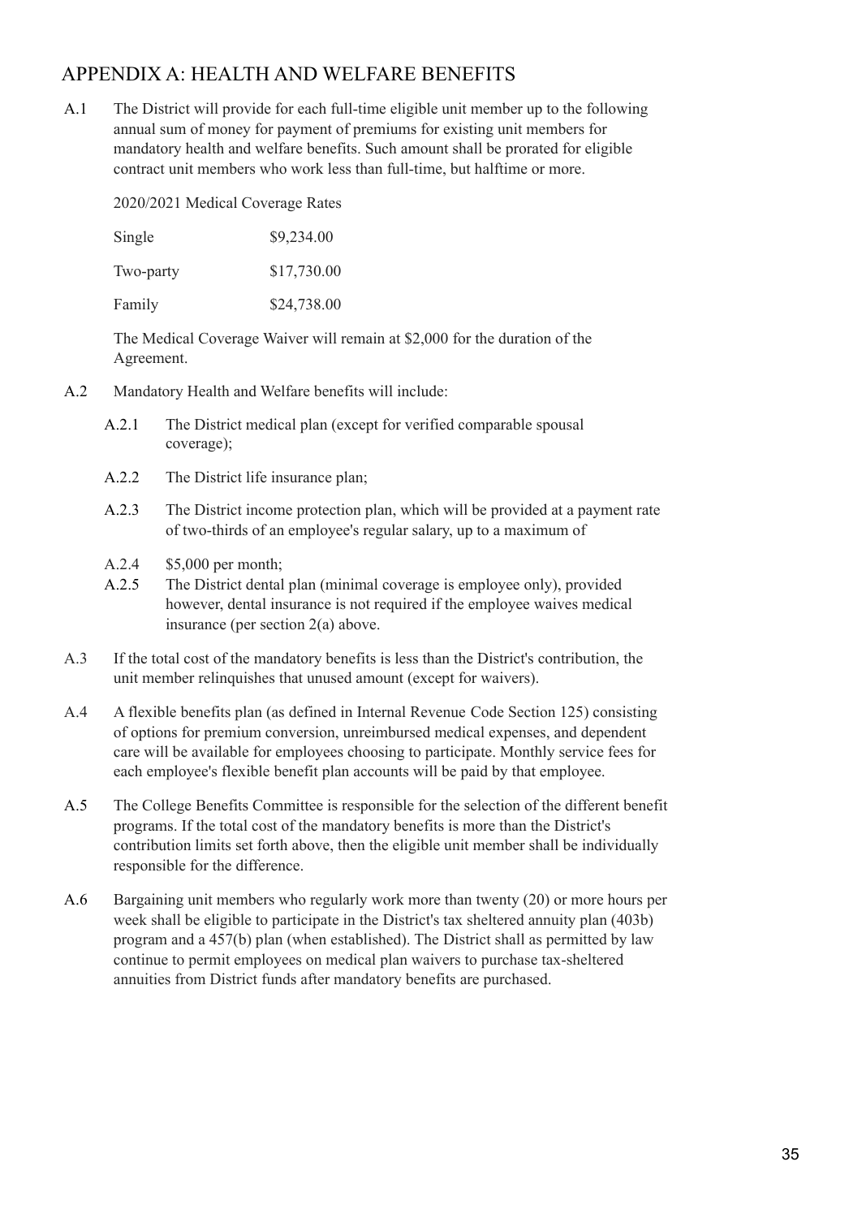## APPENDIX A: HEALTH AND WELFARE BENEFITS

A.1 The District will provide for each full-time eligible unit member up to the following annual sum of money for payment of premiums for existing unit members for mandatory health and welfare benefits. Such amount shall be prorated for eligible contract unit members who work less than full-time, but halftime or more.

2020/2021 Medical Coverage Rates

| | |
|---|---|
| Single | $9,234.00 |
| Two-party | $17,730.00 |
| Family | $24,738.00 |

The Medical Coverage Waiver will remain at $2,000 for the duration of the Agreement.

A.2 Mandatory Health and Welfare benefits will include:

- A.2.1 The District medical plan (except for verified comparable spousal coverage);
- A.2.2 The District life insurance plan;
- A.2.3 The District income protection plan, which will be provided at a payment rate of two-thirds of an employee's regular salary, up to a maximum of
- A.2.4 $5,000 per month;
- A.2.5 The District dental plan (minimal coverage is employee only), provided however, dental insurance is not required if the employee waives medical insurance (per section 2(a) above.

A.3 If the total cost of the mandatory benefits is less than the District's contribution, the unit member relinquishes that unused amount (except for waivers).

A.4 A flexible benefits plan (as defined in Internal Revenue Code Section 125) consisting of options for premium conversion, unreimbursed medical expenses, and dependent care will be available for employees choosing to participate. Monthly service fees for each employee's flexible benefit plan accounts will be paid by that employee.

A.5 The College Benefits Committee is responsible for the selection of the different benefit programs. If the total cost of the mandatory benefits is more than the District's contribution limits set forth above, then the eligible unit member shall be individually responsible for the difference.

A.6 Bargaining unit members who regularly work more than twenty (20) or more hours per week shall be eligible to participate in the District's tax sheltered annuity plan (403b) program and a 457(b) plan (when established). The District shall as permitted by law continue to permit employees on medical plan waivers to purchase tax-sheltered annuities from District funds after mandatory benefits are purchased.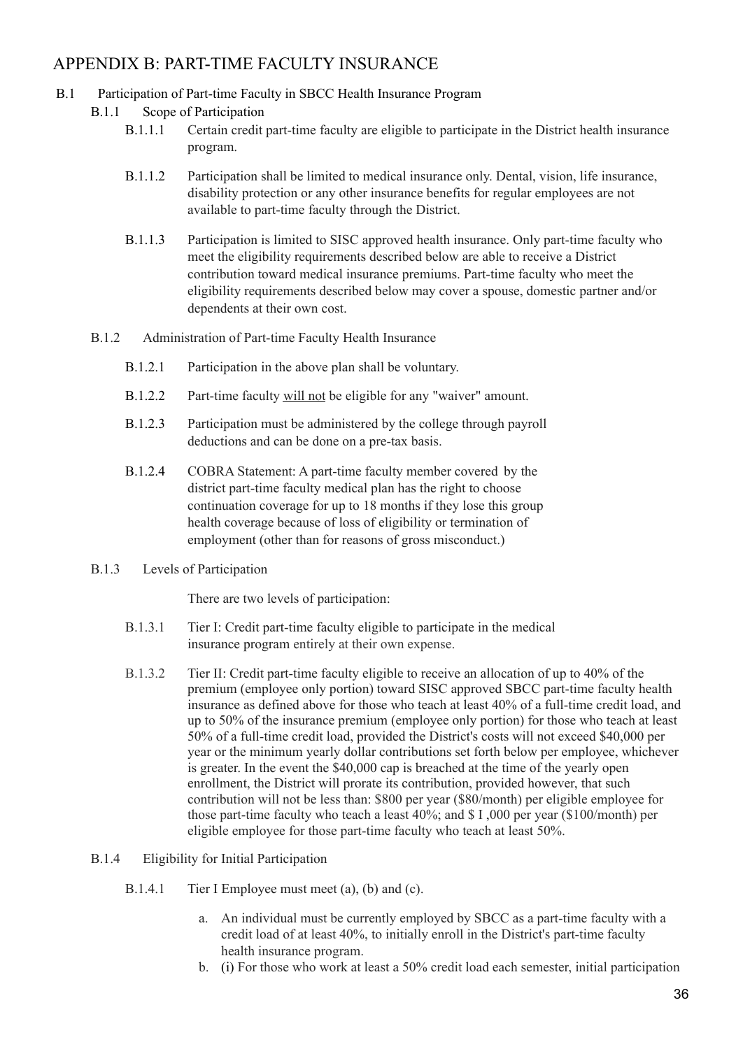# APPENDIX B: PART-TIME FACULTY INSURANCE

B.1 Participation of Part-time Faculty in SBCC Health Insurance Program

B.1.1 Scope of Participation

B.1.1.1 Certain credit part-time faculty are eligible to participate in the District health insurance program.

B.1.1.2 Participation shall be limited to medical insurance only. Dental, vision, life insurance, disability protection or any other insurance benefits for regular employees are not available to part-time faculty through the District.

B.1.1.3 Participation is limited to SISC approved health insurance. Only part-time faculty who meet the eligibility requirements described below are able to receive a District contribution toward medical insurance premiums. Part-time faculty who meet the eligibility requirements described below may cover a spouse, domestic partner and/or dependents at their own cost.

B.1.2 Administration of Part-time Faculty Health Insurance

B.1.2.1 Participation in the above plan shall be voluntary.

B.1.2.2 Part-time faculty <u>will not</u> be eligible for any "waiver" amount.

B.1.2.3 Participation must be administered by the college through payroll deductions and can be done on a pre-tax basis.

B.1.2.4 COBRA Statement: A part-time faculty member covered by the district part-time faculty medical plan has the right to choose continuation coverage for up to 18 months if they lose this group health coverage because of loss of eligibility or termination of employment (other than for reasons of gross misconduct.)

B.1.3 Levels of Participation

There are two levels of participation:

B.1.3.1 Tier I: Credit part-time faculty eligible to participate in the medical insurance program entirely at their own expense.

B.1.3.2 Tier II: Credit part-time faculty eligible to receive an allocation of up to 40% of the premium (employee only portion) toward SISC approved SBCC part-time faculty health insurance as defined above for those who teach at least 40% of a full-time credit load, and up to 50% of the insurance premium (employee only portion) for those who teach at least 50% of a full-time credit load, provided the District's costs will not exceed $40,000 per year or the minimum yearly dollar contributions set forth below per employee, whichever is greater. In the event the $40,000 cap is breached at the time of the yearly open enrollment, the District will prorate its contribution, provided however, that such contribution will not be less than: $800 per year ($80/month) per eligible employee for those part-time faculty who teach a least 40%; and $ I ,000 per year ($100/month) per eligible employee for those part-time faculty who teach at least 50%.

B.1.4 Eligibility for Initial Participation

B.1.4.1 Tier I Employee must meet (a), (b) and (c).

a. An individual must be currently employed by SBCC as a part-time faculty with a credit load of at least 40%, to initially enroll in the District's part-time faculty health insurance program.
b. (i) For those who work at least a 50% credit load each semester, initial participation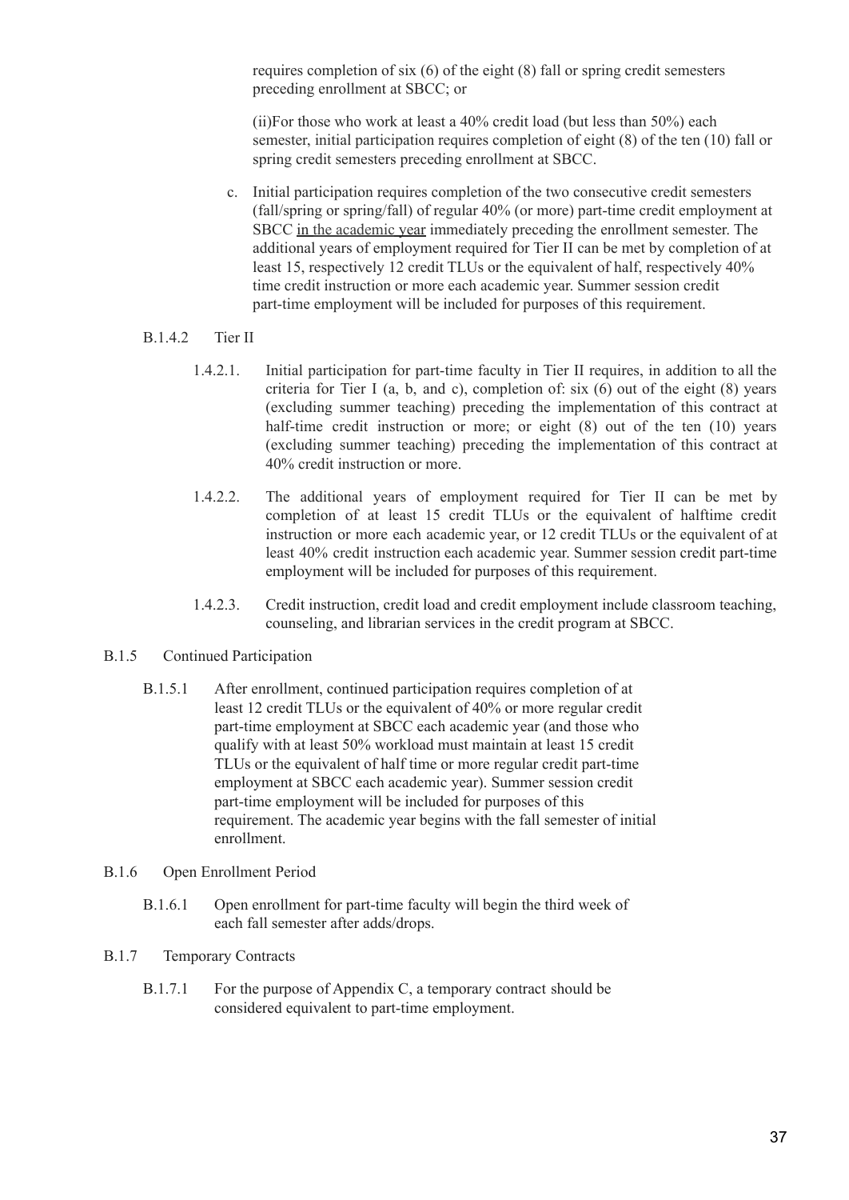requires completion of six (6) of the eight (8) fall or spring credit semesters preceding enrollment at SBCC; or

(ii)For those who work at least a 40% credit load (but less than 50%) each semester, initial participation requires completion of eight (8) of the ten (10) fall or spring credit semesters preceding enrollment at SBCC.

c. Initial participation requires completion of the two consecutive credit semesters (fall/spring or spring/fall) of regular 40% (or more) part-time credit employment at SBCC <u>in the academic year</u> immediately preceding the enrollment semester. The additional years of employment required for Tier II can be met by completion of at least 15, respectively 12 credit TLUs or the equivalent of half, respectively 40% time credit instruction or more each academic year. Summer session credit part-time employment will be included for purposes of this requirement.

B.1.4.2 Tier II

1.4.2.1. Initial participation for part-time faculty in Tier II requires, in addition to all the criteria for Tier I (a, b, and c), completion of: six (6) out of the eight (8) years (excluding summer teaching) preceding the implementation of this contract at half-time credit instruction or more; or eight (8) out of the ten (10) years (excluding summer teaching) preceding the implementation of this contract at 40% credit instruction or more.

1.4.2.2. The additional years of employment required for Tier II can be met by completion of at least 15 credit TLUs or the equivalent of halftime credit instruction or more each academic year, or 12 credit TLUs or the equivalent of at least 40% credit instruction each academic year. Summer session credit part-time employment will be included for purposes of this requirement.

1.4.2.3. Credit instruction, credit load and credit employment include classroom teaching, counseling, and librarian services in the credit program at SBCC.

B.1.5 Continued Participation

B.1.5.1 After enrollment, continued participation requires completion of at least 12 credit TLUs or the equivalent of 40% or more regular credit part-time employment at SBCC each academic year (and those who qualify with at least 50% workload must maintain at least 15 credit TLUs or the equivalent of half time or more regular credit part-time employment at SBCC each academic year). Summer session credit part-time employment will be included for purposes of this requirement. The academic year begins with the fall semester of initial enrollment.

B.1.6 Open Enrollment Period

B.1.6.1 Open enrollment for part-time faculty will begin the third week of each fall semester after adds/drops.

B.1.7 Temporary Contracts

B.1.7.1 For the purpose of Appendix C, a temporary contract should be considered equivalent to part-time employment.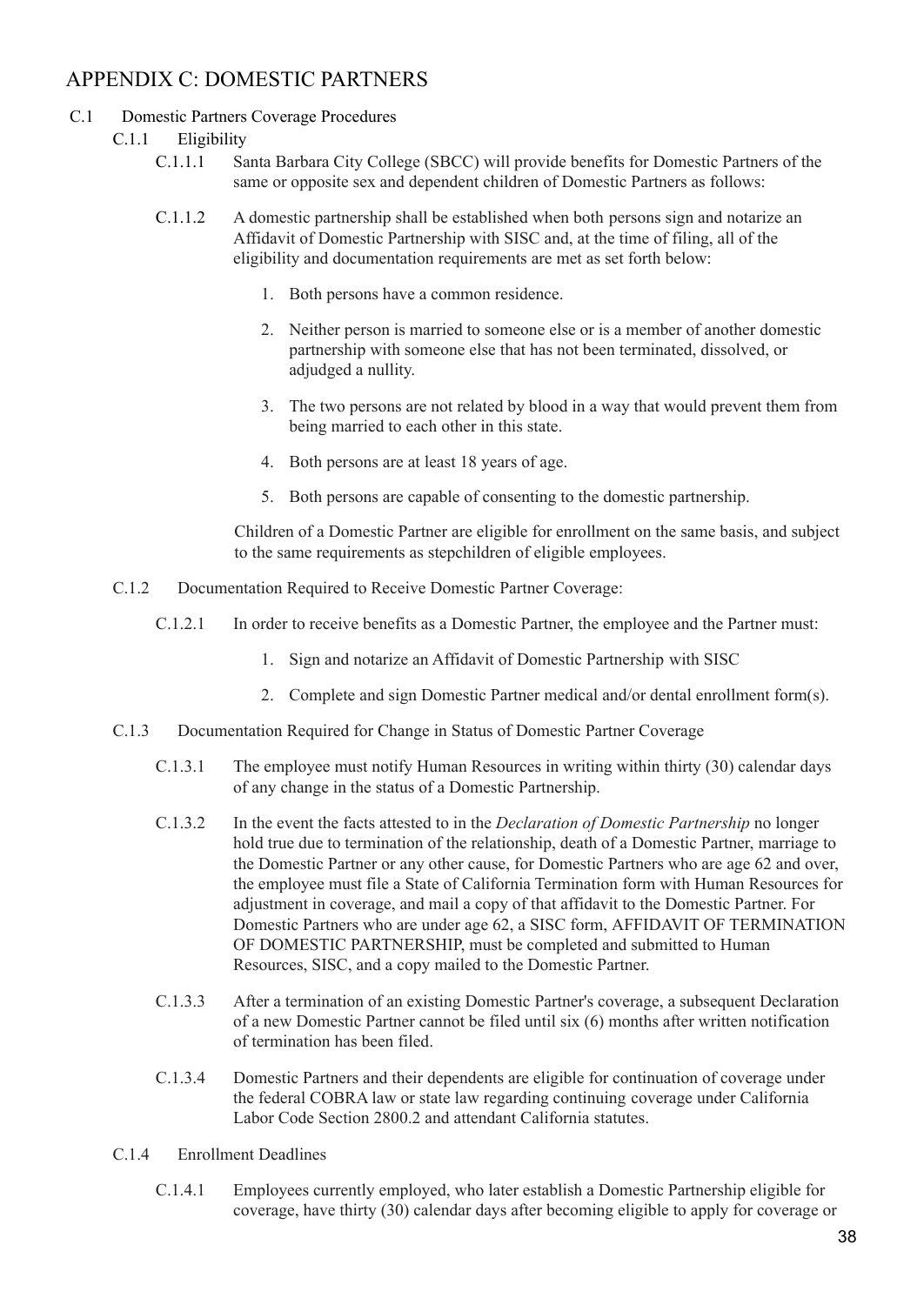## APPENDIX C: DOMESTIC PARTNERS

C.1 Domestic Partners Coverage Procedures

C.1.1 Eligibility

C.1.1.1 Santa Barbara City College (SBCC) will provide benefits for Domestic Partners of the same or opposite sex and dependent children of Domestic Partners as follows:

C.1.1.2 A domestic partnership shall be established when both persons sign and notarize an Affidavit of Domestic Partnership with SISC and, at the time of filing, all of the eligibility and documentation requirements are met as set forth below:

1. Both persons have a common residence.
2. Neither person is married to someone else or is a member of another domestic partnership with someone else that has not been terminated, dissolved, or adjudged a nullity.
3. The two persons are not related by blood in a way that would prevent them from being married to each other in this state.
4. Both persons are at least 18 years of age.
5. Both persons are capable of consenting to the domestic partnership.

Children of a Domestic Partner are eligible for enrollment on the same basis, and subject to the same requirements as stepchildren of eligible employees.

C.1.2 Documentation Required to Receive Domestic Partner Coverage:

C.1.2.1 In order to receive benefits as a Domestic Partner, the employee and the Partner must:

1. Sign and notarize an Affidavit of Domestic Partnership with SISC
2. Complete and sign Domestic Partner medical and/or dental enrollment form(s).

C.1.3 Documentation Required for Change in Status of Domestic Partner Coverage

C.1.3.1 The employee must notify Human Resources in writing within thirty (30) calendar days of any change in the status of a Domestic Partnership.

C.1.3.2 In the event the facts attested to in the *Declaration of Domestic Partnership* no longer hold true due to termination of the relationship, death of a Domestic Partner, marriage to the Domestic Partner or any other cause, for Domestic Partners who are age 62 and over, the employee must file a State of California Termination form with Human Resources for adjustment in coverage, and mail a copy of that affidavit to the Domestic Partner. For Domestic Partners who are under age 62, a SISC form, AFFIDAVIT OF TERMINATION OF DOMESTIC PARTNERSHIP, must be completed and submitted to Human Resources, SISC, and a copy mailed to the Domestic Partner.

C.1.3.3 After a termination of an existing Domestic Partner's coverage, a subsequent Declaration of a new Domestic Partner cannot be filed until six (6) months after written notification of termination has been filed.

C.1.3.4 Domestic Partners and their dependents are eligible for continuation of coverage under the federal COBRA law or state law regarding continuing coverage under California Labor Code Section 2800.2 and attendant California statutes.

C.1.4 Enrollment Deadlines

C.1.4.1 Employees currently employed, who later establish a Domestic Partnership eligible for coverage, have thirty (30) calendar days after becoming eligible to apply for coverage or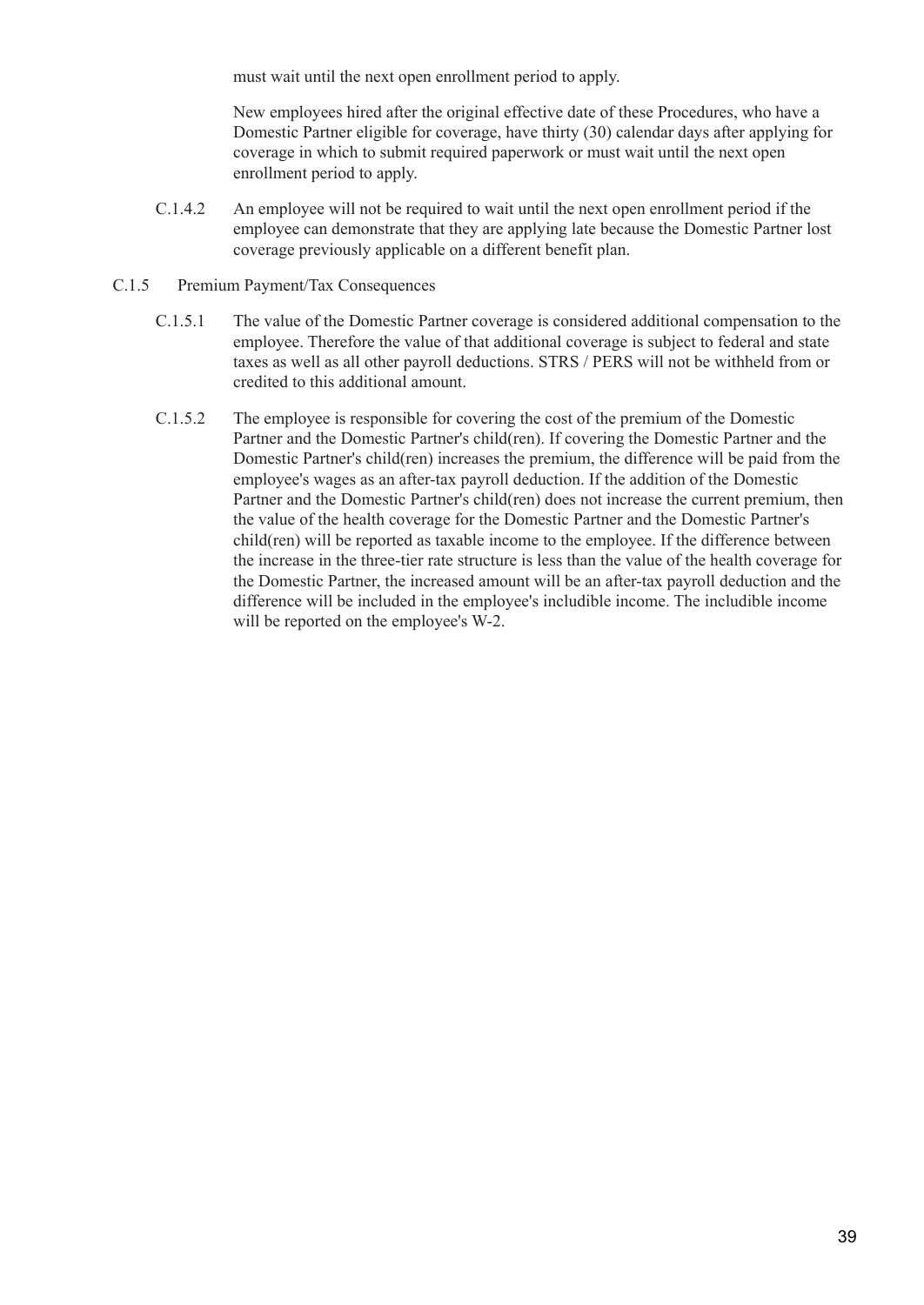must wait until the next open enrollment period to apply.

New employees hired after the original effective date of these Procedures, who have a Domestic Partner eligible for coverage, have thirty (30) calendar days after applying for coverage in which to submit required paperwork or must wait until the next open enrollment period to apply.

C.1.4.2 An employee will not be required to wait until the next open enrollment period if the employee can demonstrate that they are applying late because the Domestic Partner lost coverage previously applicable on a different benefit plan.

C.1.5 Premium Payment/Tax Consequences

C.1.5.1 The value of the Domestic Partner coverage is considered additional compensation to the employee. Therefore the value of that additional coverage is subject to federal and state taxes as well as all other payroll deductions. STRS / PERS will not be withheld from or credited to this additional amount.

C.1.5.2 The employee is responsible for covering the cost of the premium of the Domestic Partner and the Domestic Partner's child(ren). If covering the Domestic Partner and the Domestic Partner's child(ren) increases the premium, the difference will be paid from the employee's wages as an after-tax payroll deduction. If the addition of the Domestic Partner and the Domestic Partner's child(ren) does not increase the current premium, then the value of the health coverage for the Domestic Partner and the Domestic Partner's child(ren) will be reported as taxable income to the employee. If the difference between the increase in the three-tier rate structure is less than the value of the health coverage for the Domestic Partner, the increased amount will be an after-tax payroll deduction and the difference will be included in the employee's includible income. The includible income will be reported on the employee's W-2.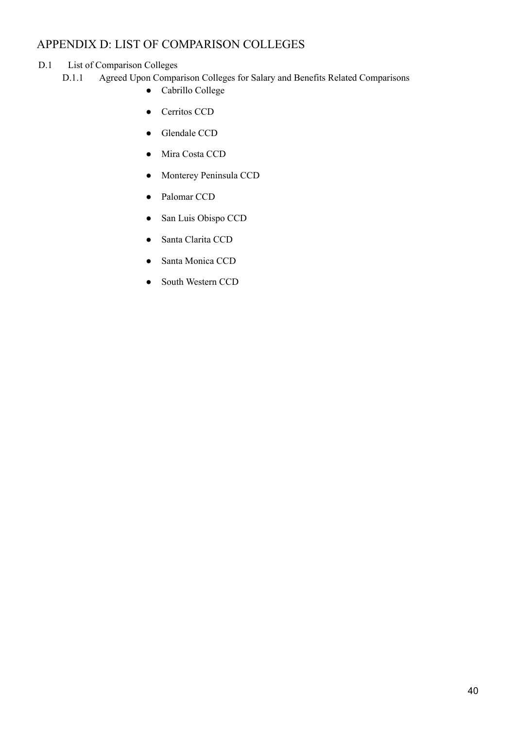# APPENDIX D: LIST OF COMPARISON COLLEGES

D.1 List of Comparison Colleges

D.1.1 Agreed Upon Comparison Colleges for Salary and Benefits Related Comparisons

- Cabrillo College
- Cerritos CCD
- Glendale CCD
- Mira Costa CCD
- Monterey Peninsula CCD
- Palomar CCD
- San Luis Obispo CCD
- Santa Clarita CCD
- Santa Monica CCD
- South Western CCD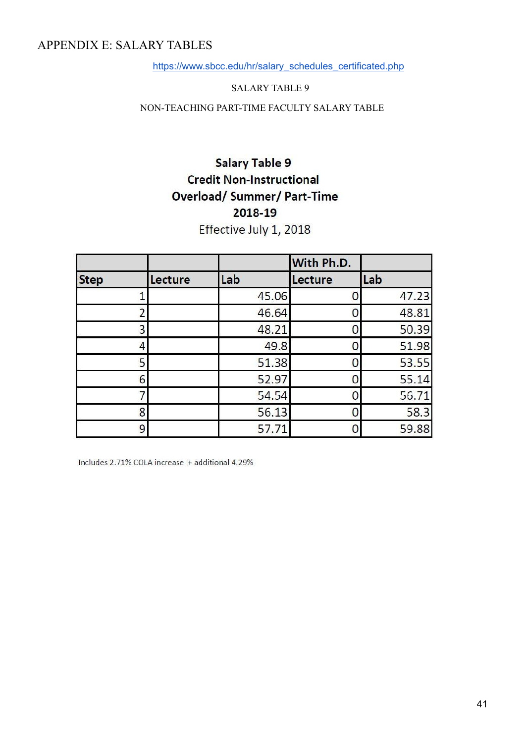# APPENDIX E: SALARY TABLES

https://www.sbcc.edu/hr/salary_schedules_certificated.php

SALARY TABLE 9

NON-TEACHING PART-TIME FACULTY SALARY TABLE

**Salary Table 9**
**Credit Non-Instructional**
**Overload/ Summer/ Part-Time**
**2018-19**
Effective July 1, 2018

| | | | With Ph.D. | |
|---|---|---|---|---|
| **Step** | **Lecture** | **Lab** | **Lecture** | **Lab** |
| 1 | | 45.06 | 0 | 47.23 |
| 2 | | 46.64 | 0 | 48.81 |
| 3 | | 48.21 | 0 | 50.39 |
| 4 | | 49.8 | 0 | 51.98 |
| 5 | | 51.38 | 0 | 53.55 |
| 6 | | 52.97 | 0 | 55.14 |
| 7 | | 54.54 | 0 | 56.71 |
| 8 | | 56.13 | 0 | 58.3 |
| 9 | | 57.71 | 0 | 59.88 |

Includes 2.71% COLA increase + additional 4.29%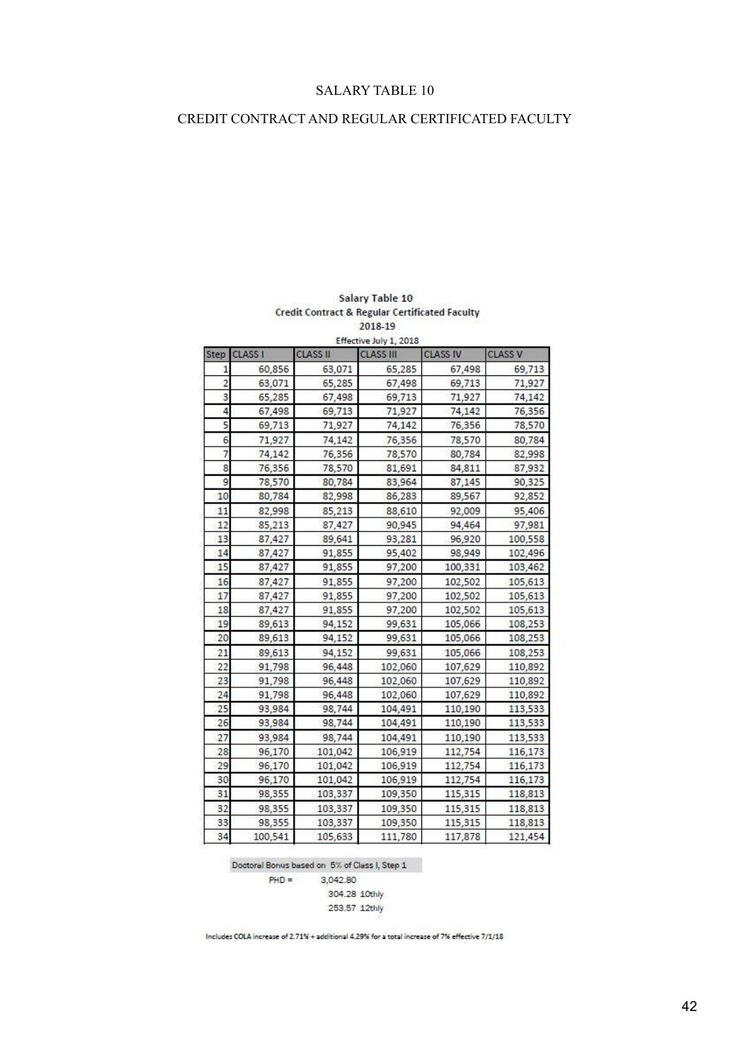SALARY TABLE 10

CREDIT CONTRACT AND REGULAR CERTIFICATED FACULTY

**Salary Table 10**
**Credit Contract & Regular Certificated Faculty**
**2018-19**
Effective July 1, 2018

| Step | CLASS I | CLASS II | CLASS III | CLASS IV | CLASS V |
|---|---|---|---|---|---|
| 1 | 60,856 | 63,071 | 65,285 | 67,498 | 69,713 |
| 2 | 63,071 | 65,285 | 67,498 | 69,713 | 71,927 |
| 3 | 65,285 | 67,498 | 69,713 | 71,927 | 74,142 |
| 4 | 67,498 | 69,713 | 71,927 | 74,142 | 76,356 |
| 5 | 69,713 | 71,927 | 74,142 | 76,356 | 78,570 |
| 6 | 71,927 | 74,142 | 76,356 | 78,570 | 80,784 |
| 7 | 74,142 | 76,356 | 78,570 | 80,784 | 82,998 |
| 8 | 76,356 | 78,570 | 81,691 | 84,811 | 87,932 |
| 9 | 78,570 | 80,784 | 83,964 | 87,145 | 90,325 |
| 10 | 80,784 | 82,998 | 86,283 | 89,567 | 92,852 |
| 11 | 82,998 | 85,213 | 88,610 | 92,009 | 95,406 |
| 12 | 85,213 | 87,427 | 90,945 | 94,464 | 97,981 |
| 13 | 87,427 | 89,641 | 93,281 | 96,920 | 100,558 |
| 14 | 87,427 | 91,855 | 95,402 | 98,949 | 102,496 |
| 15 | 87,427 | 91,855 | 97,200 | 100,331 | 103,462 |
| 16 | 87,427 | 91,855 | 97,200 | 102,502 | 105,613 |
| 17 | 87,427 | 91,855 | 97,200 | 102,502 | 105,613 |
| 18 | 87,427 | 91,855 | 97,200 | 102,502 | 105,613 |
| 19 | 89,613 | 94,152 | 99,631 | 105,066 | 108,253 |
| 20 | 89,613 | 94,152 | 99,631 | 105,066 | 108,253 |
| 21 | 89,613 | 94,152 | 99,631 | 105,066 | 108,253 |
| 22 | 91,798 | 96,448 | 102,060 | 107,629 | 110,892 |
| 23 | 91,798 | 96,448 | 102,060 | 107,629 | 110,892 |
| 24 | 91,798 | 96,448 | 102,060 | 107,629 | 110,892 |
| 25 | 93,984 | 98,744 | 104,491 | 110,190 | 113,533 |
| 26 | 93,984 | 98,744 | 104,491 | 110,190 | 113,533 |
| 27 | 93,984 | 98,744 | 104,491 | 110,190 | 113,533 |
| 28 | 96,170 | 101,042 | 106,919 | 112,754 | 116,173 |
| 29 | 96,170 | 101,042 | 106,919 | 112,754 | 116,173 |
| 30 | 96,170 | 101,042 | 106,919 | 112,754 | 116,173 |
| 31 | 98,355 | 103,337 | 109,350 | 115,315 | 118,813 |
| 32 | 98,355 | 103,337 | 109,350 | 115,315 | 118,813 |
| 33 | 98,355 | 103,337 | 109,350 | 115,315 | 118,813 |
| 34 | 100,541 | 105,633 | 111,780 | 117,878 | 121,454 |

Doctoral Bonus based on 5% of Class I, Step 1

PHD = 3,042.80
304.28 10thly
253.57 12thly

Includes COLA increase of 2.71% + additional 4.29% for a total increase of 7% effective 7/1/18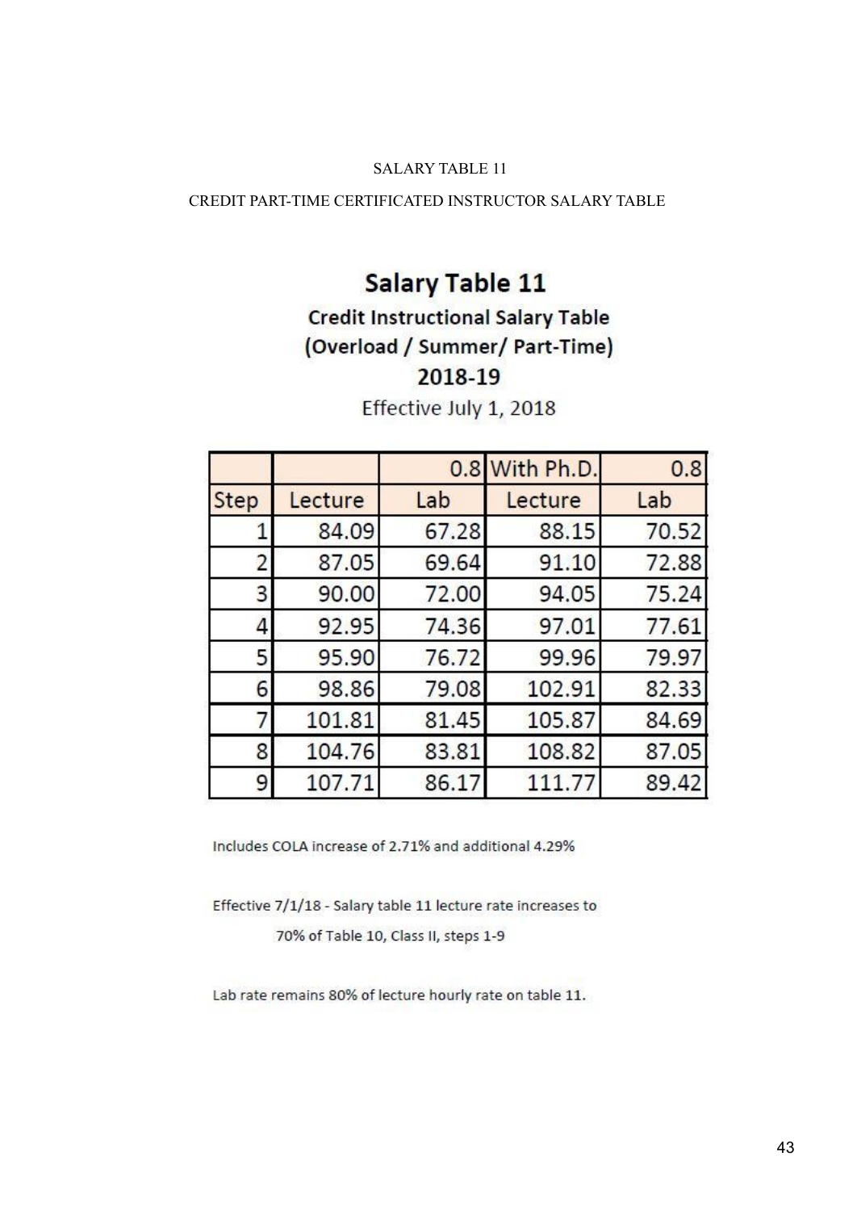SALARY TABLE 11

CREDIT PART-TIME CERTIFICATED INSTRUCTOR SALARY TABLE

## Salary Table 11

### Credit Instructional Salary Table
### (Overload / Summer/ Part-Time)
### 2018-19

Effective July 1, 2018

| | | 0.8 | With Ph.D. | 0.8 |
|---|---|---|---|---|
| Step | Lecture | Lab | Lecture | Lab |
| 1 | 84.09 | 67.28 | 88.15 | 70.52 |
| 2 | 87.05 | 69.64 | 91.10 | 72.88 |
| 3 | 90.00 | 72.00 | 94.05 | 75.24 |
| 4 | 92.95 | 74.36 | 97.01 | 77.61 |
| 5 | 95.90 | 76.72 | 99.96 | 79.97 |
| 6 | 98.86 | 79.08 | 102.91 | 82.33 |
| 7 | 101.81 | 81.45 | 105.87 | 84.69 |
| 8 | 104.76 | 83.81 | 108.82 | 87.05 |
| 9 | 107.71 | 86.17 | 111.77 | 89.42 |

Includes COLA increase of 2.71% and additional 4.29%

Effective 7/1/18 - Salary table 11 lecture rate increases to
70% of Table 10, Class II, steps 1-9

Lab rate remains 80% of lecture hourly rate on table 11.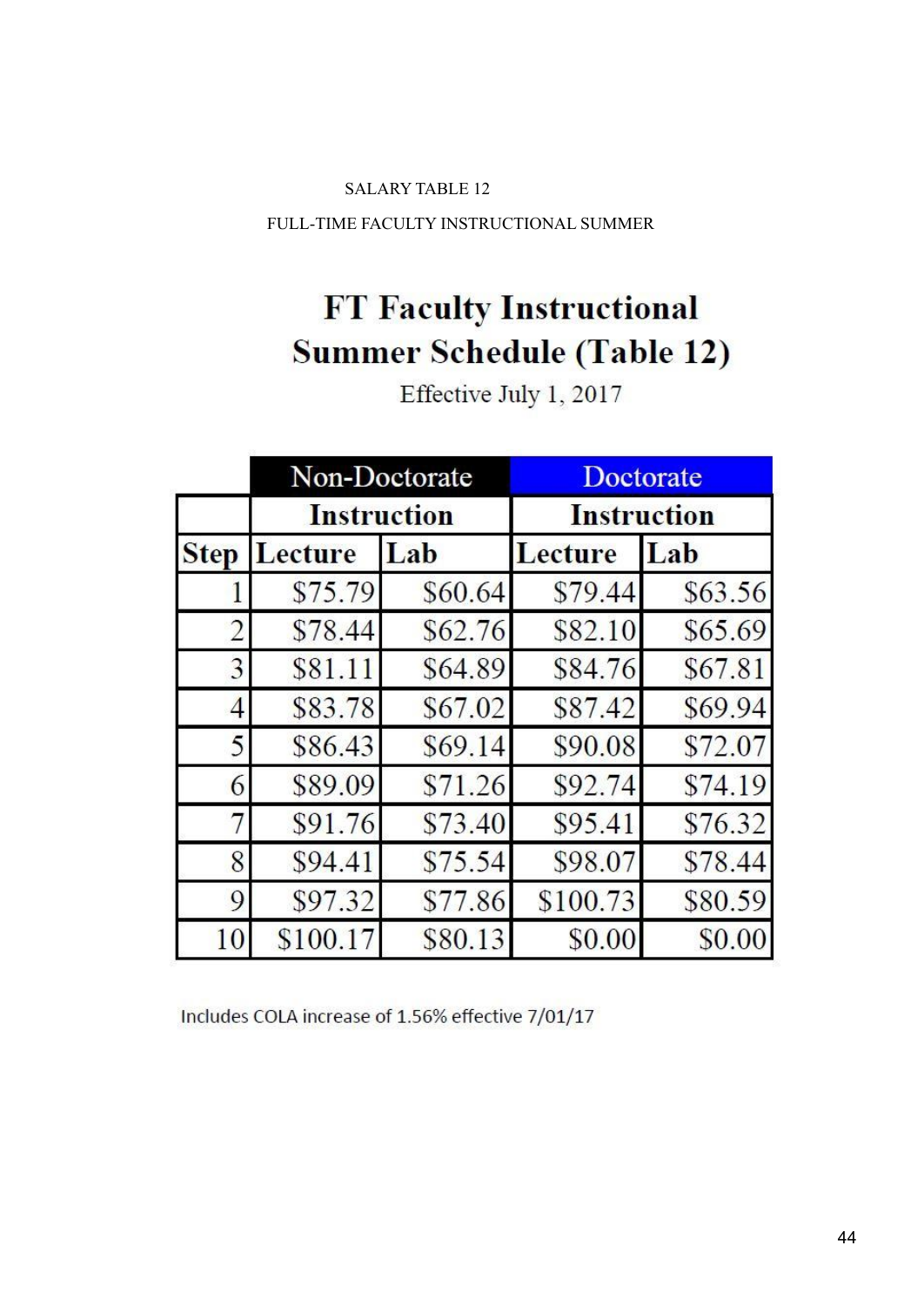SALARY TABLE 12

FULL-TIME FACULTY INSTRUCTIONAL SUMMER

# FT Faculty Instructional Summer Schedule (Table 12)

Effective July 1, 2017

| | Non-Doctorate | | Doctorate | |
|---|---|---|---|---|
| | Instruction | | Instruction | |
| Step | Lecture | Lab | Lecture | Lab |
| 1 | $75.79 | $60.64 | $79.44 | $63.56 |
| 2 | $78.44 | $62.76 | $82.10 | $65.69 |
| 3 | $81.11 | $64.89 | $84.76 | $67.81 |
| 4 | $83.78 | $67.02 | $87.42 | $69.94 |
| 5 | $86.43 | $69.14 | $90.08 | $72.07 |
| 6 | $89.09 | $71.26 | $92.74 | $74.19 |
| 7 | $91.76 | $73.40 | $95.41 | $76.32 |
| 8 | $94.41 | $75.54 | $98.07 | $78.44 |
| 9 | $97.32 | $77.86 | $100.73 | $80.59 |
| 10 | $100.17 | $80.13 | $0.00 | $0.00 |

Includes COLA increase of 1.56% effective 7/01/17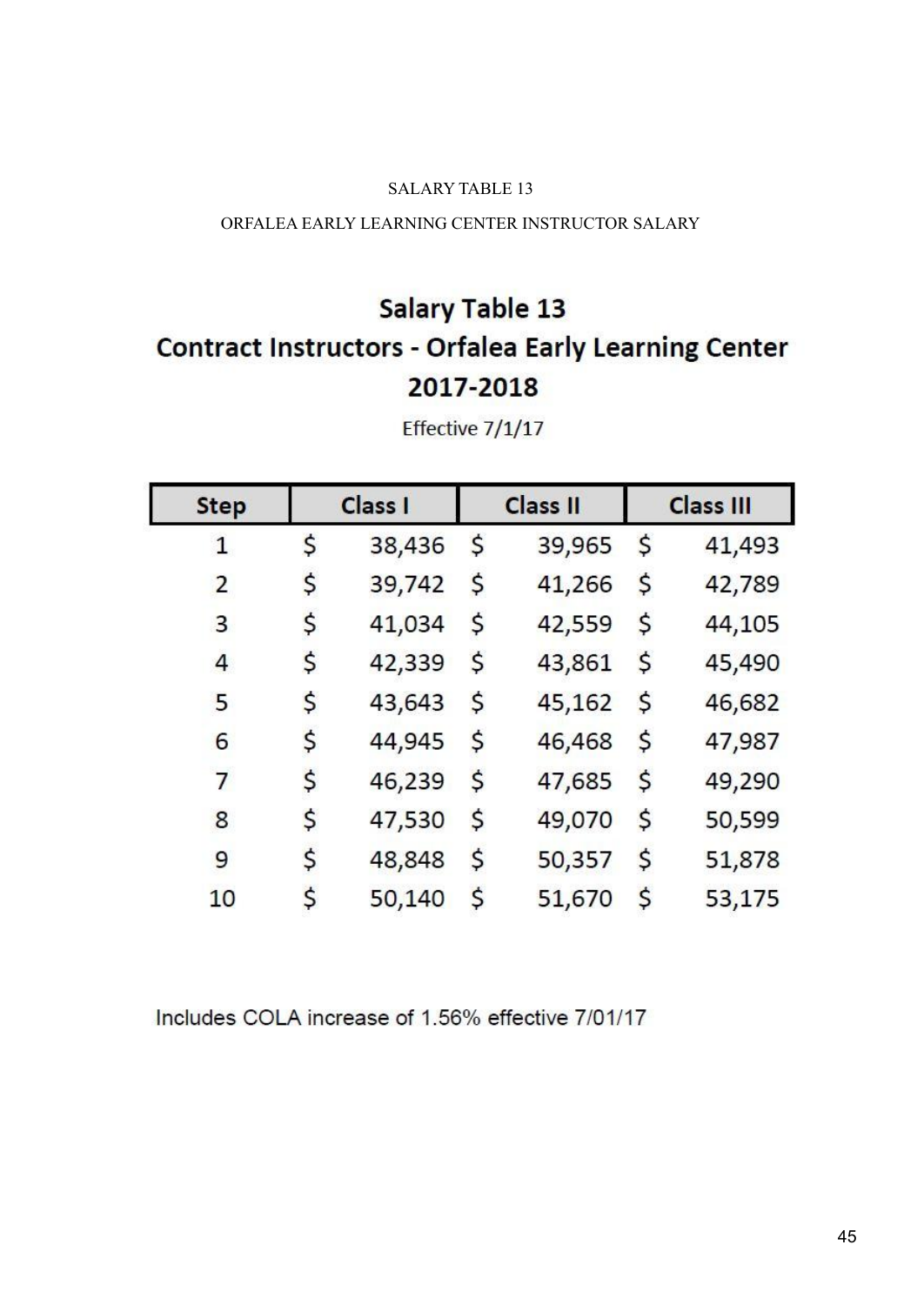SALARY TABLE 13

ORFALEA EARLY LEARNING CENTER INSTRUCTOR SALARY

## Salary Table 13
## Contract Instructors - Orfalea Early Learning Center
## 2017-2018

Effective 7/1/17

| Step | Class I | Class II | Class III |
|---|---|---|---|
| 1 | $ 38,436 | $ 39,965 | $ 41,493 |
| 2 | $ 39,742 | $ 41,266 | $ 42,789 |
| 3 | $ 41,034 | $ 42,559 | $ 44,105 |
| 4 | $ 42,339 | $ 43,861 | $ 45,490 |
| 5 | $ 43,643 | $ 45,162 | $ 46,682 |
| 6 | $ 44,945 | $ 46,468 | $ 47,987 |
| 7 | $ 46,239 | $ 47,685 | $ 49,290 |
| 8 | $ 47,530 | $ 49,070 | $ 50,599 |
| 9 | $ 48,848 | $ 50,357 | $ 51,878 |
| 10 | $ 50,140 | $ 51,670 | $ 53,175 |

Includes COLA increase of 1.56% effective 7/01/17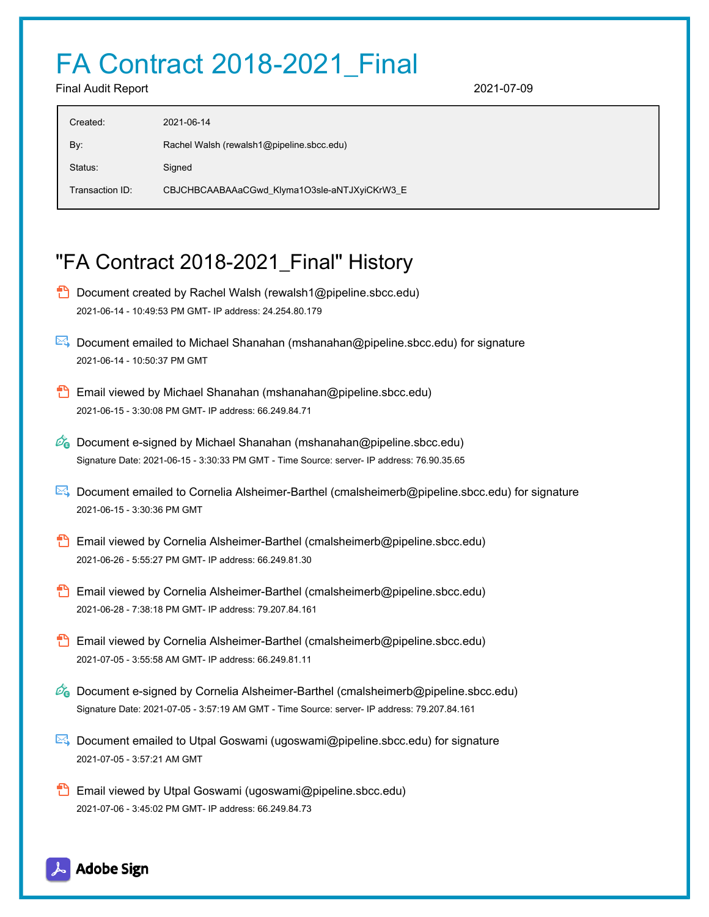# FA Contract 2018-2021_Final

Final Audit Report 2021-07-09

| | |
|---|---|
| Created: | 2021-06-14 |
| By: | Rachel Walsh (rewalsh1@pipeline.sbcc.edu) |
| Status: | Signed |
| Transaction ID: | CBJCHBCAABAAaCGwd_Klyma1O3sle-aNTJXyiCKrW3_E |

## "FA Contract 2018-2021_Final" History

- Document created by Rachel Walsh (rewalsh1@pipeline.sbcc.edu)
  2021-06-14 - 10:49:53 PM GMT- IP address: 24.254.80.179

- Document emailed to Michael Shanahan (mshanahan@pipeline.sbcc.edu) for signature
  2021-06-14 - 10:50:37 PM GMT

- Email viewed by Michael Shanahan (mshanahan@pipeline.sbcc.edu)
  2021-06-15 - 3:30:08 PM GMT- IP address: 66.249.84.71

- Document e-signed by Michael Shanahan (mshanahan@pipeline.sbcc.edu)
  Signature Date: 2021-06-15 - 3:30:33 PM GMT - Time Source: server- IP address: 76.90.35.65

- Document emailed to Cornelia Alsheimer-Barthel (cmalsheimerb@pipeline.sbcc.edu) for signature
  2021-06-15 - 3:30:36 PM GMT

- Email viewed by Cornelia Alsheimer-Barthel (cmalsheimerb@pipeline.sbcc.edu)
  2021-06-26 - 5:55:27 PM GMT- IP address: 66.249.81.30

- Email viewed by Cornelia Alsheimer-Barthel (cmalsheimerb@pipeline.sbcc.edu)
  2021-06-28 - 7:38:18 PM GMT- IP address: 79.207.84.161

- Email viewed by Cornelia Alsheimer-Barthel (cmalsheimerb@pipeline.sbcc.edu)
  2021-07-05 - 3:55:58 AM GMT- IP address: 66.249.81.11

- Document e-signed by Cornelia Alsheimer-Barthel (cmalsheimerb@pipeline.sbcc.edu)
  Signature Date: 2021-07-05 - 3:57:19 AM GMT - Time Source: server- IP address: 79.207.84.161

- Document emailed to Utpal Goswami (ugoswami@pipeline.sbcc.edu) for signature
  2021-07-05 - 3:57:21 AM GMT

- Email viewed by Utpal Goswami (ugoswami@pipeline.sbcc.edu)
  2021-07-06 - 3:45:02 PM GMT- IP address: 66.249.84.73

Adobe Sign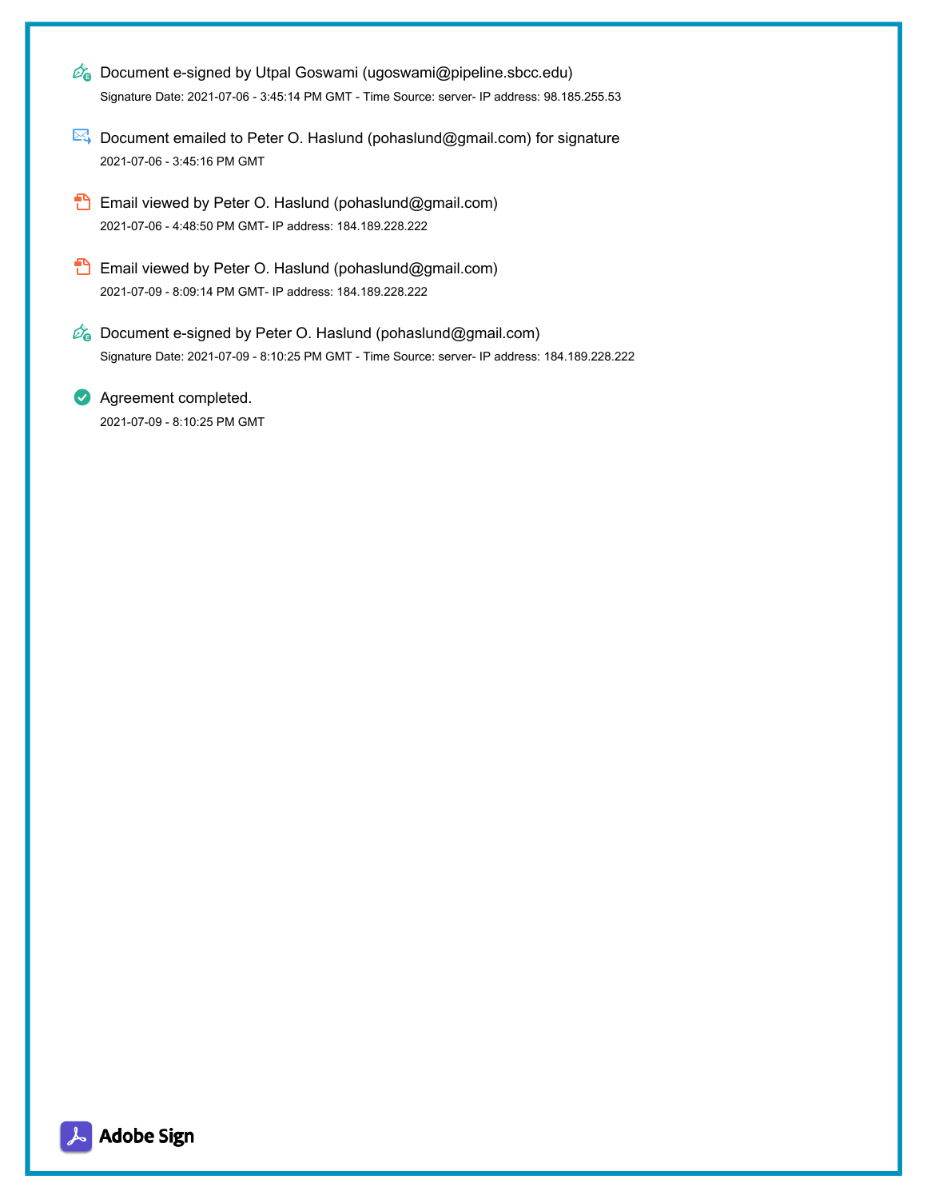Document e-signed by Utpal Goswami (ugoswami@pipeline.sbcc.edu)

Signature Date: 2021-07-06 - 3:45:14 PM GMT - Time Source: server- IP address: 98.185.255.53

Document emailed to Peter O. Haslund (pohaslund@gmail.com) for signature

2021-07-06 - 3:45:16 PM GMT

Email viewed by Peter O. Haslund (pohaslund@gmail.com)

2021-07-06 - 4:48:50 PM GMT- IP address: 184.189.228.222

Email viewed by Peter O. Haslund (pohaslund@gmail.com)

2021-07-09 - 8:09:14 PM GMT- IP address: 184.189.228.222

Document e-signed by Peter O. Haslund (pohaslund@gmail.com)

Signature Date: 2021-07-09 - 8:10:25 PM GMT - Time Source: server- IP address: 184.189.228.222

Agreement completed.

2021-07-09 - 8:10:25 PM GMT

Adobe Sign